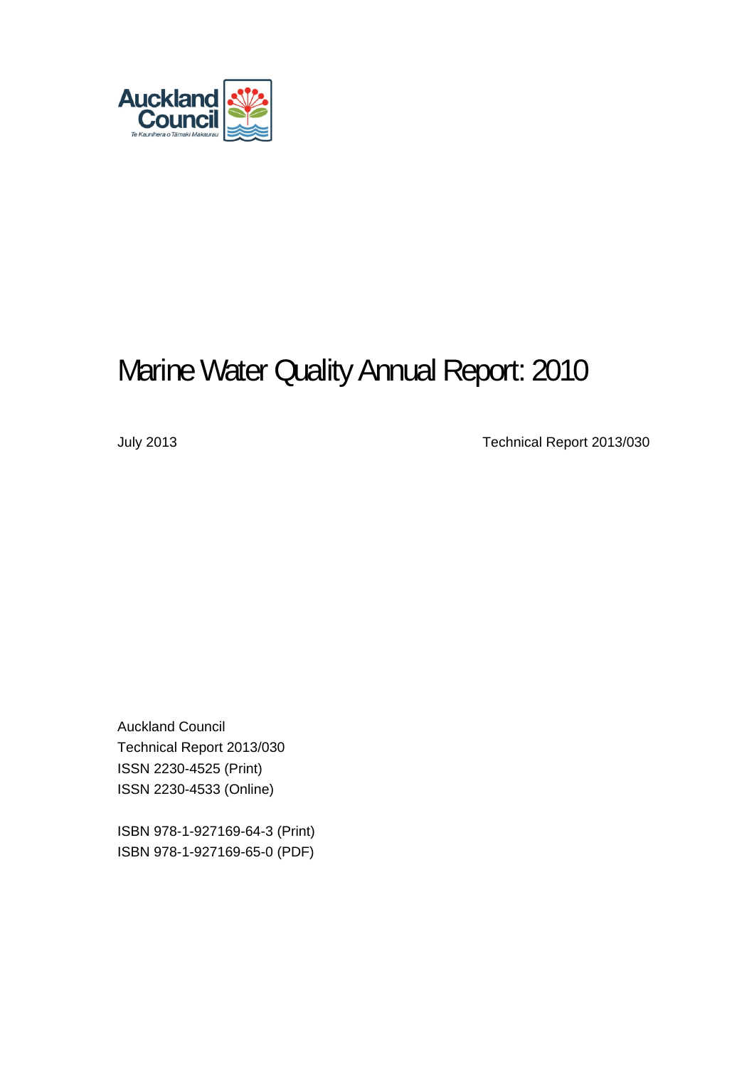# Marine Water Quality Annual Report: 2010

July 2013

Technical Report 2013/030

Auckland Council
Technical Report 2013/030
ISSN 2230-4525 (Print)
ISSN 2230-4533 (Online)

ISBN 978-1-927169-64-3 (Print)
ISBN 978-1-927169-65-0 (PDF)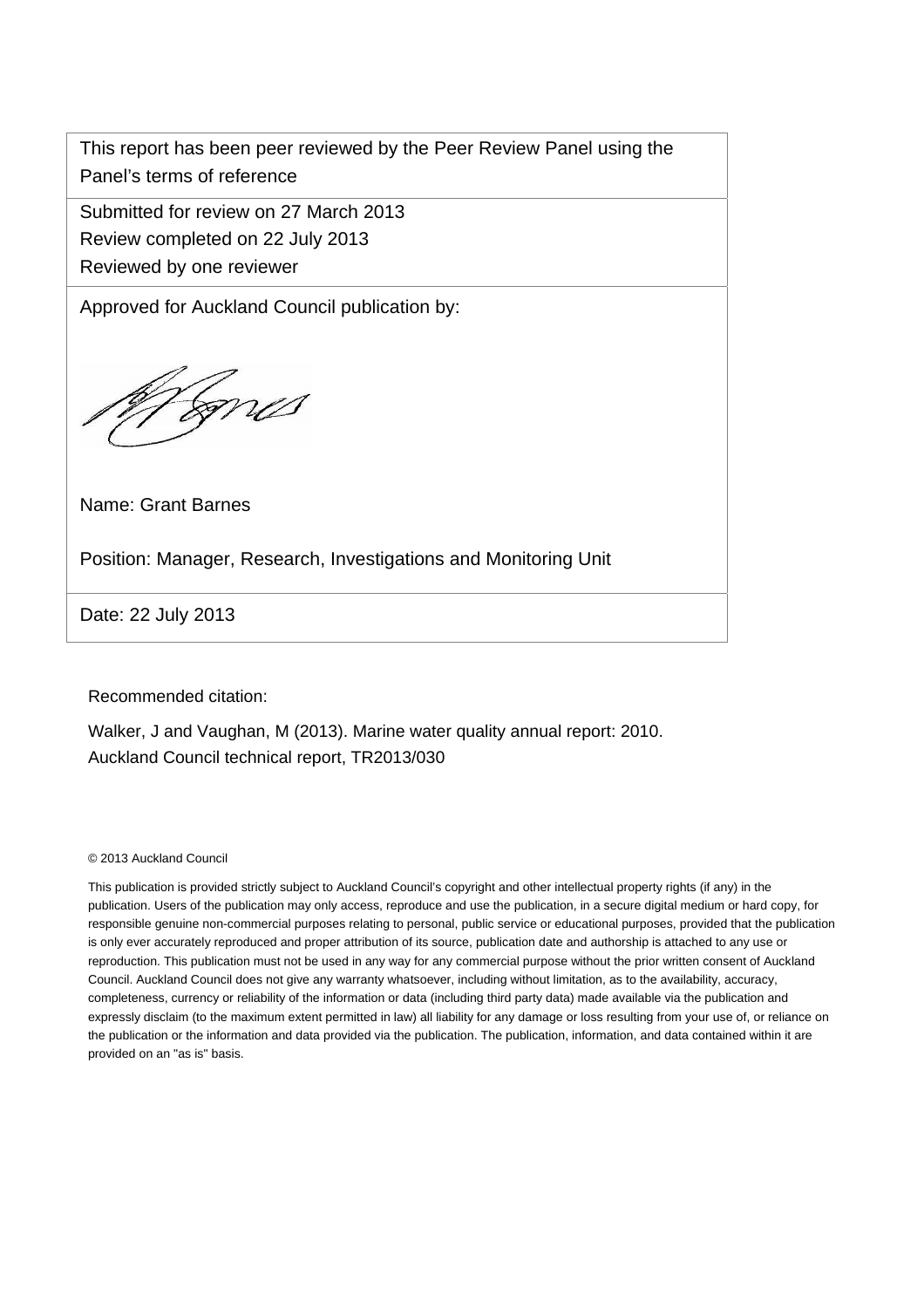| This report has been peer reviewed by the Peer Review Panel using the Panel's terms of reference |
| --- |
| Submitted for review on 27 March 2013<br>Review completed on 22 July 2013<br>Reviewed by one reviewer |
| Approved for Auckland Council publication by:<br><br>Name: Grant Barnes<br><br>Position: Manager, Research, Investigations and Monitoring Unit |
| Date: 22 July 2013 |

Recommended citation:

Walker, J and Vaughan, M (2013). Marine water quality annual report: 2010. Auckland Council technical report, TR2013/030

© 2013 Auckland Council

This publication is provided strictly subject to Auckland Council's copyright and other intellectual property rights (if any) in the publication. Users of the publication may only access, reproduce and use the publication, in a secure digital medium or hard copy, for responsible genuine non-commercial purposes relating to personal, public service or educational purposes, provided that the publication is only ever accurately reproduced and proper attribution of its source, publication date and authorship is attached to any use or reproduction. This publication must not be used in any way for any commercial purpose without the prior written consent of Auckland Council. Auckland Council does not give any warranty whatsoever, including without limitation, as to the availability, accuracy, completeness, currency or reliability of the information or data (including third party data) made available via the publication and expressly disclaim (to the maximum extent permitted in law) all liability for any damage or loss resulting from your use of, or reliance on the publication or the information and data provided via the publication. The publication, information, and data contained within it are provided on an "as is" basis.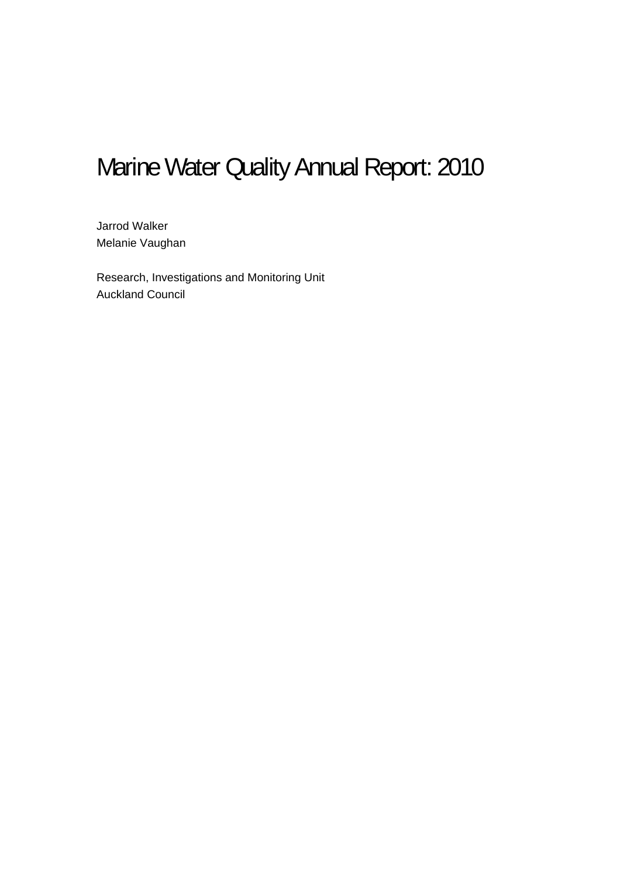# Marine Water Quality Annual Report: 2010

Jarrod Walker
Melanie Vaughan

Research, Investigations and Monitoring Unit
Auckland Council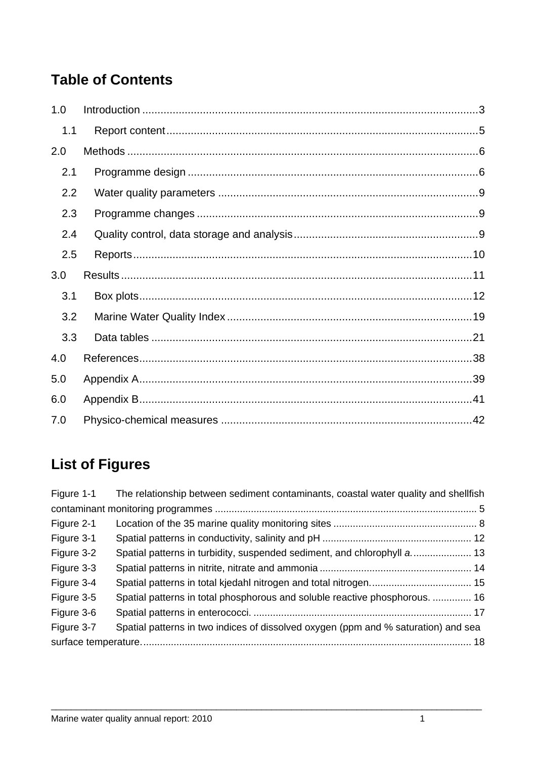## Table of Contents

1.0 Introduction ............................................................................................................3

  1.1 Report content......................................................................................................5

2.0 Methods ..................................................................................................................6

  2.1 Programme design ...............................................................................................6

  2.2 Water quality parameters .....................................................................................9

  2.3 Programme changes ............................................................................................9

  2.4 Quality control, data storage and analysis............................................................9

  2.5 Reports...............................................................................................................10

3.0 Results..................................................................................................................11

  3.1 Box plots.............................................................................................................12

  3.2 Marine Water Quality Index ................................................................................19

  3.3 Data tables .........................................................................................................21

4.0 References............................................................................................................38

5.0 Appendix A............................................................................................................39

6.0 Appendix B............................................................................................................41

7.0 Physico-chemical measures ..................................................................................42

## List of Figures

Figure 1-1 The relationship between sediment contaminants, coastal water quality and shellfish contaminant monitoring programmes ............................................................................................. 5

Figure 2-1 Location of the 35 marine quality monitoring sites .................................................... 8

Figure 3-1 Spatial patterns in conductivity, salinity and pH ...................................................... 12

Figure 3-2 Spatial patterns in turbidity, suspended sediment, and chlorophyll *a*...................... 13

Figure 3-3 Spatial patterns in nitrite, nitrate and ammonia ....................................................... 14

Figure 3-4 Spatial patterns in total kjedahl nitrogen and total nitrogen..................................... 15

Figure 3-5 Spatial patterns in total phosphorous and soluble reactive phosphorous. .............. 16

Figure 3-6 Spatial patterns in enterococci. .............................................................................. 17

Figure 3-7 Spatial patterns in two indices of dissolved oxygen (ppm and % saturation) and sea surface temperature....................................................................................................................... 18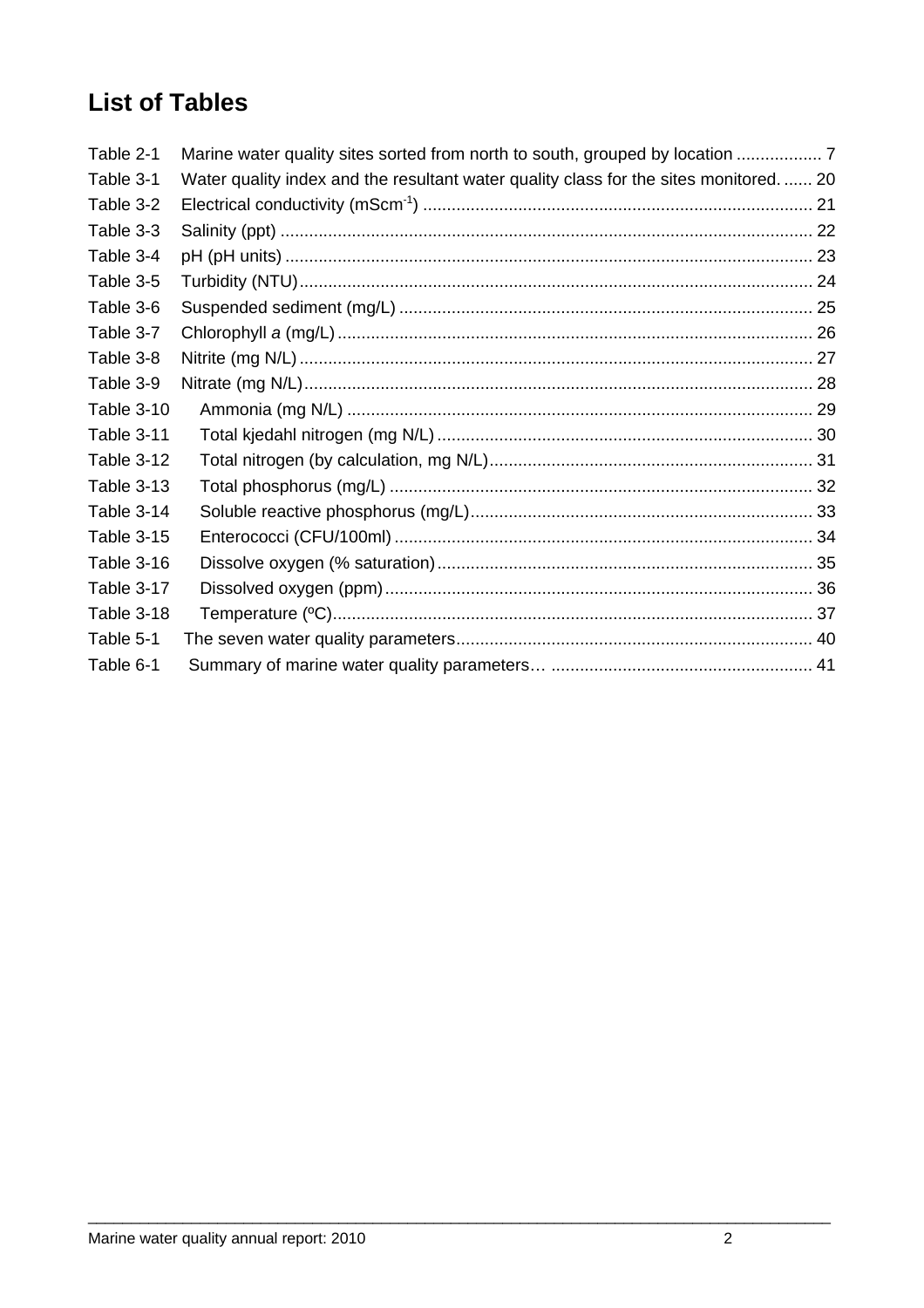# List of Tables

Table 2-1 Marine water quality sites sorted from north to south, grouped by location .................. 7
Table 3-1 Water quality index and the resultant water quality class for the sites monitored. ...... 20
Table 3-2 Electrical conductivity (mScm$^{-1}$) ................................................................................. 21
Table 3-3 Salinity (ppt) ............................................................................................................... 22
Table 3-4 pH (pH units) .............................................................................................................. 23
Table 3-5 Turbidity (NTU)........................................................................................................... 24
Table 3-6 Suspended sediment (mg/L) ...................................................................................... 25
Table 3-7 Chlorophyll *a* (mg/L) ................................................................................................... 26
Table 3-8 Nitrite (mg N/L) ........................................................................................................... 27
Table 3-9 Nitrate (mg N/L)........................................................................................................... 28
Table 3-10 Ammonia (mg N/L) ................................................................................................. 29
Table 3-11 Total kjedahl nitrogen (mg N/L) ............................................................................... 30
Table 3-12 Total nitrogen (by calculation, mg N/L).................................................................... 31
Table 3-13 Total phosphorus (mg/L) ........................................................................................ 32
Table 3-14 Soluble reactive phosphorus (mg/L)........................................................................ 33
Table 3-15 Enterococci (CFU/100ml) ........................................................................................ 34
Table 3-16 Dissolve oxygen (% saturation)............................................................................... 35
Table 3-17 Dissolved oxygen (ppm)......................................................................................... 36
Table 3-18 Temperature (ºC)..................................................................................................... 37
Table 5-1 The seven water quality parameters.......................................................................... 40
Table 6-1 Summary of marine water quality parameters… ....................................................... 41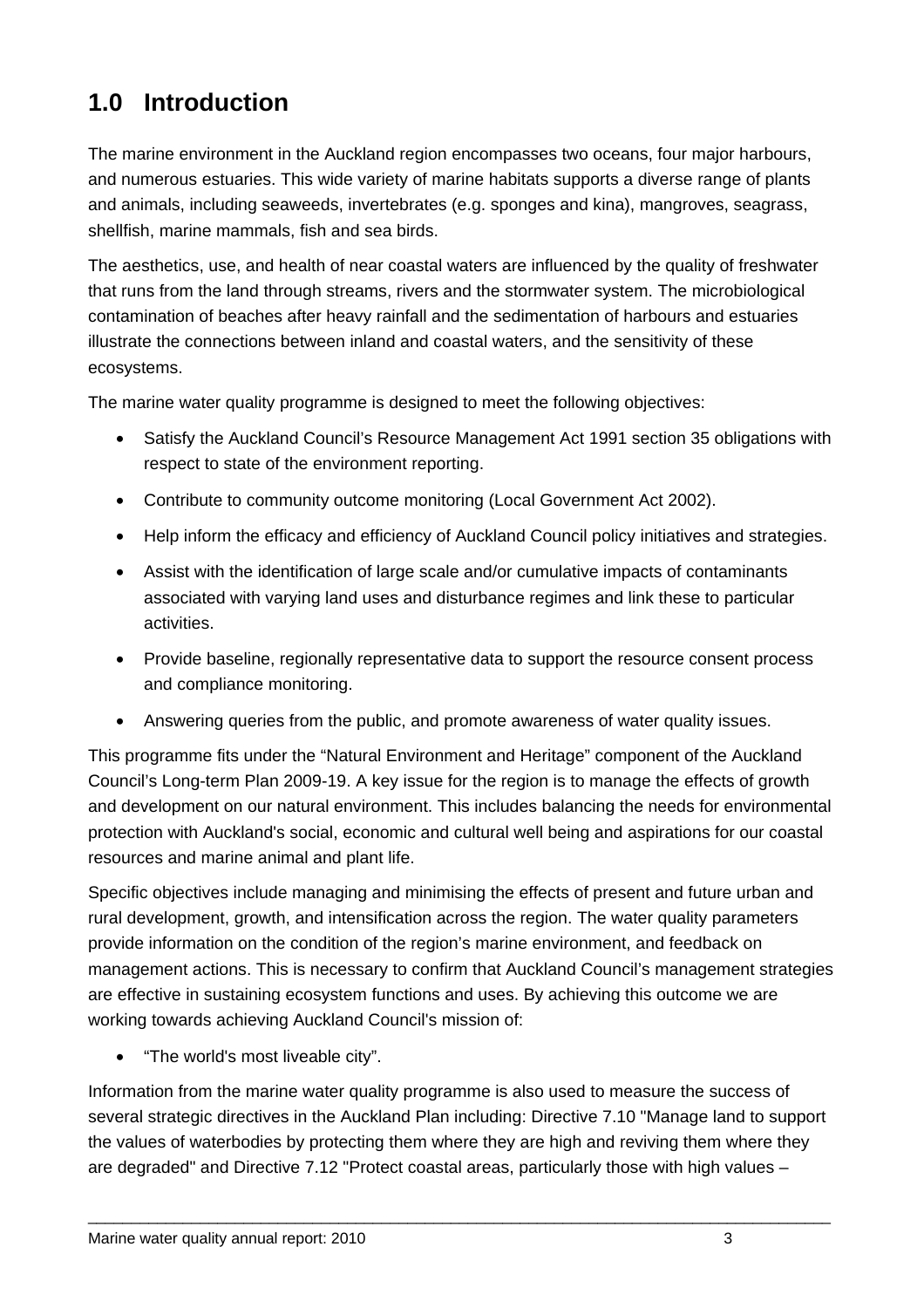# 1.0 Introduction

The marine environment in the Auckland region encompasses two oceans, four major harbours, and numerous estuaries. This wide variety of marine habitats supports a diverse range of plants and animals, including seaweeds, invertebrates (e.g. sponges and kina), mangroves, seagrass, shellfish, marine mammals, fish and sea birds.

The aesthetics, use, and health of near coastal waters are influenced by the quality of freshwater that runs from the land through streams, rivers and the stormwater system. The microbiological contamination of beaches after heavy rainfall and the sedimentation of harbours and estuaries illustrate the connections between inland and coastal waters, and the sensitivity of these ecosystems.

The marine water quality programme is designed to meet the following objectives:

- Satisfy the Auckland Council's Resource Management Act 1991 section 35 obligations with respect to state of the environment reporting.
- Contribute to community outcome monitoring (Local Government Act 2002).
- Help inform the efficacy and efficiency of Auckland Council policy initiatives and strategies.
- Assist with the identification of large scale and/or cumulative impacts of contaminants associated with varying land uses and disturbance regimes and link these to particular activities.
- Provide baseline, regionally representative data to support the resource consent process and compliance monitoring.
- Answering queries from the public, and promote awareness of water quality issues.

This programme fits under the "Natural Environment and Heritage" component of the Auckland Council's Long-term Plan 2009-19. A key issue for the region is to manage the effects of growth and development on our natural environment. This includes balancing the needs for environmental protection with Auckland's social, economic and cultural well being and aspirations for our coastal resources and marine animal and plant life.

Specific objectives include managing and minimising the effects of present and future urban and rural development, growth, and intensification across the region. The water quality parameters provide information on the condition of the region's marine environment, and feedback on management actions. This is necessary to confirm that Auckland Council's management strategies are effective in sustaining ecosystem functions and uses. By achieving this outcome we are working towards achieving Auckland Council's mission of:

- "The world's most liveable city".

Information from the marine water quality programme is also used to measure the success of several strategic directives in the Auckland Plan including: Directive 7.10 "Manage land to support the values of waterbodies by protecting them where they are high and reviving them where they are degraded" and Directive 7.12 "Protect coastal areas, particularly those with high values –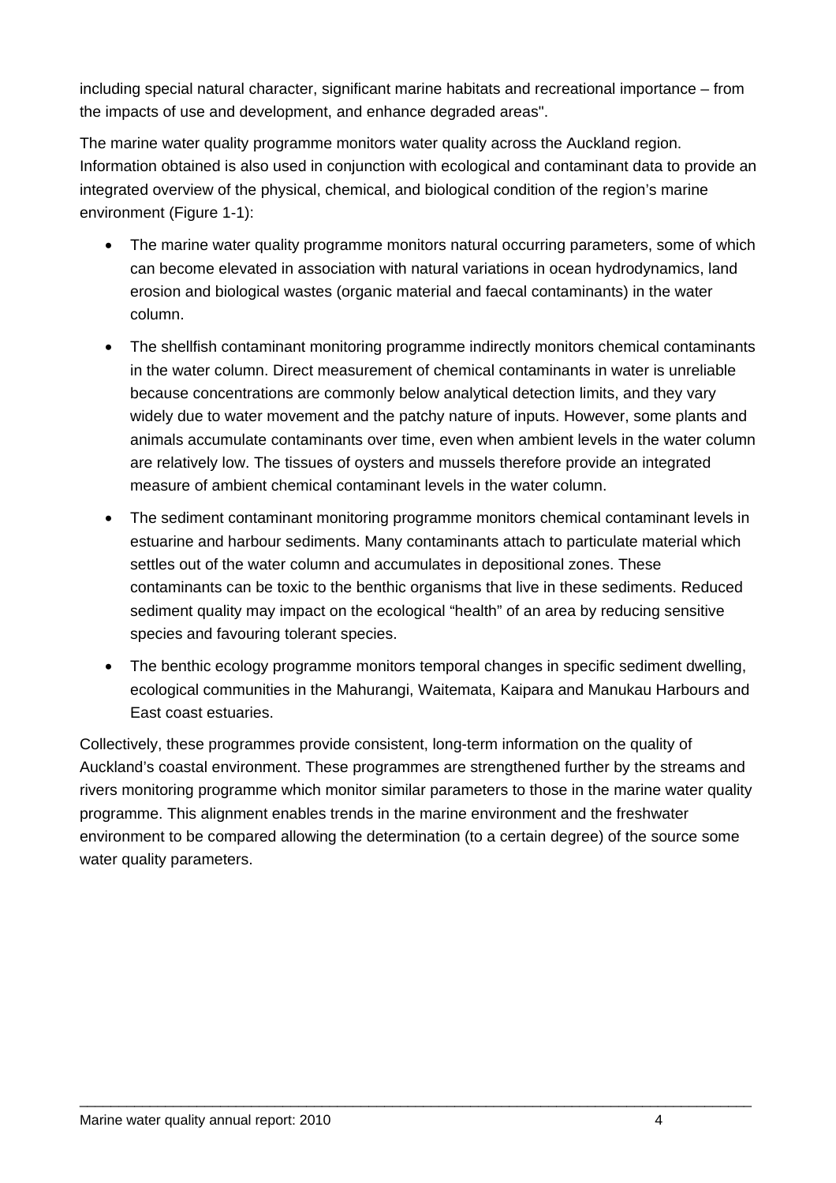including special natural character, significant marine habitats and recreational importance – from the impacts of use and development, and enhance degraded areas".

The marine water quality programme monitors water quality across the Auckland region. Information obtained is also used in conjunction with ecological and contaminant data to provide an integrated overview of the physical, chemical, and biological condition of the region's marine environment (Figure 1-1):

- The marine water quality programme monitors natural occurring parameters, some of which can become elevated in association with natural variations in ocean hydrodynamics, land erosion and biological wastes (organic material and faecal contaminants) in the water column.
- The shellfish contaminant monitoring programme indirectly monitors chemical contaminants in the water column. Direct measurement of chemical contaminants in water is unreliable because concentrations are commonly below analytical detection limits, and they vary widely due to water movement and the patchy nature of inputs. However, some plants and animals accumulate contaminants over time, even when ambient levels in the water column are relatively low. The tissues of oysters and mussels therefore provide an integrated measure of ambient chemical contaminant levels in the water column.
- The sediment contaminant monitoring programme monitors chemical contaminant levels in estuarine and harbour sediments. Many contaminants attach to particulate material which settles out of the water column and accumulates in depositional zones. These contaminants can be toxic to the benthic organisms that live in these sediments. Reduced sediment quality may impact on the ecological "health" of an area by reducing sensitive species and favouring tolerant species.
- The benthic ecology programme monitors temporal changes in specific sediment dwelling, ecological communities in the Mahurangi, Waitemata, Kaipara and Manukau Harbours and East coast estuaries.

Collectively, these programmes provide consistent, long-term information on the quality of Auckland's coastal environment. These programmes are strengthened further by the streams and rivers monitoring programme which monitor similar parameters to those in the marine water quality programme. This alignment enables trends in the marine environment and the freshwater environment to be compared allowing the determination (to a certain degree) of the source some water quality parameters.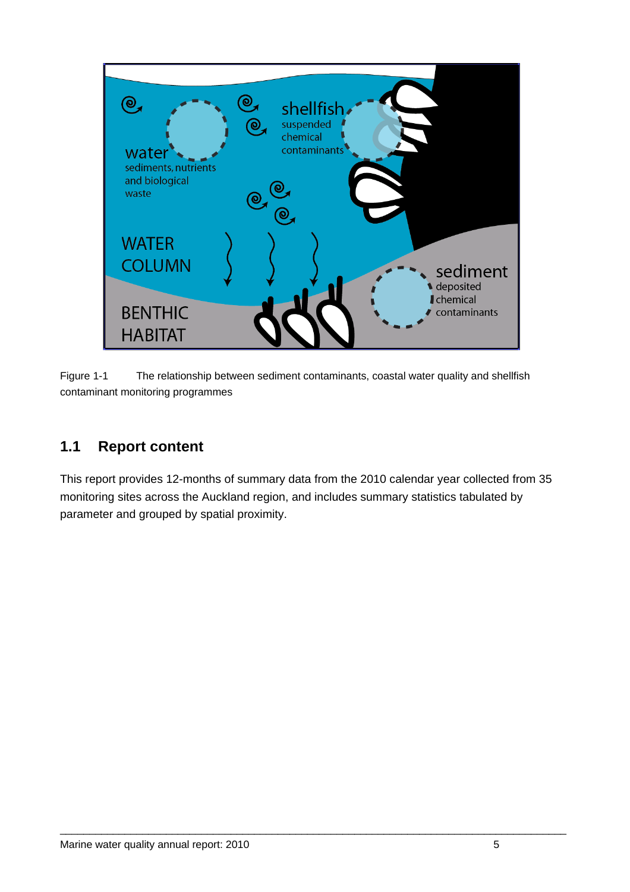Figure 1-1 The relationship between sediment contaminants, coastal water quality and shellfish contaminant monitoring programmes

## 1.1 Report content

This report provides 12-months of summary data from the 2010 calendar year collected from 35 monitoring sites across the Auckland region, and includes summary statistics tabulated by parameter and grouped by spatial proximity.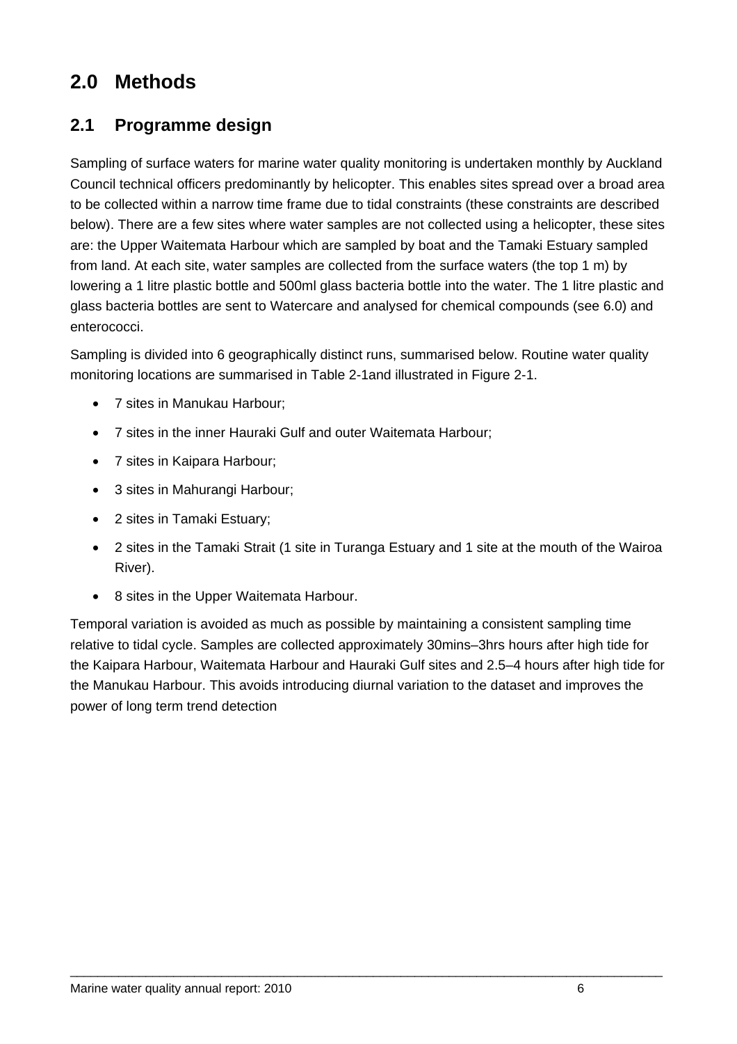# 2.0 Methods

## 2.1 Programme design

Sampling of surface waters for marine water quality monitoring is undertaken monthly by Auckland Council technical officers predominantly by helicopter. This enables sites spread over a broad area to be collected within a narrow time frame due to tidal constraints (these constraints are described below). There are a few sites where water samples are not collected using a helicopter, these sites are: the Upper Waitemata Harbour which are sampled by boat and the Tamaki Estuary sampled from land. At each site, water samples are collected from the surface waters (the top 1 m) by lowering a 1 litre plastic bottle and 500ml glass bacteria bottle into the water. The 1 litre plastic and glass bacteria bottles are sent to Watercare and analysed for chemical compounds (see 6.0) and enterococci.

Sampling is divided into 6 geographically distinct runs, summarised below. Routine water quality monitoring locations are summarised in Table 2-1and illustrated in Figure 2-1.

- 7 sites in Manukau Harbour;
- 7 sites in the inner Hauraki Gulf and outer Waitemata Harbour;
- 7 sites in Kaipara Harbour;
- 3 sites in Mahurangi Harbour;
- 2 sites in Tamaki Estuary;
- 2 sites in the Tamaki Strait (1 site in Turanga Estuary and 1 site at the mouth of the Wairoa River).
- 8 sites in the Upper Waitemata Harbour.

Temporal variation is avoided as much as possible by maintaining a consistent sampling time relative to tidal cycle. Samples are collected approximately 30mins–3hrs hours after high tide for the Kaipara Harbour, Waitemata Harbour and Hauraki Gulf sites and 2.5–4 hours after high tide for the Manukau Harbour. This avoids introducing diurnal variation to the dataset and improves the power of long term trend detection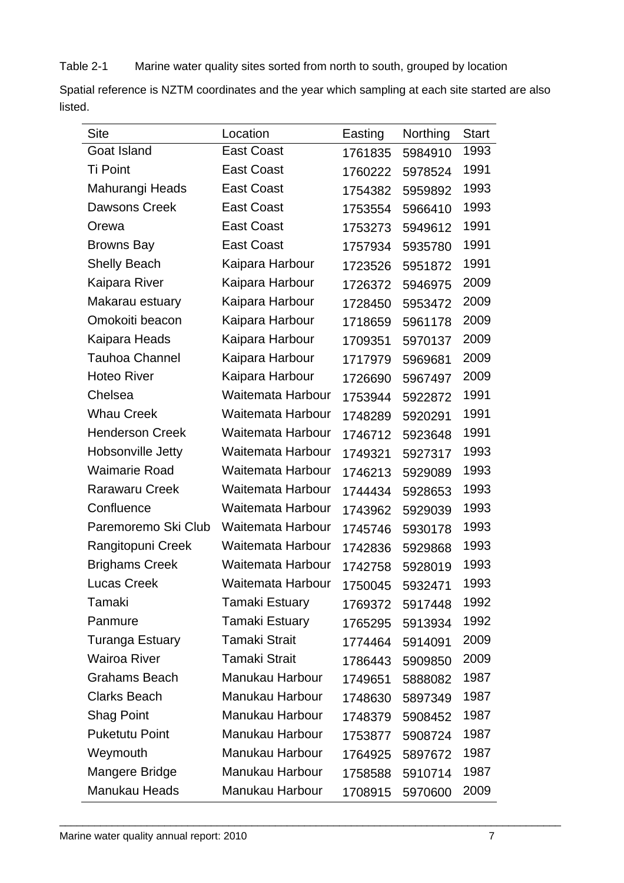Table 2-1 Marine water quality sites sorted from north to south, grouped by location

Spatial reference is NZTM coordinates and the year which sampling at each site started are also listed.

| Site | Location | Easting | Northing | Start |
|---|---|---|---|---|
| Goat Island | East Coast | 1761835 | 5984910 | 1993 |
| Ti Point | East Coast | 1760222 | 5978524 | 1991 |
| Mahurangi Heads | East Coast | 1754382 | 5959892 | 1993 |
| Dawsons Creek | East Coast | 1753554 | 5966410 | 1993 |
| Orewa | East Coast | 1753273 | 5949612 | 1991 |
| Browns Bay | East Coast | 1757934 | 5935780 | 1991 |
| Shelly Beach | Kaipara Harbour | 1723526 | 5951872 | 1991 |
| Kaipara River | Kaipara Harbour | 1726372 | 5946975 | 2009 |
| Makarau estuary | Kaipara Harbour | 1728450 | 5953472 | 2009 |
| Omokoiti beacon | Kaipara Harbour | 1718659 | 5961178 | 2009 |
| Kaipara Heads | Kaipara Harbour | 1709351 | 5970137 | 2009 |
| Tauhoa Channel | Kaipara Harbour | 1717979 | 5969681 | 2009 |
| Hoteo River | Kaipara Harbour | 1726690 | 5967497 | 2009 |
| Chelsea | Waitemata Harbour | 1753944 | 5922872 | 1991 |
| Whau Creek | Waitemata Harbour | 1748289 | 5920291 | 1991 |
| Henderson Creek | Waitemata Harbour | 1746712 | 5923648 | 1991 |
| Hobsonville Jetty | Waitemata Harbour | 1749321 | 5927317 | 1993 |
| Waimarie Road | Waitemata Harbour | 1746213 | 5929089 | 1993 |
| Rarawaru Creek | Waitemata Harbour | 1744434 | 5928653 | 1993 |
| Confluence | Waitemata Harbour | 1743962 | 5929039 | 1993 |
| Paremoremo Ski Club | Waitemata Harbour | 1745746 | 5930178 | 1993 |
| Rangitopuni Creek | Waitemata Harbour | 1742836 | 5929868 | 1993 |
| Brighams Creek | Waitemata Harbour | 1742758 | 5928019 | 1993 |
| Lucas Creek | Waitemata Harbour | 1750045 | 5932471 | 1993 |
| Tamaki | Tamaki Estuary | 1769372 | 5917448 | 1992 |
| Panmure | Tamaki Estuary | 1765295 | 5913934 | 1992 |
| Turanga Estuary | Tamaki Strait | 1774464 | 5914091 | 2009 |
| Wairoa River | Tamaki Strait | 1786443 | 5909850 | 2009 |
| Grahams Beach | Manukau Harbour | 1749651 | 5888082 | 1987 |
| Clarks Beach | Manukau Harbour | 1748630 | 5897349 | 1987 |
| Shag Point | Manukau Harbour | 1748379 | 5908452 | 1987 |
| Puketutu Point | Manukau Harbour | 1753877 | 5908724 | 1987 |
| Weymouth | Manukau Harbour | 1764925 | 5897672 | 1987 |
| Mangere Bridge | Manukau Harbour | 1758588 | 5910714 | 1987 |
| Manukau Heads | Manukau Harbour | 1708915 | 5970600 | 2009 |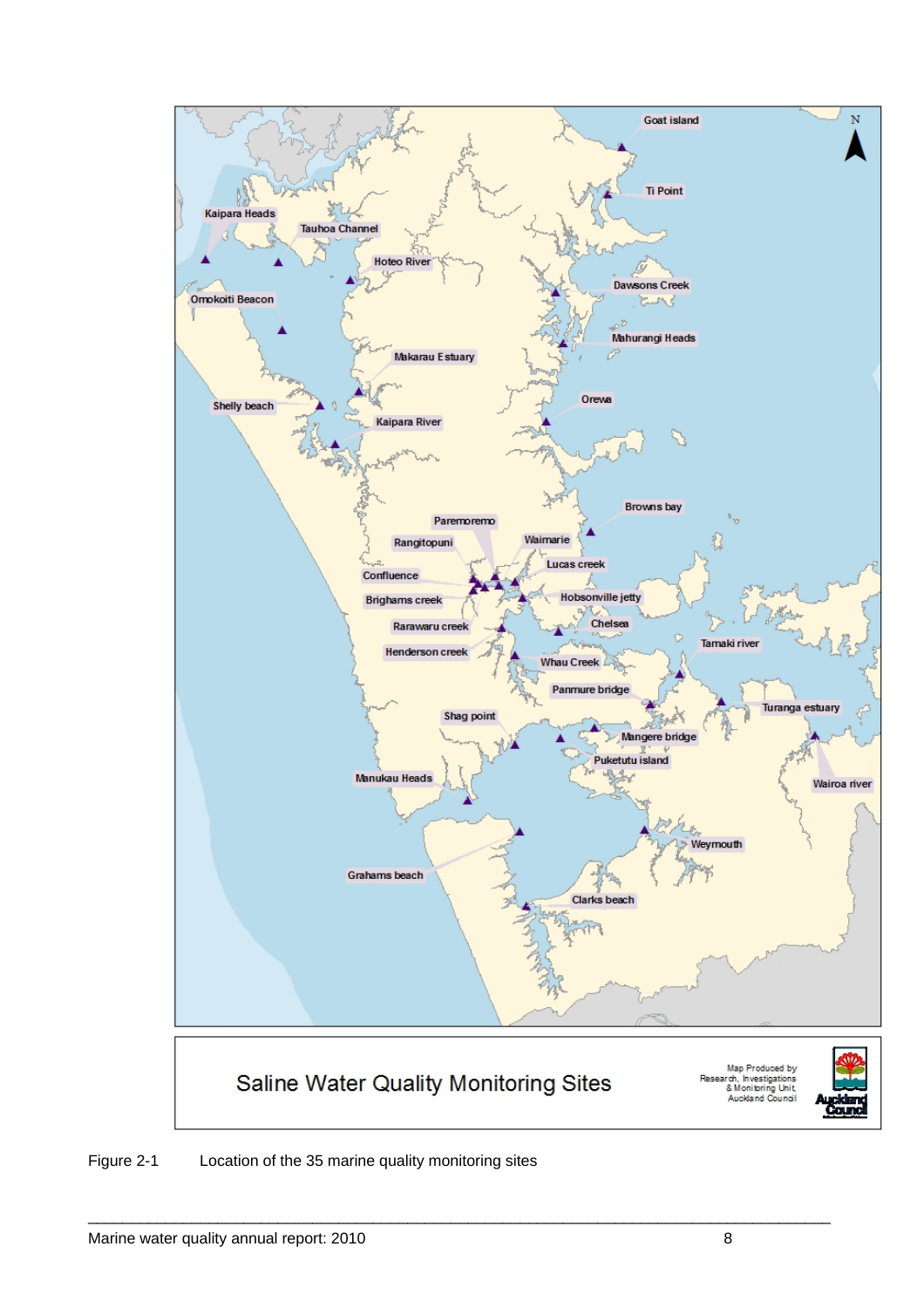Figure 2-1 Location of the 35 marine quality monitoring sites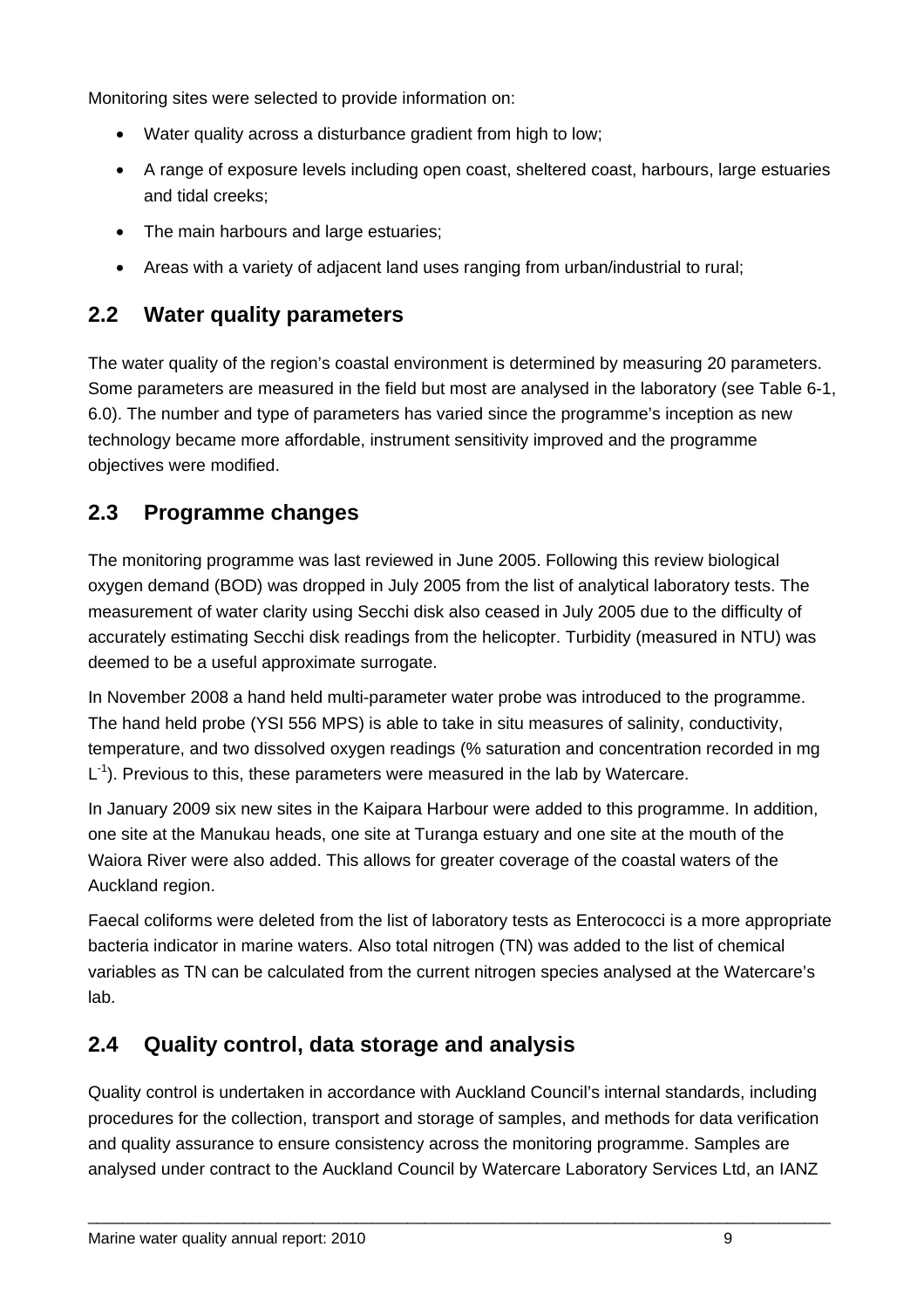Monitoring sites were selected to provide information on:

- Water quality across a disturbance gradient from high to low;
- A range of exposure levels including open coast, sheltered coast, harbours, large estuaries and tidal creeks;
- The main harbours and large estuaries;
- Areas with a variety of adjacent land uses ranging from urban/industrial to rural;

## 2.2 Water quality parameters

The water quality of the region's coastal environment is determined by measuring 20 parameters. Some parameters are measured in the field but most are analysed in the laboratory (see Table 6-1, 6.0). The number and type of parameters has varied since the programme's inception as new technology became more affordable, instrument sensitivity improved and the programme objectives were modified.

## 2.3 Programme changes

The monitoring programme was last reviewed in June 2005. Following this review biological oxygen demand (BOD) was dropped in July 2005 from the list of analytical laboratory tests. The measurement of water clarity using Secchi disk also ceased in July 2005 due to the difficulty of accurately estimating Secchi disk readings from the helicopter. Turbidity (measured in NTU) was deemed to be a useful approximate surrogate.

In November 2008 a hand held multi-parameter water probe was introduced to the programme. The hand held probe (YSI 556 MPS) is able to take in situ measures of salinity, conductivity, temperature, and two dissolved oxygen readings (% saturation and concentration recorded in mg $L^{-1}$). Previous to this, these parameters were measured in the lab by Watercare.

In January 2009 six new sites in the Kaipara Harbour were added to this programme. In addition, one site at the Manukau heads, one site at Turanga estuary and one site at the mouth of the Waiora River were also added. This allows for greater coverage of the coastal waters of the Auckland region.

Faecal coliforms were deleted from the list of laboratory tests as Enterococci is a more appropriate bacteria indicator in marine waters. Also total nitrogen (TN) was added to the list of chemical variables as TN can be calculated from the current nitrogen species analysed at the Watercare's lab.

## 2.4 Quality control, data storage and analysis

Quality control is undertaken in accordance with Auckland Council's internal standards, including procedures for the collection, transport and storage of samples, and methods for data verification and quality assurance to ensure consistency across the monitoring programme. Samples are analysed under contract to the Auckland Council by Watercare Laboratory Services Ltd, an IANZ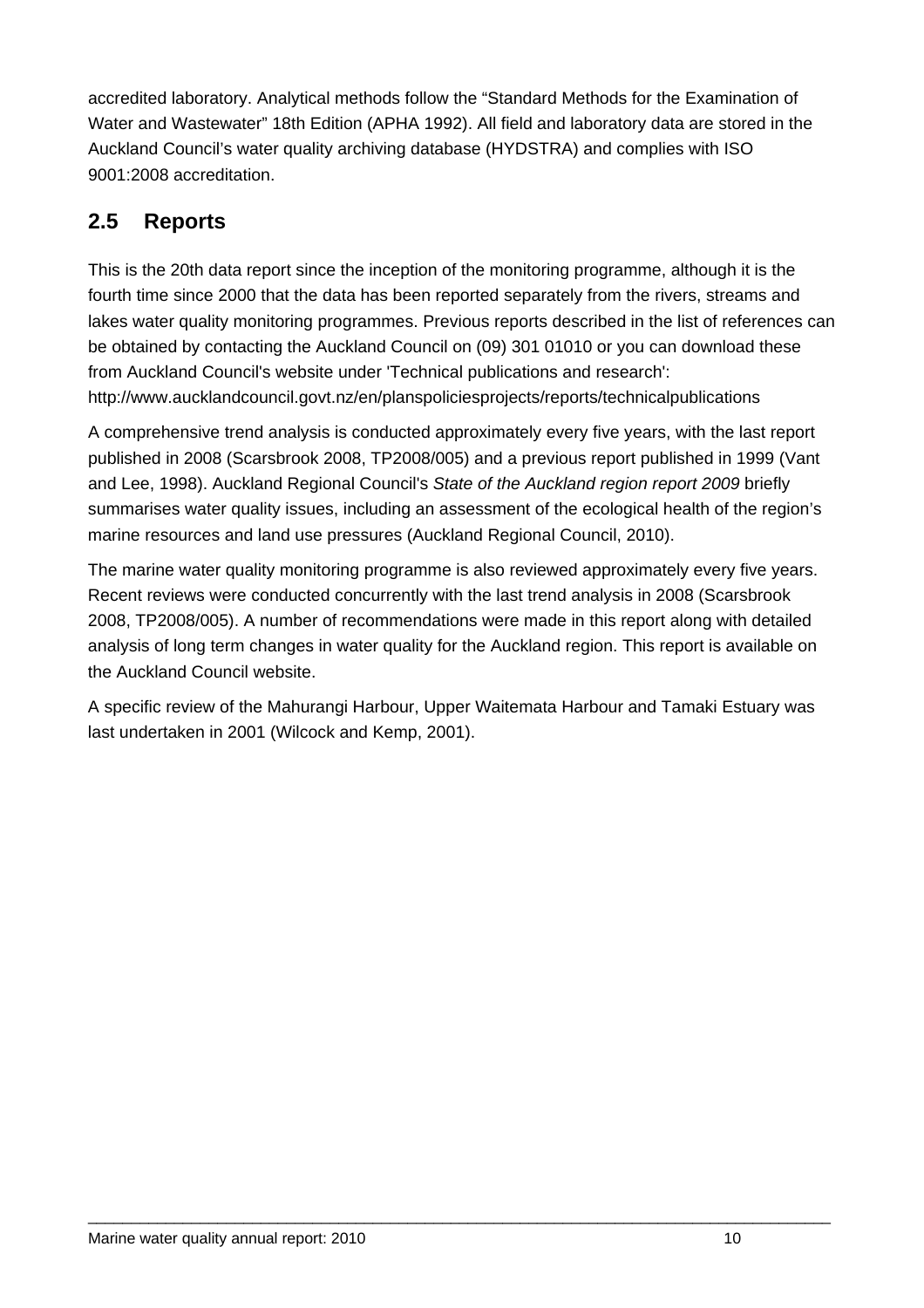accredited laboratory. Analytical methods follow the “Standard Methods for the Examination of Water and Wastewater” 18th Edition (APHA 1992). All field and laboratory data are stored in the Auckland Council’s water quality archiving database (HYDSTRA) and complies with ISO 9001:2008 accreditation.

## 2.5 Reports

This is the 20th data report since the inception of the monitoring programme, although it is the fourth time since 2000 that the data has been reported separately from the rivers, streams and lakes water quality monitoring programmes. Previous reports described in the list of references can be obtained by contacting the Auckland Council on (09) 301 01010 or you can download these from Auckland Council's website under 'Technical publications and research': http://www.aucklandcouncil.govt.nz/en/planspoliciesprojects/reports/technicalpublications

A comprehensive trend analysis is conducted approximately every five years, with the last report published in 2008 (Scarsbrook 2008, TP2008/005) and a previous report published in 1999 (Vant and Lee, 1998). Auckland Regional Council's *State of the Auckland region report 2009* briefly summarises water quality issues, including an assessment of the ecological health of the region’s marine resources and land use pressures (Auckland Regional Council, 2010).

The marine water quality monitoring programme is also reviewed approximately every five years. Recent reviews were conducted concurrently with the last trend analysis in 2008 (Scarsbrook 2008, TP2008/005). A number of recommendations were made in this report along with detailed analysis of long term changes in water quality for the Auckland region. This report is available on the Auckland Council website.

A specific review of the Mahurangi Harbour, Upper Waitemata Harbour and Tamaki Estuary was last undertaken in 2001 (Wilcock and Kemp, 2001).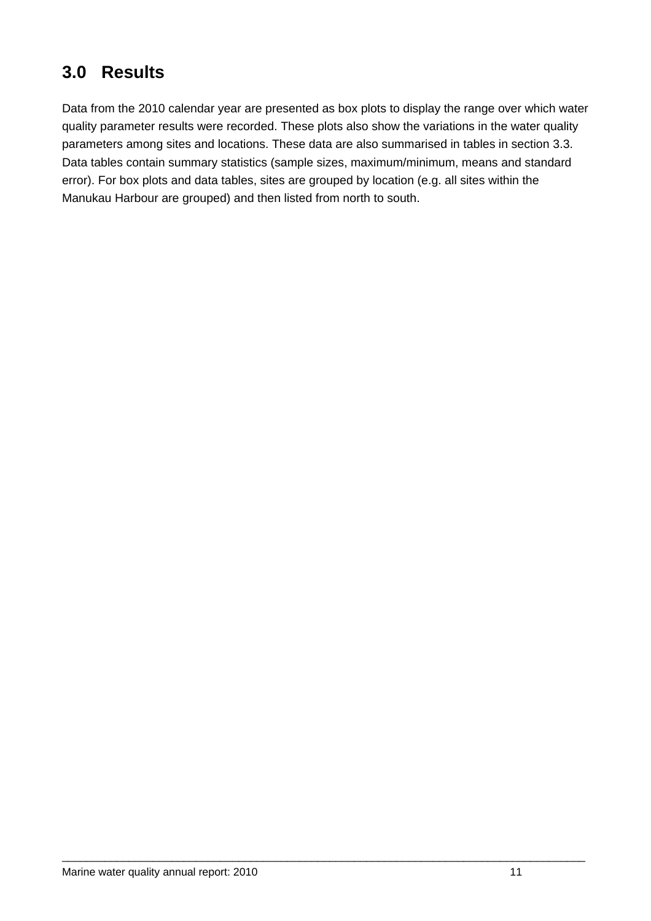# 3.0 Results

Data from the 2010 calendar year are presented as box plots to display the range over which water quality parameter results were recorded. These plots also show the variations in the water quality parameters among sites and locations. These data are also summarised in tables in section 3.3. Data tables contain summary statistics (sample sizes, maximum/minimum, means and standard error). For box plots and data tables, sites are grouped by location (e.g. all sites within the Manukau Harbour are grouped) and then listed from north to south.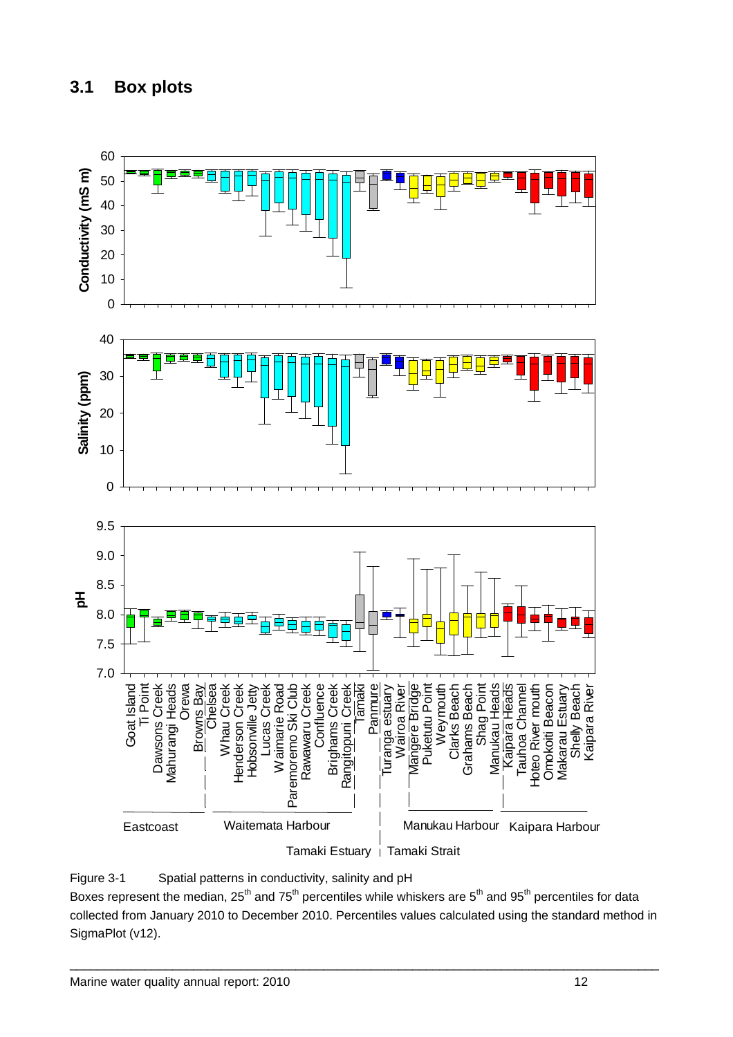## 3.1 Box plots

Figure 3-1 Spatial patterns in conductivity, salinity and pH

Boxes represent the median, 25th and 75th percentiles while whiskers are 5th and 95th percentiles for data collected from January 2010 to December 2010. Percentiles values calculated using the standard method in SigmaPlot (v12).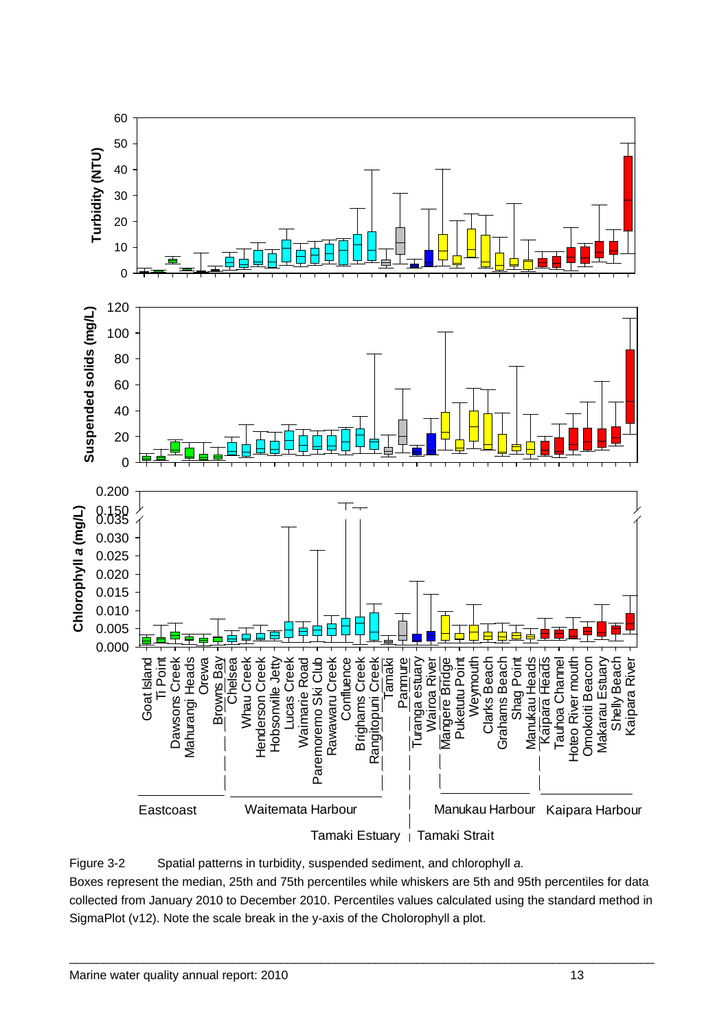Figure 3-2 Spatial patterns in turbidity, suspended sediment, and chlorophyll *a.*

Boxes represent the median, 25th and 75th percentiles while whiskers are 5th and 95th percentiles for data collected from January 2010 to December 2010. Percentiles values calculated using the standard method in SigmaPlot (v12). Note the scale break in the y-axis of the Cholorophyll a plot.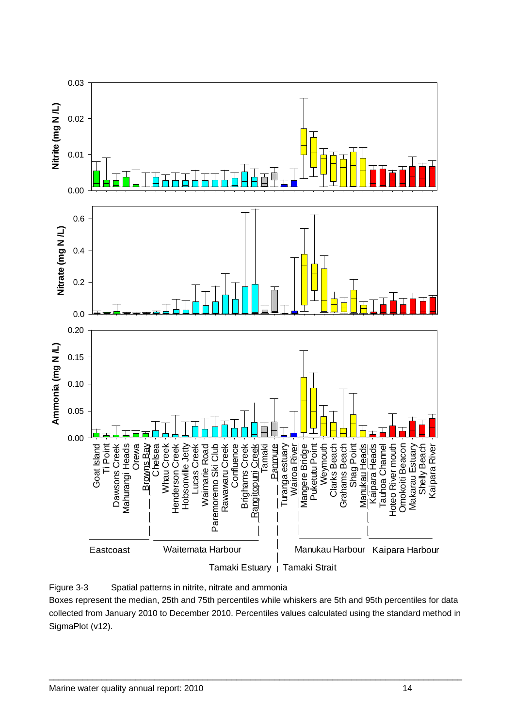Figure 3-3 Spatial patterns in nitrite, nitrate and ammonia

Boxes represent the median, 25th and 75th percentiles while whiskers are 5th and 95th percentiles for data collected from January 2010 to December 2010. Percentiles values calculated using the standard method in SigmaPlot (v12).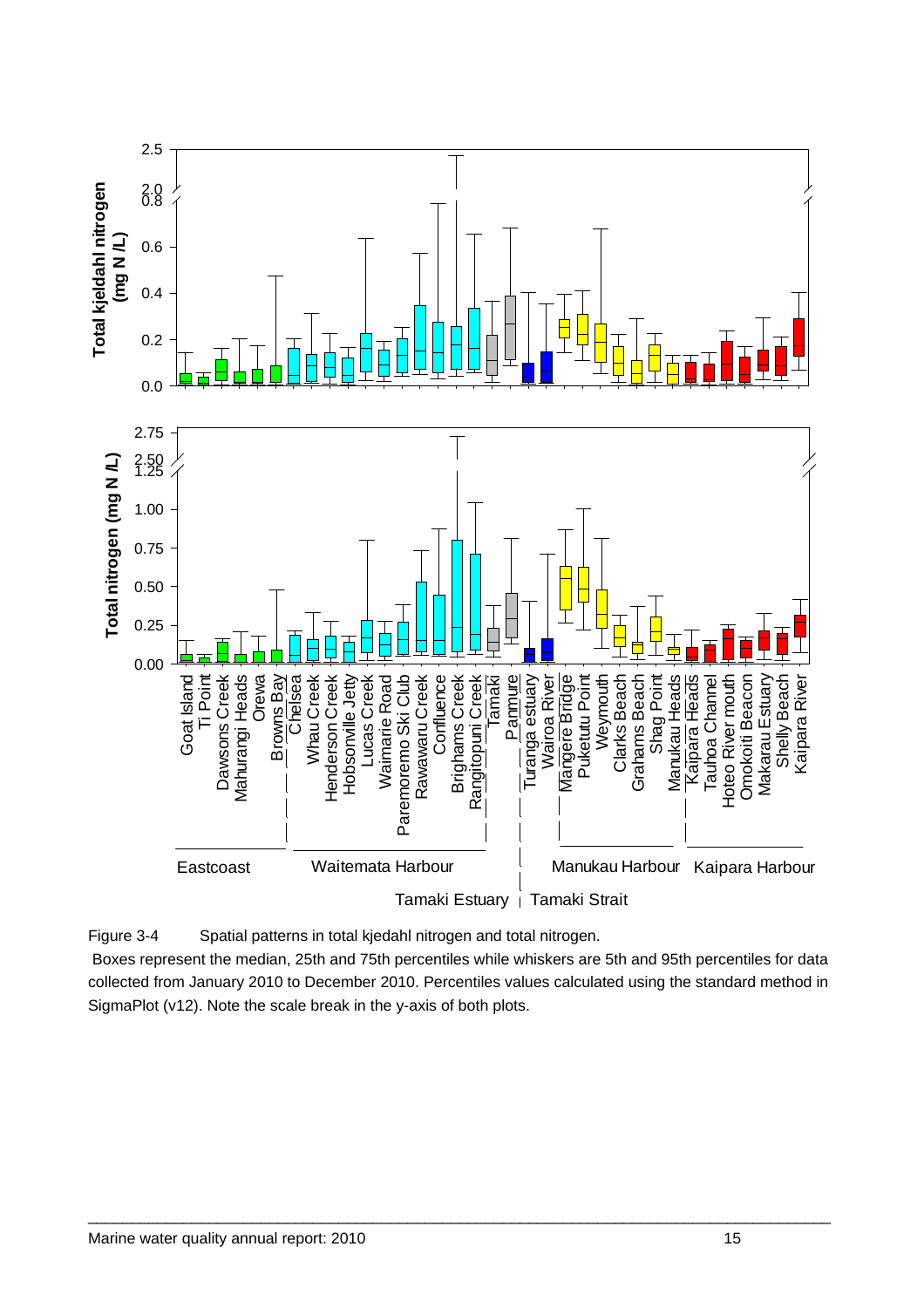Figure 3-4 Spatial patterns in total kjedahl nitrogen and total nitrogen.

Boxes represent the median, 25th and 75th percentiles while whiskers are 5th and 95th percentiles for data collected from January 2010 to December 2010. Percentiles values calculated using the standard method in SigmaPlot (v12). Note the scale break in the y-axis of both plots.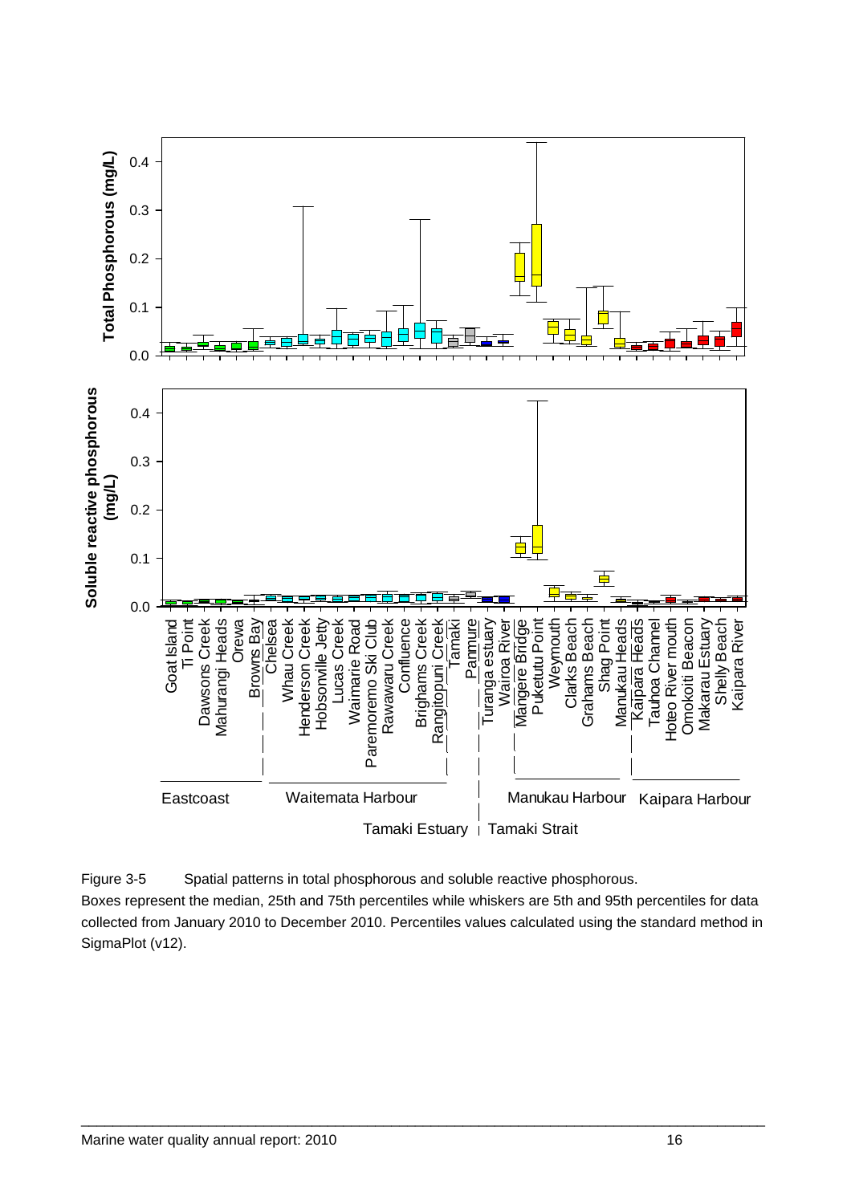Figure 3-5 Spatial patterns in total phosphorous and soluble reactive phosphorous.

Boxes represent the median, 25th and 75th percentiles while whiskers are 5th and 95th percentiles for data collected from January 2010 to December 2010. Percentiles values calculated using the standard method in SigmaPlot (v12).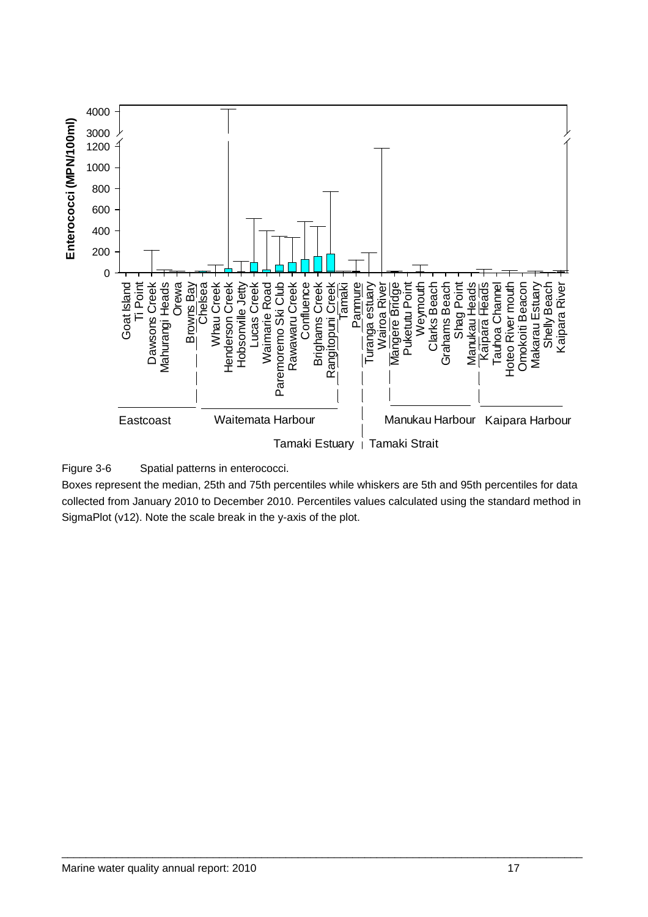Figure 3-6 Spatial patterns in enterococci.

Boxes represent the median, 25th and 75th percentiles while whiskers are 5th and 95th percentiles for data collected from January 2010 to December 2010. Percentiles values calculated using the standard method in SigmaPlot (v12). Note the scale break in the y-axis of the plot.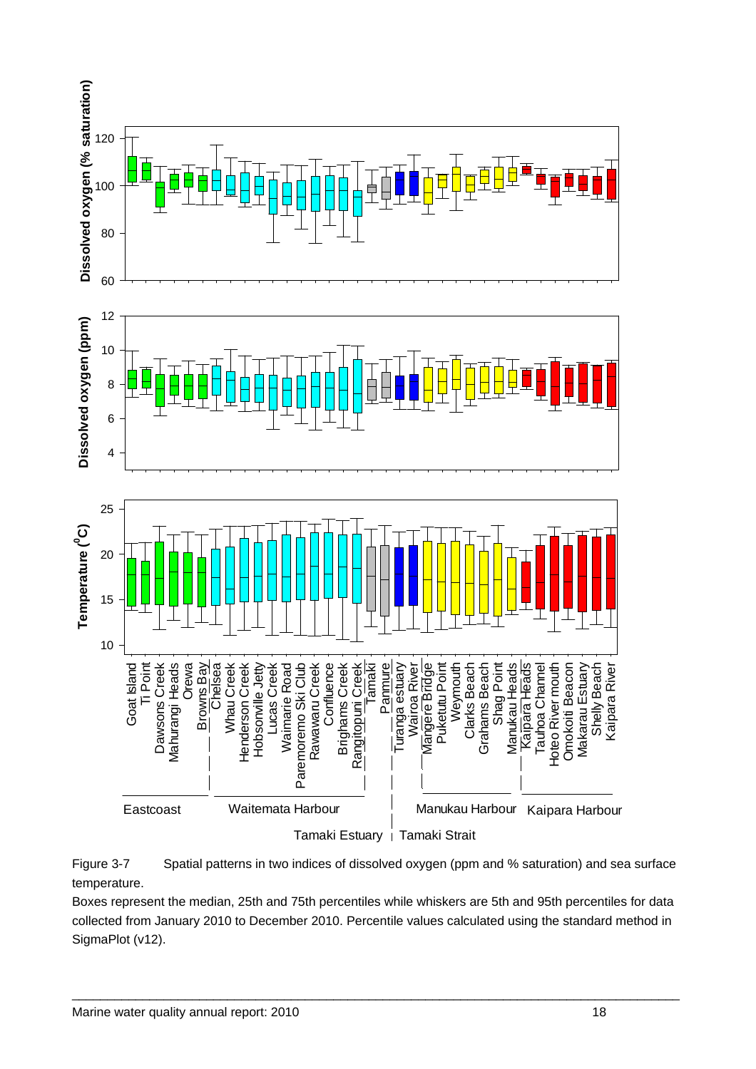Figure 3-7 Spatial patterns in two indices of dissolved oxygen (ppm and % saturation) and sea surface temperature.

Boxes represent the median, 25th and 75th percentiles while whiskers are 5th and 95th percentiles for data collected from January 2010 to December 2010. Percentile values calculated using the standard method in SigmaPlot (v12).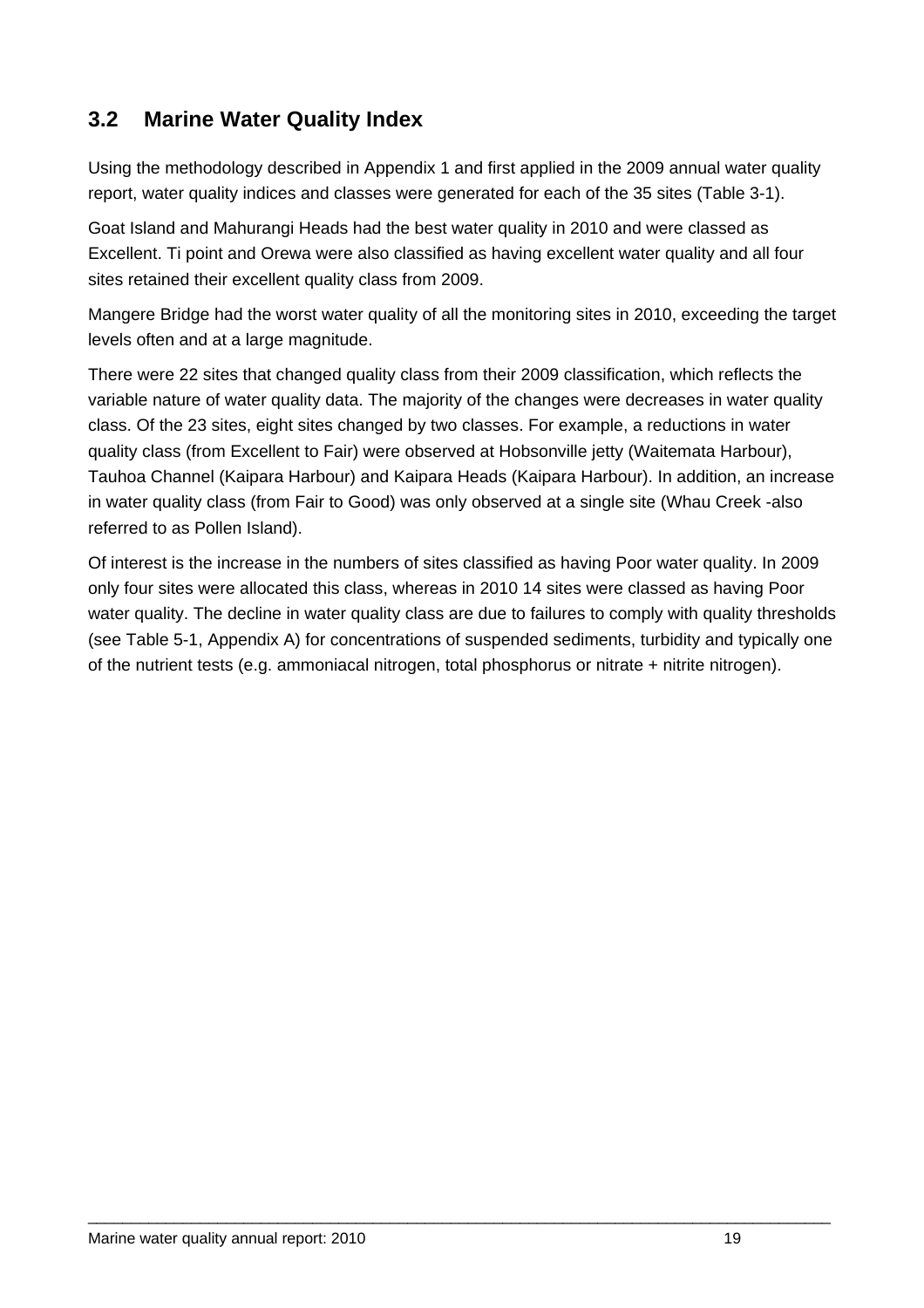## 3.2 Marine Water Quality Index

Using the methodology described in Appendix 1 and first applied in the 2009 annual water quality report, water quality indices and classes were generated for each of the 35 sites (Table 3-1).

Goat Island and Mahurangi Heads had the best water quality in 2010 and were classed as Excellent. Ti point and Orewa were also classified as having excellent water quality and all four sites retained their excellent quality class from 2009.

Mangere Bridge had the worst water quality of all the monitoring sites in 2010, exceeding the target levels often and at a large magnitude.

There were 22 sites that changed quality class from their 2009 classification, which reflects the variable nature of water quality data. The majority of the changes were decreases in water quality class. Of the 23 sites, eight sites changed by two classes. For example, a reductions in water quality class (from Excellent to Fair) were observed at Hobsonville jetty (Waitemata Harbour), Tauhoa Channel (Kaipara Harbour) and Kaipara Heads (Kaipara Harbour). In addition, an increase in water quality class (from Fair to Good) was only observed at a single site (Whau Creek -also referred to as Pollen Island).

Of interest is the increase in the numbers of sites classified as having Poor water quality. In 2009 only four sites were allocated this class, whereas in 2010 14 sites were classed as having Poor water quality. The decline in water quality class are due to failures to comply with quality thresholds (see Table 5-1, Appendix A) for concentrations of suspended sediments, turbidity and typically one of the nutrient tests (e.g. ammoniacal nitrogen, total phosphorus or nitrate + nitrite nitrogen).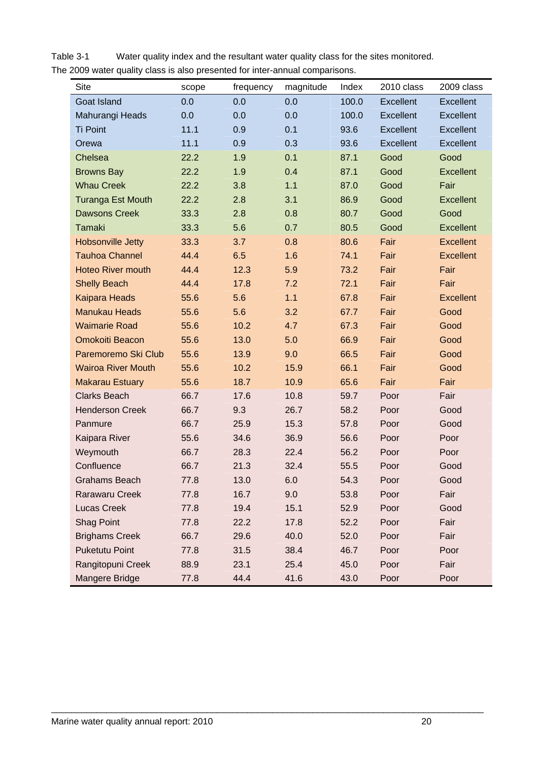Table 3-1 Water quality index and the resultant water quality class for the sites monitored. The 2009 water quality class is also presented for inter-annual comparisons.

| Site | scope | frequency | magnitude | Index | 2010 class | 2009 class |
|---|---|---|---|---|---|---|
| Goat Island | 0.0 | 0.0 | 0.0 | 100.0 | Excellent | Excellent |
| Mahurangi Heads | 0.0 | 0.0 | 0.0 | 100.0 | Excellent | Excellent |
| Ti Point | 11.1 | 0.9 | 0.1 | 93.6 | Excellent | Excellent |
| Orewa | 11.1 | 0.9 | 0.3 | 93.6 | Excellent | Excellent |
| Chelsea | 22.2 | 1.9 | 0.1 | 87.1 | Good | Good |
| Browns Bay | 22.2 | 1.9 | 0.4 | 87.1 | Good | Excellent |
| Whau Creek | 22.2 | 3.8 | 1.1 | 87.0 | Good | Fair |
| Turanga Est Mouth | 22.2 | 2.8 | 3.1 | 86.9 | Good | Excellent |
| Dawsons Creek | 33.3 | 2.8 | 0.8 | 80.7 | Good | Good |
| Tamaki | 33.3 | 5.6 | 0.7 | 80.5 | Good | Excellent |
| Hobsonville Jetty | 33.3 | 3.7 | 0.8 | 80.6 | Fair | Excellent |
| Tauhoa Channel | 44.4 | 6.5 | 1.6 | 74.1 | Fair | Excellent |
| Hoteo River mouth | 44.4 | 12.3 | 5.9 | 73.2 | Fair | Fair |
| Shelly Beach | 44.4 | 17.8 | 7.2 | 72.1 | Fair | Fair |
| Kaipara Heads | 55.6 | 5.6 | 1.1 | 67.8 | Fair | Excellent |
| Manukau Heads | 55.6 | 5.6 | 3.2 | 67.7 | Fair | Good |
| Waimarie Road | 55.6 | 10.2 | 4.7 | 67.3 | Fair | Good |
| Omokoiti Beacon | 55.6 | 13.0 | 5.0 | 66.9 | Fair | Good |
| Paremoremo Ski Club | 55.6 | 13.9 | 9.0 | 66.5 | Fair | Good |
| Wairoa River Mouth | 55.6 | 10.2 | 15.9 | 66.1 | Fair | Good |
| Makarau Estuary | 55.6 | 18.7 | 10.9 | 65.6 | Fair | Fair |
| Clarks Beach | 66.7 | 17.6 | 10.8 | 59.7 | Poor | Fair |
| Henderson Creek | 66.7 | 9.3 | 26.7 | 58.2 | Poor | Good |
| Panmure | 66.7 | 25.9 | 15.3 | 57.8 | Poor | Good |
| Kaipara River | 55.6 | 34.6 | 36.9 | 56.6 | Poor | Poor |
| Weymouth | 66.7 | 28.3 | 22.4 | 56.2 | Poor | Poor |
| Confluence | 66.7 | 21.3 | 32.4 | 55.5 | Poor | Good |
| Grahams Beach | 77.8 | 13.0 | 6.0 | 54.3 | Poor | Good |
| Rarawaru Creek | 77.8 | 16.7 | 9.0 | 53.8 | Poor | Fair |
| Lucas Creek | 77.8 | 19.4 | 15.1 | 52.9 | Poor | Good |
| Shag Point | 77.8 | 22.2 | 17.8 | 52.2 | Poor | Fair |
| Brighams Creek | 66.7 | 29.6 | 40.0 | 52.0 | Poor | Fair |
| Puketutu Point | 77.8 | 31.5 | 38.4 | 46.7 | Poor | Poor |
| Rangitopuni Creek | 88.9 | 23.1 | 25.4 | 45.0 | Poor | Fair |
| Mangere Bridge | 77.8 | 44.4 | 41.6 | 43.0 | Poor | Poor |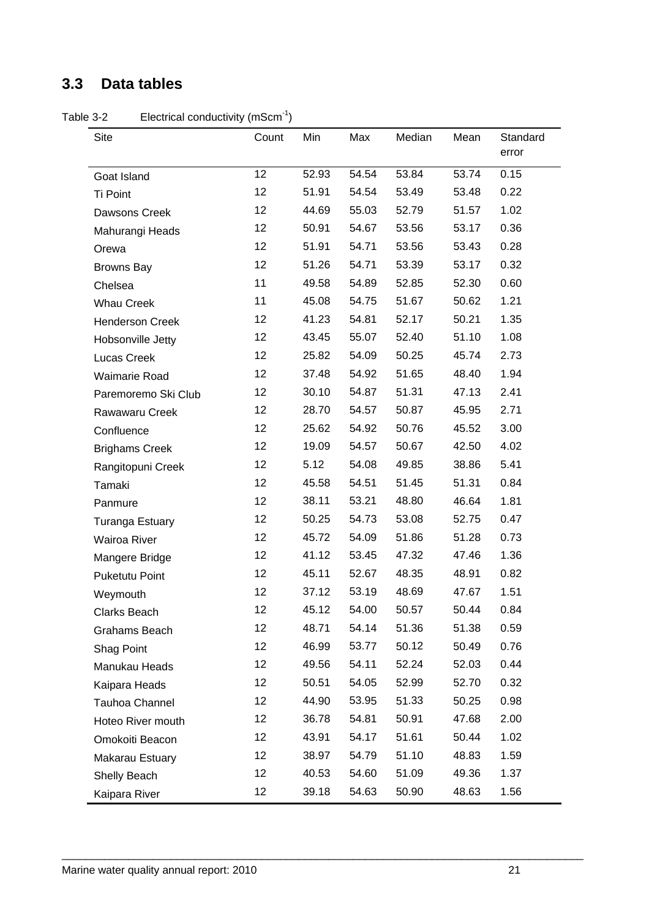## 3.3 Data tables

Table 3-2 Electrical conductivity ($mScm^{-1}$)

| Site | Count | Min | Max | Median | Mean | Standard error |
|---|---|---|---|---|---|---|
| Goat Island | 12 | 52.93 | 54.54 | 53.84 | 53.74 | 0.15 |
| Ti Point | 12 | 51.91 | 54.54 | 53.49 | 53.48 | 0.22 |
| Dawsons Creek | 12 | 44.69 | 55.03 | 52.79 | 51.57 | 1.02 |
| Mahurangi Heads | 12 | 50.91 | 54.67 | 53.56 | 53.17 | 0.36 |
| Orewa | 12 | 51.91 | 54.71 | 53.56 | 53.43 | 0.28 |
| Browns Bay | 12 | 51.26 | 54.71 | 53.39 | 53.17 | 0.32 |
| Chelsea | 11 | 49.58 | 54.89 | 52.85 | 52.30 | 0.60 |
| Whau Creek | 11 | 45.08 | 54.75 | 51.67 | 50.62 | 1.21 |
| Henderson Creek | 12 | 41.23 | 54.81 | 52.17 | 50.21 | 1.35 |
| Hobsonville Jetty | 12 | 43.45 | 55.07 | 52.40 | 51.10 | 1.08 |
| Lucas Creek | 12 | 25.82 | 54.09 | 50.25 | 45.74 | 2.73 |
| Waimarie Road | 12 | 37.48 | 54.92 | 51.65 | 48.40 | 1.94 |
| Paremoremo Ski Club | 12 | 30.10 | 54.87 | 51.31 | 47.13 | 2.41 |
| Rawawaru Creek | 12 | 28.70 | 54.57 | 50.87 | 45.95 | 2.71 |
| Confluence | 12 | 25.62 | 54.92 | 50.76 | 45.52 | 3.00 |
| Brighams Creek | 12 | 19.09 | 54.57 | 50.67 | 42.50 | 4.02 |
| Rangitopuni Creek | 12 | 5.12 | 54.08 | 49.85 | 38.86 | 5.41 |
| Tamaki | 12 | 45.58 | 54.51 | 51.45 | 51.31 | 0.84 |
| Panmure | 12 | 38.11 | 53.21 | 48.80 | 46.64 | 1.81 |
| Turanga Estuary | 12 | 50.25 | 54.73 | 53.08 | 52.75 | 0.47 |
| Wairoa River | 12 | 45.72 | 54.09 | 51.86 | 51.28 | 0.73 |
| Mangere Bridge | 12 | 41.12 | 53.45 | 47.32 | 47.46 | 1.36 |
| Puketutu Point | 12 | 45.11 | 52.67 | 48.35 | 48.91 | 0.82 |
| Weymouth | 12 | 37.12 | 53.19 | 48.69 | 47.67 | 1.51 |
| Clarks Beach | 12 | 45.12 | 54.00 | 50.57 | 50.44 | 0.84 |
| Grahams Beach | 12 | 48.71 | 54.14 | 51.36 | 51.38 | 0.59 |
| Shag Point | 12 | 46.99 | 53.77 | 50.12 | 50.49 | 0.76 |
| Manukau Heads | 12 | 49.56 | 54.11 | 52.24 | 52.03 | 0.44 |
| Kaipara Heads | 12 | 50.51 | 54.05 | 52.99 | 52.70 | 0.32 |
| Tauhoa Channel | 12 | 44.90 | 53.95 | 51.33 | 50.25 | 0.98 |
| Hoteo River mouth | 12 | 36.78 | 54.81 | 50.91 | 47.68 | 2.00 |
| Omokoiti Beacon | 12 | 43.91 | 54.17 | 51.61 | 50.44 | 1.02 |
| Makarau Estuary | 12 | 38.97 | 54.79 | 51.10 | 48.83 | 1.59 |
| Shelly Beach | 12 | 40.53 | 54.60 | 51.09 | 49.36 | 1.37 |
| Kaipara River | 12 | 39.18 | 54.63 | 50.90 | 48.63 | 1.56 |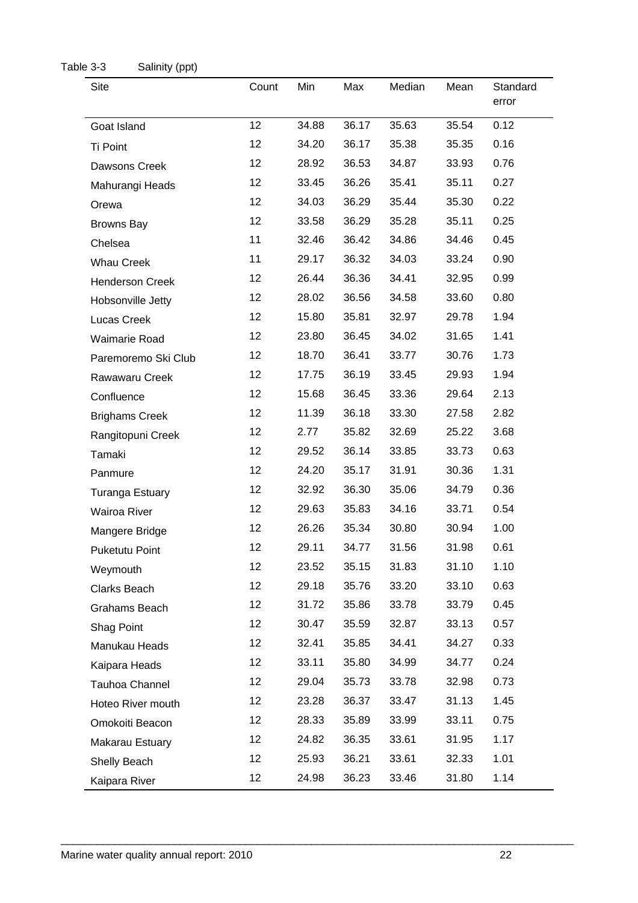Table 3-3 Salinity (ppt)

| Site | Count | Min | Max | Median | Mean | Standard error |
|---|---|---|---|---|---|---|
| Goat Island | 12 | 34.88 | 36.17 | 35.63 | 35.54 | 0.12 |
| Ti Point | 12 | 34.20 | 36.17 | 35.38 | 35.35 | 0.16 |
| Dawsons Creek | 12 | 28.92 | 36.53 | 34.87 | 33.93 | 0.76 |
| Mahurangi Heads | 12 | 33.45 | 36.26 | 35.41 | 35.11 | 0.27 |
| Orewa | 12 | 34.03 | 36.29 | 35.44 | 35.30 | 0.22 |
| Browns Bay | 12 | 33.58 | 36.29 | 35.28 | 35.11 | 0.25 |
| Chelsea | 11 | 32.46 | 36.42 | 34.86 | 34.46 | 0.45 |
| Whau Creek | 11 | 29.17 | 36.32 | 34.03 | 33.24 | 0.90 |
| Henderson Creek | 12 | 26.44 | 36.36 | 34.41 | 32.95 | 0.99 |
| Hobsonville Jetty | 12 | 28.02 | 36.56 | 34.58 | 33.60 | 0.80 |
| Lucas Creek | 12 | 15.80 | 35.81 | 32.97 | 29.78 | 1.94 |
| Waimarie Road | 12 | 23.80 | 36.45 | 34.02 | 31.65 | 1.41 |
| Paremoremo Ski Club | 12 | 18.70 | 36.41 | 33.77 | 30.76 | 1.73 |
| Rawawaru Creek | 12 | 17.75 | 36.19 | 33.45 | 29.93 | 1.94 |
| Confluence | 12 | 15.68 | 36.45 | 33.36 | 29.64 | 2.13 |
| Brighams Creek | 12 | 11.39 | 36.18 | 33.30 | 27.58 | 2.82 |
| Rangitopuni Creek | 12 | 2.77 | 35.82 | 32.69 | 25.22 | 3.68 |
| Tamaki | 12 | 29.52 | 36.14 | 33.85 | 33.73 | 0.63 |
| Panmure | 12 | 24.20 | 35.17 | 31.91 | 30.36 | 1.31 |
| Turanga Estuary | 12 | 32.92 | 36.30 | 35.06 | 34.79 | 0.36 |
| Wairoa River | 12 | 29.63 | 35.83 | 34.16 | 33.71 | 0.54 |
| Mangere Bridge | 12 | 26.26 | 35.34 | 30.80 | 30.94 | 1.00 |
| Puketutu Point | 12 | 29.11 | 34.77 | 31.56 | 31.98 | 0.61 |
| Weymouth | 12 | 23.52 | 35.15 | 31.83 | 31.10 | 1.10 |
| Clarks Beach | 12 | 29.18 | 35.76 | 33.20 | 33.10 | 0.63 |
| Grahams Beach | 12 | 31.72 | 35.86 | 33.78 | 33.79 | 0.45 |
| Shag Point | 12 | 30.47 | 35.59 | 32.87 | 33.13 | 0.57 |
| Manukau Heads | 12 | 32.41 | 35.85 | 34.41 | 34.27 | 0.33 |
| Kaipara Heads | 12 | 33.11 | 35.80 | 34.99 | 34.77 | 0.24 |
| Tauhoa Channel | 12 | 29.04 | 35.73 | 33.78 | 32.98 | 0.73 |
| Hoteo River mouth | 12 | 23.28 | 36.37 | 33.47 | 31.13 | 1.45 |
| Omokoiti Beacon | 12 | 28.33 | 35.89 | 33.99 | 33.11 | 0.75 |
| Makarau Estuary | 12 | 24.82 | 36.35 | 33.61 | 31.95 | 1.17 |
| Shelly Beach | 12 | 25.93 | 36.21 | 33.61 | 32.33 | 1.01 |
| Kaipara River | 12 | 24.98 | 36.23 | 33.46 | 31.80 | 1.14 |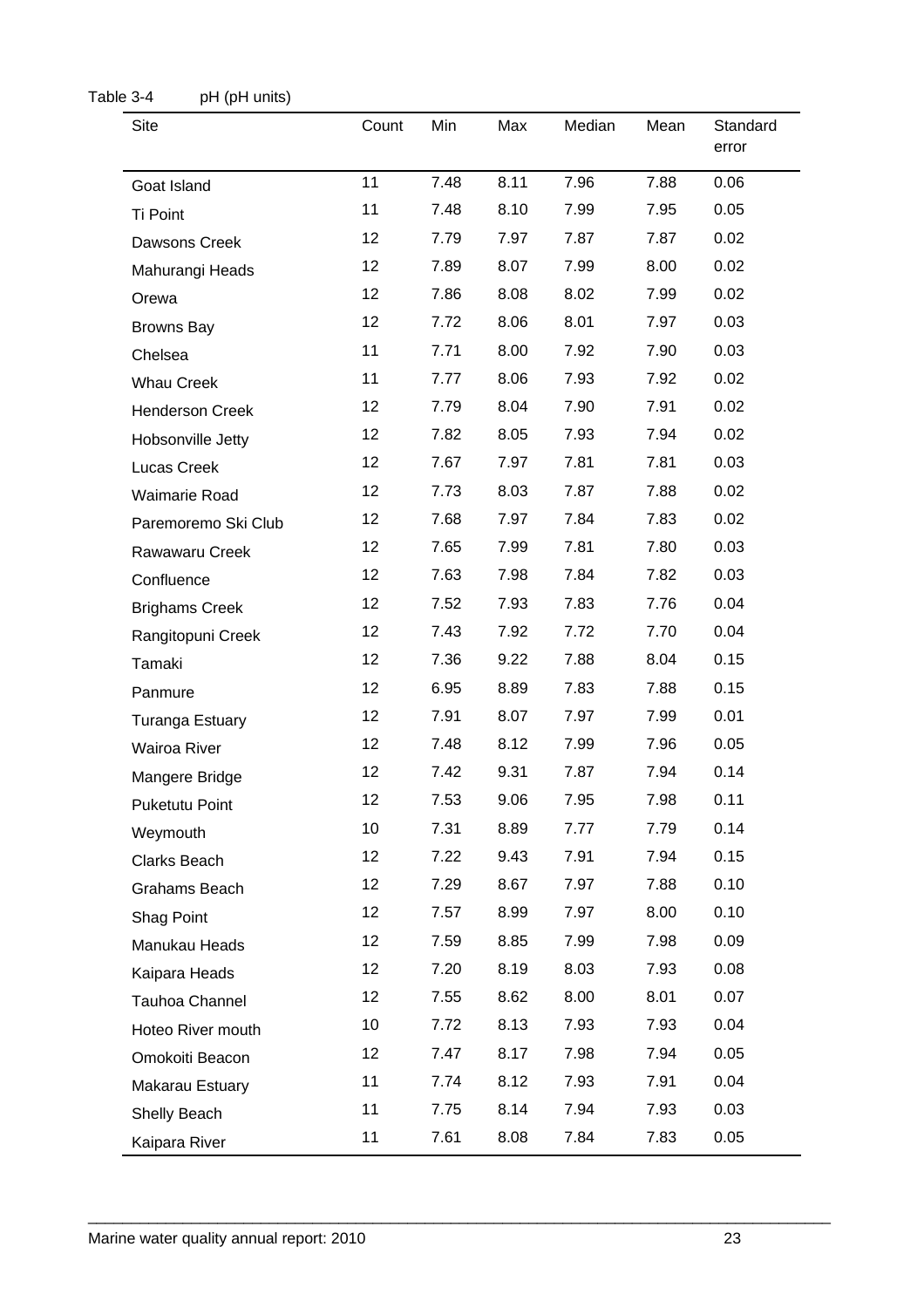Table 3-4 pH (pH units)

| Site | Count | Min | Max | Median | Mean | Standard error |
|---|---|---|---|---|---|---|
| Goat Island | 11 | 7.48 | 8.11 | 7.96 | 7.88 | 0.06 |
| Ti Point | 11 | 7.48 | 8.10 | 7.99 | 7.95 | 0.05 |
| Dawsons Creek | 12 | 7.79 | 7.97 | 7.87 | 7.87 | 0.02 |
| Mahurangi Heads | 12 | 7.89 | 8.07 | 7.99 | 8.00 | 0.02 |
| Orewa | 12 | 7.86 | 8.08 | 8.02 | 7.99 | 0.02 |
| Browns Bay | 12 | 7.72 | 8.06 | 8.01 | 7.97 | 0.03 |
| Chelsea | 11 | 7.71 | 8.00 | 7.92 | 7.90 | 0.03 |
| Whau Creek | 11 | 7.77 | 8.06 | 7.93 | 7.92 | 0.02 |
| Henderson Creek | 12 | 7.79 | 8.04 | 7.90 | 7.91 | 0.02 |
| Hobsonville Jetty | 12 | 7.82 | 8.05 | 7.93 | 7.94 | 0.02 |
| Lucas Creek | 12 | 7.67 | 7.97 | 7.81 | 7.81 | 0.03 |
| Waimarie Road | 12 | 7.73 | 8.03 | 7.87 | 7.88 | 0.02 |
| Paremoremo Ski Club | 12 | 7.68 | 7.97 | 7.84 | 7.83 | 0.02 |
| Rawawaru Creek | 12 | 7.65 | 7.99 | 7.81 | 7.80 | 0.03 |
| Confluence | 12 | 7.63 | 7.98 | 7.84 | 7.82 | 0.03 |
| Brighams Creek | 12 | 7.52 | 7.93 | 7.83 | 7.76 | 0.04 |
| Rangitopuni Creek | 12 | 7.43 | 7.92 | 7.72 | 7.70 | 0.04 |
| Tamaki | 12 | 7.36 | 9.22 | 7.88 | 8.04 | 0.15 |
| Panmure | 12 | 6.95 | 8.89 | 7.83 | 7.88 | 0.15 |
| Turanga Estuary | 12 | 7.91 | 8.07 | 7.97 | 7.99 | 0.01 |
| Wairoa River | 12 | 7.48 | 8.12 | 7.99 | 7.96 | 0.05 |
| Mangere Bridge | 12 | 7.42 | 9.31 | 7.87 | 7.94 | 0.14 |
| Puketutu Point | 12 | 7.53 | 9.06 | 7.95 | 7.98 | 0.11 |
| Weymouth | 10 | 7.31 | 8.89 | 7.77 | 7.79 | 0.14 |
| Clarks Beach | 12 | 7.22 | 9.43 | 7.91 | 7.94 | 0.15 |
| Grahams Beach | 12 | 7.29 | 8.67 | 7.97 | 7.88 | 0.10 |
| Shag Point | 12 | 7.57 | 8.99 | 7.97 | 8.00 | 0.10 |
| Manukau Heads | 12 | 7.59 | 8.85 | 7.99 | 7.98 | 0.09 |
| Kaipara Heads | 12 | 7.20 | 8.19 | 8.03 | 7.93 | 0.08 |
| Tauhoa Channel | 12 | 7.55 | 8.62 | 8.00 | 8.01 | 0.07 |
| Hoteo River mouth | 10 | 7.72 | 8.13 | 7.93 | 7.93 | 0.04 |
| Omokoiti Beacon | 12 | 7.47 | 8.17 | 7.98 | 7.94 | 0.05 |
| Makarau Estuary | 11 | 7.74 | 8.12 | 7.93 | 7.91 | 0.04 |
| Shelly Beach | 11 | 7.75 | 8.14 | 7.94 | 7.93 | 0.03 |
| Kaipara River | 11 | 7.61 | 8.08 | 7.84 | 7.83 | 0.05 |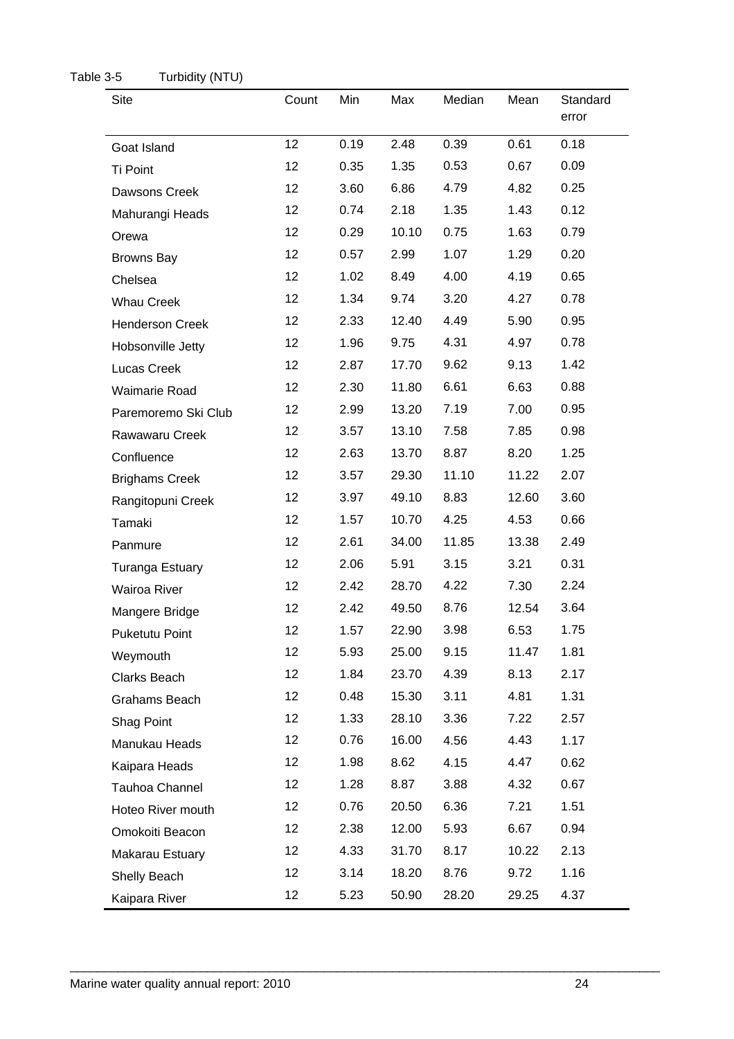Table 3-5 Turbidity (NTU)

| Site | Count | Min | Max | Median | Mean | Standard error |
|---|---|---|---|---|---|---|
| Goat Island | 12 | 0.19 | 2.48 | 0.39 | 0.61 | 0.18 |
| Ti Point | 12 | 0.35 | 1.35 | 0.53 | 0.67 | 0.09 |
| Dawsons Creek | 12 | 3.60 | 6.86 | 4.79 | 4.82 | 0.25 |
| Mahurangi Heads | 12 | 0.74 | 2.18 | 1.35 | 1.43 | 0.12 |
| Orewa | 12 | 0.29 | 10.10 | 0.75 | 1.63 | 0.79 |
| Browns Bay | 12 | 0.57 | 2.99 | 1.07 | 1.29 | 0.20 |
| Chelsea | 12 | 1.02 | 8.49 | 4.00 | 4.19 | 0.65 |
| Whau Creek | 12 | 1.34 | 9.74 | 3.20 | 4.27 | 0.78 |
| Henderson Creek | 12 | 2.33 | 12.40 | 4.49 | 5.90 | 0.95 |
| Hobsonville Jetty | 12 | 1.96 | 9.75 | 4.31 | 4.97 | 0.78 |
| Lucas Creek | 12 | 2.87 | 17.70 | 9.62 | 9.13 | 1.42 |
| Waimarie Road | 12 | 2.30 | 11.80 | 6.61 | 6.63 | 0.88 |
| Paremoremo Ski Club | 12 | 2.99 | 13.20 | 7.19 | 7.00 | 0.95 |
| Rawawaru Creek | 12 | 3.57 | 13.10 | 7.58 | 7.85 | 0.98 |
| Confluence | 12 | 2.63 | 13.70 | 8.87 | 8.20 | 1.25 |
| Brighams Creek | 12 | 3.57 | 29.30 | 11.10 | 11.22 | 2.07 |
| Rangitopuni Creek | 12 | 3.97 | 49.10 | 8.83 | 12.60 | 3.60 |
| Tamaki | 12 | 1.57 | 10.70 | 4.25 | 4.53 | 0.66 |
| Panmure | 12 | 2.61 | 34.00 | 11.85 | 13.38 | 2.49 |
| Turanga Estuary | 12 | 2.06 | 5.91 | 3.15 | 3.21 | 0.31 |
| Wairoa River | 12 | 2.42 | 28.70 | 4.22 | 7.30 | 2.24 |
| Mangere Bridge | 12 | 2.42 | 49.50 | 8.76 | 12.54 | 3.64 |
| Puketutu Point | 12 | 1.57 | 22.90 | 3.98 | 6.53 | 1.75 |
| Weymouth | 12 | 5.93 | 25.00 | 9.15 | 11.47 | 1.81 |
| Clarks Beach | 12 | 1.84 | 23.70 | 4.39 | 8.13 | 2.17 |
| Grahams Beach | 12 | 0.48 | 15.30 | 3.11 | 4.81 | 1.31 |
| Shag Point | 12 | 1.33 | 28.10 | 3.36 | 7.22 | 2.57 |
| Manukau Heads | 12 | 0.76 | 16.00 | 4.56 | 4.43 | 1.17 |
| Kaipara Heads | 12 | 1.98 | 8.62 | 4.15 | 4.47 | 0.62 |
| Tauhoa Channel | 12 | 1.28 | 8.87 | 3.88 | 4.32 | 0.67 |
| Hoteo River mouth | 12 | 0.76 | 20.50 | 6.36 | 7.21 | 1.51 |
| Omokoiti Beacon | 12 | 2.38 | 12.00 | 5.93 | 6.67 | 0.94 |
| Makarau Estuary | 12 | 4.33 | 31.70 | 8.17 | 10.22 | 2.13 |
| Shelly Beach | 12 | 3.14 | 18.20 | 8.76 | 9.72 | 1.16 |
| Kaipara River | 12 | 5.23 | 50.90 | 28.20 | 29.25 | 4.37 |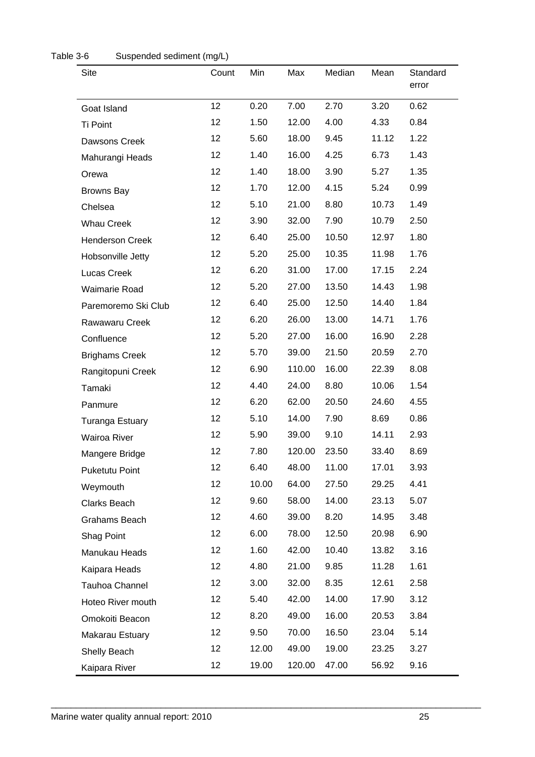Table 3-6 Suspended sediment (mg/L)

| Site | Count | Min | Max | Median | Mean | Standard error |
|---|---|---|---|---|---|---|
| Goat Island | 12 | 0.20 | 7.00 | 2.70 | 3.20 | 0.62 |
| Ti Point | 12 | 1.50 | 12.00 | 4.00 | 4.33 | 0.84 |
| Dawsons Creek | 12 | 5.60 | 18.00 | 9.45 | 11.12 | 1.22 |
| Mahurangi Heads | 12 | 1.40 | 16.00 | 4.25 | 6.73 | 1.43 |
| Orewa | 12 | 1.40 | 18.00 | 3.90 | 5.27 | 1.35 |
| Browns Bay | 12 | 1.70 | 12.00 | 4.15 | 5.24 | 0.99 |
| Chelsea | 12 | 5.10 | 21.00 | 8.80 | 10.73 | 1.49 |
| Whau Creek | 12 | 3.90 | 32.00 | 7.90 | 10.79 | 2.50 |
| Henderson Creek | 12 | 6.40 | 25.00 | 10.50 | 12.97 | 1.80 |
| Hobsonville Jetty | 12 | 5.20 | 25.00 | 10.35 | 11.98 | 1.76 |
| Lucas Creek | 12 | 6.20 | 31.00 | 17.00 | 17.15 | 2.24 |
| Waimarie Road | 12 | 5.20 | 27.00 | 13.50 | 14.43 | 1.98 |
| Paremoremo Ski Club | 12 | 6.40 | 25.00 | 12.50 | 14.40 | 1.84 |
| Rawawaru Creek | 12 | 6.20 | 26.00 | 13.00 | 14.71 | 1.76 |
| Confluence | 12 | 5.20 | 27.00 | 16.00 | 16.90 | 2.28 |
| Brighams Creek | 12 | 5.70 | 39.00 | 21.50 | 20.59 | 2.70 |
| Rangitopuni Creek | 12 | 6.90 | 110.00 | 16.00 | 22.39 | 8.08 |
| Tamaki | 12 | 4.40 | 24.00 | 8.80 | 10.06 | 1.54 |
| Panmure | 12 | 6.20 | 62.00 | 20.50 | 24.60 | 4.55 |
| Turanga Estuary | 12 | 5.10 | 14.00 | 7.90 | 8.69 | 0.86 |
| Wairoa River | 12 | 5.90 | 39.00 | 9.10 | 14.11 | 2.93 |
| Mangere Bridge | 12 | 7.80 | 120.00 | 23.50 | 33.40 | 8.69 |
| Puketutu Point | 12 | 6.40 | 48.00 | 11.00 | 17.01 | 3.93 |
| Weymouth | 12 | 10.00 | 64.00 | 27.50 | 29.25 | 4.41 |
| Clarks Beach | 12 | 9.60 | 58.00 | 14.00 | 23.13 | 5.07 |
| Grahams Beach | 12 | 4.60 | 39.00 | 8.20 | 14.95 | 3.48 |
| Shag Point | 12 | 6.00 | 78.00 | 12.50 | 20.98 | 6.90 |
| Manukau Heads | 12 | 1.60 | 42.00 | 10.40 | 13.82 | 3.16 |
| Kaipara Heads | 12 | 4.80 | 21.00 | 9.85 | 11.28 | 1.61 |
| Tauhoa Channel | 12 | 3.00 | 32.00 | 8.35 | 12.61 | 2.58 |
| Hoteo River mouth | 12 | 5.40 | 42.00 | 14.00 | 17.90 | 3.12 |
| Omokoiti Beacon | 12 | 8.20 | 49.00 | 16.00 | 20.53 | 3.84 |
| Makarau Estuary | 12 | 9.50 | 70.00 | 16.50 | 23.04 | 5.14 |
| Shelly Beach | 12 | 12.00 | 49.00 | 19.00 | 23.25 | 3.27 |
| Kaipara River | 12 | 19.00 | 120.00 | 47.00 | 56.92 | 9.16 |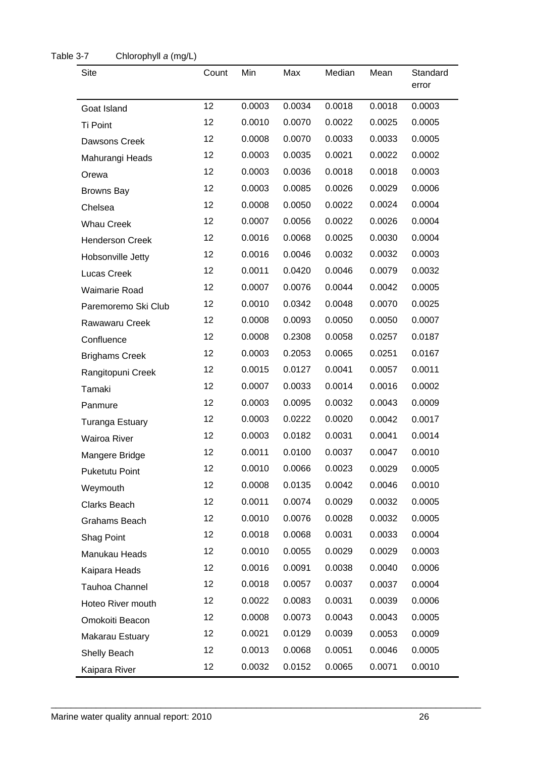Table 3-7 Chlorophyll *a* (mg/L)

| Site | Count | Min | Max | Median | Mean | Standard error |
|---|---|---|---|---|---|---|
| Goat Island | 12 | 0.0003 | 0.0034 | 0.0018 | 0.0018 | 0.0003 |
| Ti Point | 12 | 0.0010 | 0.0070 | 0.0022 | 0.0025 | 0.0005 |
| Dawsons Creek | 12 | 0.0008 | 0.0070 | 0.0033 | 0.0033 | 0.0005 |
| Mahurangi Heads | 12 | 0.0003 | 0.0035 | 0.0021 | 0.0022 | 0.0002 |
| Orewa | 12 | 0.0003 | 0.0036 | 0.0018 | 0.0018 | 0.0003 |
| Browns Bay | 12 | 0.0003 | 0.0085 | 0.0026 | 0.0029 | 0.0006 |
| Chelsea | 12 | 0.0008 | 0.0050 | 0.0022 | 0.0024 | 0.0004 |
| Whau Creek | 12 | 0.0007 | 0.0056 | 0.0022 | 0.0026 | 0.0004 |
| Henderson Creek | 12 | 0.0016 | 0.0068 | 0.0025 | 0.0030 | 0.0004 |
| Hobsonville Jetty | 12 | 0.0016 | 0.0046 | 0.0032 | 0.0032 | 0.0003 |
| Lucas Creek | 12 | 0.0011 | 0.0420 | 0.0046 | 0.0079 | 0.0032 |
| Waimarie Road | 12 | 0.0007 | 0.0076 | 0.0044 | 0.0042 | 0.0005 |
| Paremoremo Ski Club | 12 | 0.0010 | 0.0342 | 0.0048 | 0.0070 | 0.0025 |
| Rawawaru Creek | 12 | 0.0008 | 0.0093 | 0.0050 | 0.0050 | 0.0007 |
| Confluence | 12 | 0.0008 | 0.2308 | 0.0058 | 0.0257 | 0.0187 |
| Brighams Creek | 12 | 0.0003 | 0.2053 | 0.0065 | 0.0251 | 0.0167 |
| Rangitopuni Creek | 12 | 0.0015 | 0.0127 | 0.0041 | 0.0057 | 0.0011 |
| Tamaki | 12 | 0.0007 | 0.0033 | 0.0014 | 0.0016 | 0.0002 |
| Panmure | 12 | 0.0003 | 0.0095 | 0.0032 | 0.0043 | 0.0009 |
| Turanga Estuary | 12 | 0.0003 | 0.0222 | 0.0020 | 0.0042 | 0.0017 |
| Wairoa River | 12 | 0.0003 | 0.0182 | 0.0031 | 0.0041 | 0.0014 |
| Mangere Bridge | 12 | 0.0011 | 0.0100 | 0.0037 | 0.0047 | 0.0010 |
| Puketutu Point | 12 | 0.0010 | 0.0066 | 0.0023 | 0.0029 | 0.0005 |
| Weymouth | 12 | 0.0008 | 0.0135 | 0.0042 | 0.0046 | 0.0010 |
| Clarks Beach | 12 | 0.0011 | 0.0074 | 0.0029 | 0.0032 | 0.0005 |
| Grahams Beach | 12 | 0.0010 | 0.0076 | 0.0028 | 0.0032 | 0.0005 |
| Shag Point | 12 | 0.0018 | 0.0068 | 0.0031 | 0.0033 | 0.0004 |
| Manukau Heads | 12 | 0.0010 | 0.0055 | 0.0029 | 0.0029 | 0.0003 |
| Kaipara Heads | 12 | 0.0016 | 0.0091 | 0.0038 | 0.0040 | 0.0006 |
| Tauhoa Channel | 12 | 0.0018 | 0.0057 | 0.0037 | 0.0037 | 0.0004 |
| Hoteo River mouth | 12 | 0.0022 | 0.0083 | 0.0031 | 0.0039 | 0.0006 |
| Omokoiti Beacon | 12 | 0.0008 | 0.0073 | 0.0043 | 0.0043 | 0.0005 |
| Makarau Estuary | 12 | 0.0021 | 0.0129 | 0.0039 | 0.0053 | 0.0009 |
| Shelly Beach | 12 | 0.0013 | 0.0068 | 0.0051 | 0.0046 | 0.0005 |
| Kaipara River | 12 | 0.0032 | 0.0152 | 0.0065 | 0.0071 | 0.0010 |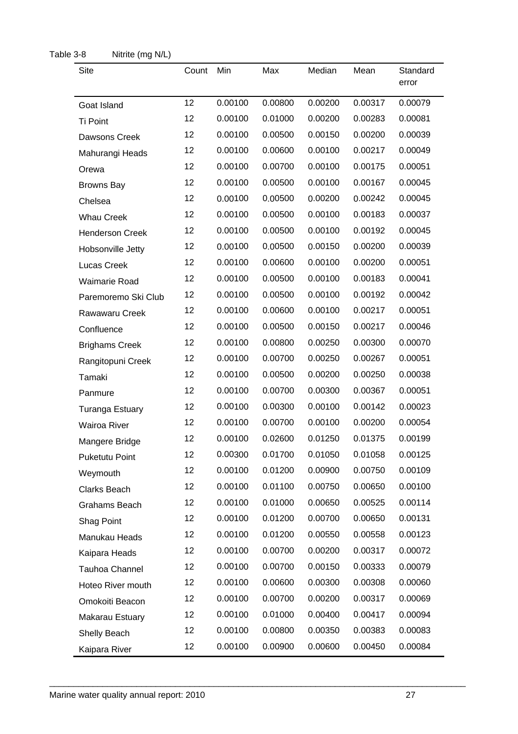Table 3-8 Nitrite (mg N/L)

| Site | Count | Min | Max | Median | Mean | Standard error |
|---|---|---|---|---|---|---|
| Goat Island | 12 | 0.00100 | 0.00800 | 0.00200 | 0.00317 | 0.00079 |
| Ti Point | 12 | 0.00100 | 0.01000 | 0.00200 | 0.00283 | 0.00081 |
| Dawsons Creek | 12 | 0.00100 | 0.00500 | 0.00150 | 0.00200 | 0.00039 |
| Mahurangi Heads | 12 | 0.00100 | 0.00600 | 0.00100 | 0.00217 | 0.00049 |
| Orewa | 12 | 0.00100 | 0.00700 | 0.00100 | 0.00175 | 0.00051 |
| Browns Bay | 12 | 0.00100 | 0.00500 | 0.00100 | 0.00167 | 0.00045 |
| Chelsea | 12 | 0.00100 | 0.00500 | 0.00200 | 0.00242 | 0.00045 |
| Whau Creek | 12 | 0.00100 | 0.00500 | 0.00100 | 0.00183 | 0.00037 |
| Henderson Creek | 12 | 0.00100 | 0.00500 | 0.00100 | 0.00192 | 0.00045 |
| Hobsonville Jetty | 12 | 0.00100 | 0.00500 | 0.00150 | 0.00200 | 0.00039 |
| Lucas Creek | 12 | 0.00100 | 0.00600 | 0.00100 | 0.00200 | 0.00051 |
| Waimarie Road | 12 | 0.00100 | 0.00500 | 0.00100 | 0.00183 | 0.00041 |
| Paremoremo Ski Club | 12 | 0.00100 | 0.00500 | 0.00100 | 0.00192 | 0.00042 |
| Rawawaru Creek | 12 | 0.00100 | 0.00600 | 0.00100 | 0.00217 | 0.00051 |
| Confluence | 12 | 0.00100 | 0.00500 | 0.00150 | 0.00217 | 0.00046 |
| Brighams Creek | 12 | 0.00100 | 0.00800 | 0.00250 | 0.00300 | 0.00070 |
| Rangitopuni Creek | 12 | 0.00100 | 0.00700 | 0.00250 | 0.00267 | 0.00051 |
| Tamaki | 12 | 0.00100 | 0.00500 | 0.00200 | 0.00250 | 0.00038 |
| Panmure | 12 | 0.00100 | 0.00700 | 0.00300 | 0.00367 | 0.00051 |
| Turanga Estuary | 12 | 0.00100 | 0.00300 | 0.00100 | 0.00142 | 0.00023 |
| Wairoa River | 12 | 0.00100 | 0.00700 | 0.00100 | 0.00200 | 0.00054 |
| Mangere Bridge | 12 | 0.00100 | 0.02600 | 0.01250 | 0.01375 | 0.00199 |
| Puketutu Point | 12 | 0.00300 | 0.01700 | 0.01050 | 0.01058 | 0.00125 |
| Weymouth | 12 | 0.00100 | 0.01200 | 0.00900 | 0.00750 | 0.00109 |
| Clarks Beach | 12 | 0.00100 | 0.01100 | 0.00750 | 0.00650 | 0.00100 |
| Grahams Beach | 12 | 0.00100 | 0.01000 | 0.00650 | 0.00525 | 0.00114 |
| Shag Point | 12 | 0.00100 | 0.01200 | 0.00700 | 0.00650 | 0.00131 |
| Manukau Heads | 12 | 0.00100 | 0.01200 | 0.00550 | 0.00558 | 0.00123 |
| Kaipara Heads | 12 | 0.00100 | 0.00700 | 0.00200 | 0.00317 | 0.00072 |
| Tauhoa Channel | 12 | 0.00100 | 0.00700 | 0.00150 | 0.00333 | 0.00079 |
| Hoteo River mouth | 12 | 0.00100 | 0.00600 | 0.00300 | 0.00308 | 0.00060 |
| Omokoiti Beacon | 12 | 0.00100 | 0.00700 | 0.00200 | 0.00317 | 0.00069 |
| Makarau Estuary | 12 | 0.00100 | 0.01000 | 0.00400 | 0.00417 | 0.00094 |
| Shelly Beach | 12 | 0.00100 | 0.00800 | 0.00350 | 0.00383 | 0.00083 |
| Kaipara River | 12 | 0.00100 | 0.00900 | 0.00600 | 0.00450 | 0.00084 |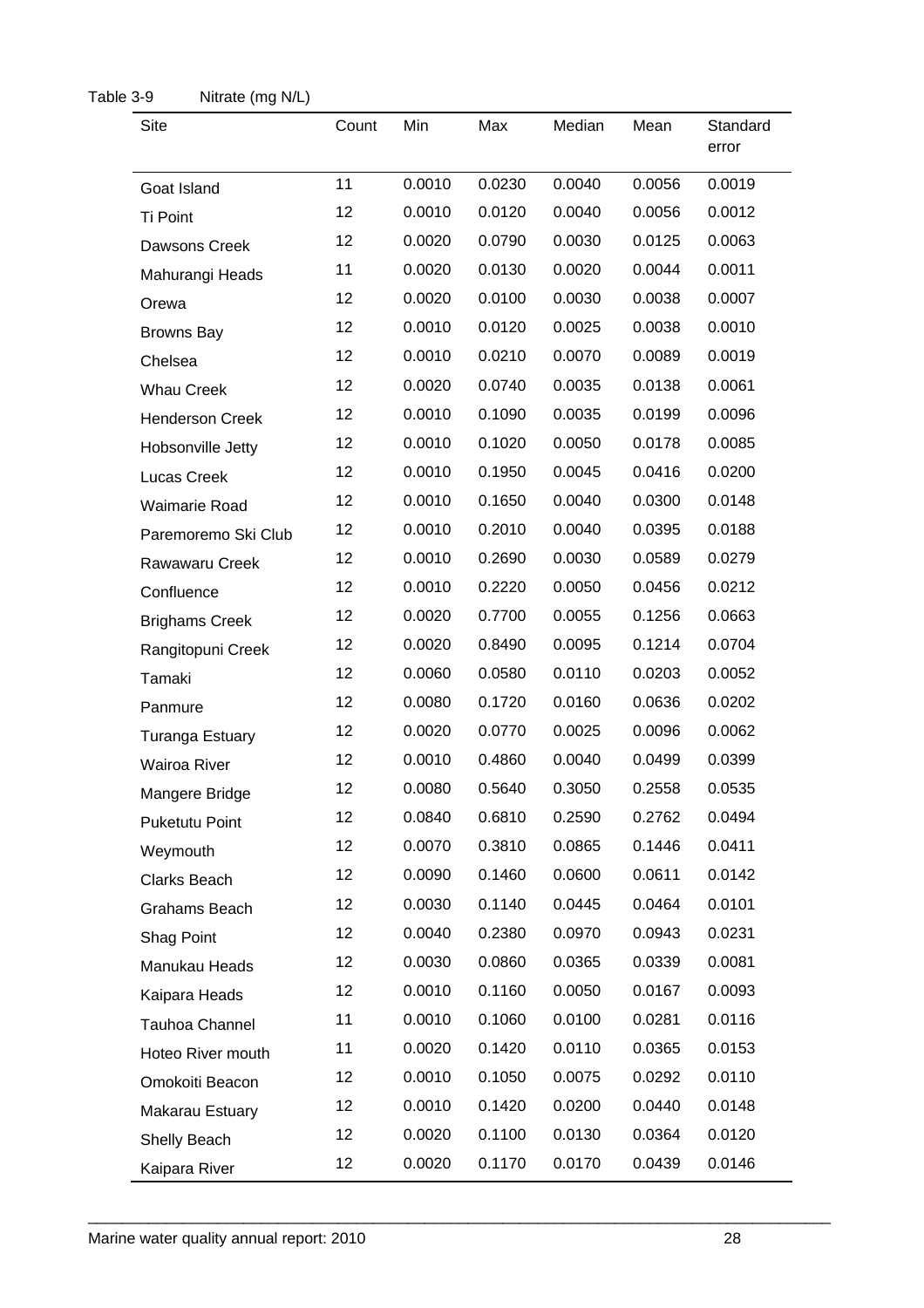Table 3-9 Nitrate (mg N/L)

| Site | Count | Min | Max | Median | Mean | Standard error |
|---|---|---|---|---|---|---|
| Goat Island | 11 | 0.0010 | 0.0230 | 0.0040 | 0.0056 | 0.0019 |
| Ti Point | 12 | 0.0010 | 0.0120 | 0.0040 | 0.0056 | 0.0012 |
| Dawsons Creek | 12 | 0.0020 | 0.0790 | 0.0030 | 0.0125 | 0.0063 |
| Mahurangi Heads | 11 | 0.0020 | 0.0130 | 0.0020 | 0.0044 | 0.0011 |
| Orewa | 12 | 0.0020 | 0.0100 | 0.0030 | 0.0038 | 0.0007 |
| Browns Bay | 12 | 0.0010 | 0.0120 | 0.0025 | 0.0038 | 0.0010 |
| Chelsea | 12 | 0.0010 | 0.0210 | 0.0070 | 0.0089 | 0.0019 |
| Whau Creek | 12 | 0.0020 | 0.0740 | 0.0035 | 0.0138 | 0.0061 |
| Henderson Creek | 12 | 0.0010 | 0.1090 | 0.0035 | 0.0199 | 0.0096 |
| Hobsonville Jetty | 12 | 0.0010 | 0.1020 | 0.0050 | 0.0178 | 0.0085 |
| Lucas Creek | 12 | 0.0010 | 0.1950 | 0.0045 | 0.0416 | 0.0200 |
| Waimarie Road | 12 | 0.0010 | 0.1650 | 0.0040 | 0.0300 | 0.0148 |
| Paremoremo Ski Club | 12 | 0.0010 | 0.2010 | 0.0040 | 0.0395 | 0.0188 |
| Rawawaru Creek | 12 | 0.0010 | 0.2690 | 0.0030 | 0.0589 | 0.0279 |
| Confluence | 12 | 0.0010 | 0.2220 | 0.0050 | 0.0456 | 0.0212 |
| Brighams Creek | 12 | 0.0020 | 0.7700 | 0.0055 | 0.1256 | 0.0663 |
| Rangitopuni Creek | 12 | 0.0020 | 0.8490 | 0.0095 | 0.1214 | 0.0704 |
| Tamaki | 12 | 0.0060 | 0.0580 | 0.0110 | 0.0203 | 0.0052 |
| Panmure | 12 | 0.0080 | 0.1720 | 0.0160 | 0.0636 | 0.0202 |
| Turanga Estuary | 12 | 0.0020 | 0.0770 | 0.0025 | 0.0096 | 0.0062 |
| Wairoa River | 12 | 0.0010 | 0.4860 | 0.0040 | 0.0499 | 0.0399 |
| Mangere Bridge | 12 | 0.0080 | 0.5640 | 0.3050 | 0.2558 | 0.0535 |
| Puketutu Point | 12 | 0.0840 | 0.6810 | 0.2590 | 0.2762 | 0.0494 |
| Weymouth | 12 | 0.0070 | 0.3810 | 0.0865 | 0.1446 | 0.0411 |
| Clarks Beach | 12 | 0.0090 | 0.1460 | 0.0600 | 0.0611 | 0.0142 |
| Grahams Beach | 12 | 0.0030 | 0.1140 | 0.0445 | 0.0464 | 0.0101 |
| Shag Point | 12 | 0.0040 | 0.2380 | 0.0970 | 0.0943 | 0.0231 |
| Manukau Heads | 12 | 0.0030 | 0.0860 | 0.0365 | 0.0339 | 0.0081 |
| Kaipara Heads | 12 | 0.0010 | 0.1160 | 0.0050 | 0.0167 | 0.0093 |
| Tauhoa Channel | 11 | 0.0010 | 0.1060 | 0.0100 | 0.0281 | 0.0116 |
| Hoteo River mouth | 11 | 0.0020 | 0.1420 | 0.0110 | 0.0365 | 0.0153 |
| Omokoiti Beacon | 12 | 0.0010 | 0.1050 | 0.0075 | 0.0292 | 0.0110 |
| Makarau Estuary | 12 | 0.0010 | 0.1420 | 0.0200 | 0.0440 | 0.0148 |
| Shelly Beach | 12 | 0.0020 | 0.1100 | 0.0130 | 0.0364 | 0.0120 |
| Kaipara River | 12 | 0.0020 | 0.1170 | 0.0170 | 0.0439 | 0.0146 |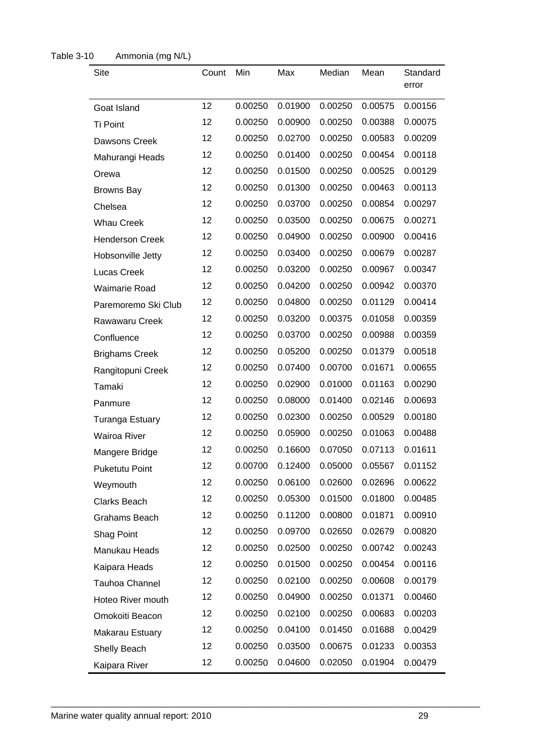Table 3-10 Ammonia (mg N/L)

| Site | Count | Min | Max | Median | Mean | Standard error |
|---|---|---|---|---|---|---|
| Goat Island | 12 | 0.00250 | 0.01900 | 0.00250 | 0.00575 | 0.00156 |
| Ti Point | 12 | 0.00250 | 0.00900 | 0.00250 | 0.00388 | 0.00075 |
| Dawsons Creek | 12 | 0.00250 | 0.02700 | 0.00250 | 0.00583 | 0.00209 |
| Mahurangi Heads | 12 | 0.00250 | 0.01400 | 0.00250 | 0.00454 | 0.00118 |
| Orewa | 12 | 0.00250 | 0.01500 | 0.00250 | 0.00525 | 0.00129 |
| Browns Bay | 12 | 0.00250 | 0.01300 | 0.00250 | 0.00463 | 0.00113 |
| Chelsea | 12 | 0.00250 | 0.03700 | 0.00250 | 0.00854 | 0.00297 |
| Whau Creek | 12 | 0.00250 | 0.03500 | 0.00250 | 0.00675 | 0.00271 |
| Henderson Creek | 12 | 0.00250 | 0.04900 | 0.00250 | 0.00900 | 0.00416 |
| Hobsonville Jetty | 12 | 0.00250 | 0.03400 | 0.00250 | 0.00679 | 0.00287 |
| Lucas Creek | 12 | 0.00250 | 0.03200 | 0.00250 | 0.00967 | 0.00347 |
| Waimarie Road | 12 | 0.00250 | 0.04200 | 0.00250 | 0.00942 | 0.00370 |
| Paremoremo Ski Club | 12 | 0.00250 | 0.04800 | 0.00250 | 0.01129 | 0.00414 |
| Rawawaru Creek | 12 | 0.00250 | 0.03200 | 0.00375 | 0.01058 | 0.00359 |
| Confluence | 12 | 0.00250 | 0.03700 | 0.00250 | 0.00988 | 0.00359 |
| Brighams Creek | 12 | 0.00250 | 0.05200 | 0.00250 | 0.01379 | 0.00518 |
| Rangitopuni Creek | 12 | 0.00250 | 0.07400 | 0.00700 | 0.01671 | 0.00655 |
| Tamaki | 12 | 0.00250 | 0.02900 | 0.01000 | 0.01163 | 0.00290 |
| Panmure | 12 | 0.00250 | 0.08000 | 0.01400 | 0.02146 | 0.00693 |
| Turanga Estuary | 12 | 0.00250 | 0.02300 | 0.00250 | 0.00529 | 0.00180 |
| Wairoa River | 12 | 0.00250 | 0.05900 | 0.00250 | 0.01063 | 0.00488 |
| Mangere Bridge | 12 | 0.00250 | 0.16600 | 0.07050 | 0.07113 | 0.01611 |
| Puketutu Point | 12 | 0.00700 | 0.12400 | 0.05000 | 0.05567 | 0.01152 |
| Weymouth | 12 | 0.00250 | 0.06100 | 0.02600 | 0.02696 | 0.00622 |
| Clarks Beach | 12 | 0.00250 | 0.05300 | 0.01500 | 0.01800 | 0.00485 |
| Grahams Beach | 12 | 0.00250 | 0.11200 | 0.00800 | 0.01871 | 0.00910 |
| Shag Point | 12 | 0.00250 | 0.09700 | 0.02650 | 0.02679 | 0.00820 |
| Manukau Heads | 12 | 0.00250 | 0.02500 | 0.00250 | 0.00742 | 0.00243 |
| Kaipara Heads | 12 | 0.00250 | 0.01500 | 0.00250 | 0.00454 | 0.00116 |
| Tauhoa Channel | 12 | 0.00250 | 0.02100 | 0.00250 | 0.00608 | 0.00179 |
| Hoteo River mouth | 12 | 0.00250 | 0.04900 | 0.00250 | 0.01371 | 0.00460 |
| Omokoiti Beacon | 12 | 0.00250 | 0.02100 | 0.00250 | 0.00683 | 0.00203 |
| Makarau Estuary | 12 | 0.00250 | 0.04100 | 0.01450 | 0.01688 | 0.00429 |
| Shelly Beach | 12 | 0.00250 | 0.03500 | 0.00675 | 0.01233 | 0.00353 |
| Kaipara River | 12 | 0.00250 | 0.04600 | 0.02050 | 0.01904 | 0.00479 |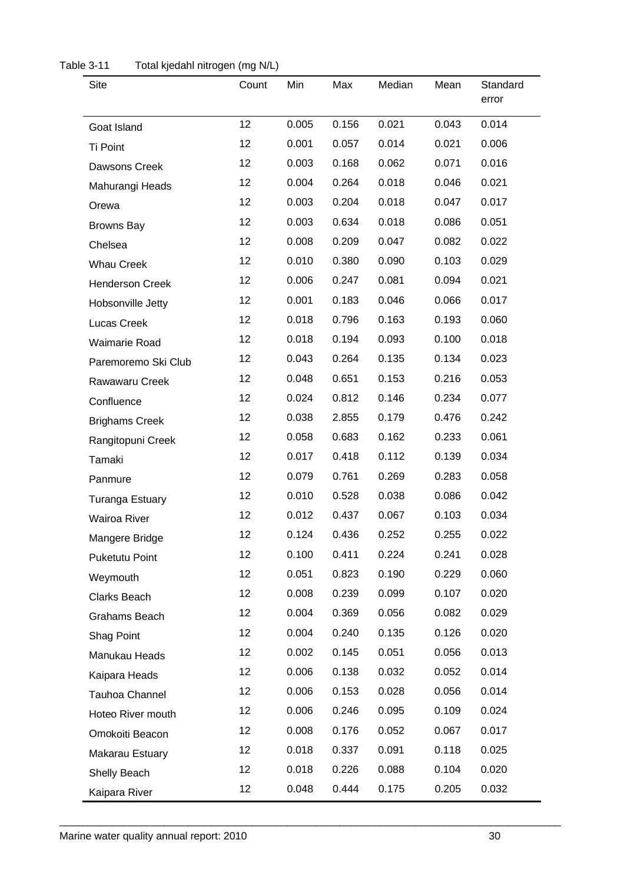Table 3-11 Total kjedahl nitrogen (mg N/L)

| Site | Count | Min | Max | Median | Mean | Standard error |
|---|---|---|---|---|---|---|
| Goat Island | 12 | 0.005 | 0.156 | 0.021 | 0.043 | 0.014 |
| Ti Point | 12 | 0.001 | 0.057 | 0.014 | 0.021 | 0.006 |
| Dawsons Creek | 12 | 0.003 | 0.168 | 0.062 | 0.071 | 0.016 |
| Mahurangi Heads | 12 | 0.004 | 0.264 | 0.018 | 0.046 | 0.021 |
| Orewa | 12 | 0.003 | 0.204 | 0.018 | 0.047 | 0.017 |
| Browns Bay | 12 | 0.003 | 0.634 | 0.018 | 0.086 | 0.051 |
| Chelsea | 12 | 0.008 | 0.209 | 0.047 | 0.082 | 0.022 |
| Whau Creek | 12 | 0.010 | 0.380 | 0.090 | 0.103 | 0.029 |
| Henderson Creek | 12 | 0.006 | 0.247 | 0.081 | 0.094 | 0.021 |
| Hobsonville Jetty | 12 | 0.001 | 0.183 | 0.046 | 0.066 | 0.017 |
| Lucas Creek | 12 | 0.018 | 0.796 | 0.163 | 0.193 | 0.060 |
| Waimarie Road | 12 | 0.018 | 0.194 | 0.093 | 0.100 | 0.018 |
| Paremoremo Ski Club | 12 | 0.043 | 0.264 | 0.135 | 0.134 | 0.023 |
| Rawawaru Creek | 12 | 0.048 | 0.651 | 0.153 | 0.216 | 0.053 |
| Confluence | 12 | 0.024 | 0.812 | 0.146 | 0.234 | 0.077 |
| Brighams Creek | 12 | 0.038 | 2.855 | 0.179 | 0.476 | 0.242 |
| Rangitopuni Creek | 12 | 0.058 | 0.683 | 0.162 | 0.233 | 0.061 |
| Tamaki | 12 | 0.017 | 0.418 | 0.112 | 0.139 | 0.034 |
| Panmure | 12 | 0.079 | 0.761 | 0.269 | 0.283 | 0.058 |
| Turanga Estuary | 12 | 0.010 | 0.528 | 0.038 | 0.086 | 0.042 |
| Wairoa River | 12 | 0.012 | 0.437 | 0.067 | 0.103 | 0.034 |
| Mangere Bridge | 12 | 0.124 | 0.436 | 0.252 | 0.255 | 0.022 |
| Puketutu Point | 12 | 0.100 | 0.411 | 0.224 | 0.241 | 0.028 |
| Weymouth | 12 | 0.051 | 0.823 | 0.190 | 0.229 | 0.060 |
| Clarks Beach | 12 | 0.008 | 0.239 | 0.099 | 0.107 | 0.020 |
| Grahams Beach | 12 | 0.004 | 0.369 | 0.056 | 0.082 | 0.029 |
| Shag Point | 12 | 0.004 | 0.240 | 0.135 | 0.126 | 0.020 |
| Manukau Heads | 12 | 0.002 | 0.145 | 0.051 | 0.056 | 0.013 |
| Kaipara Heads | 12 | 0.006 | 0.138 | 0.032 | 0.052 | 0.014 |
| Tauhoa Channel | 12 | 0.006 | 0.153 | 0.028 | 0.056 | 0.014 |
| Hoteo River mouth | 12 | 0.006 | 0.246 | 0.095 | 0.109 | 0.024 |
| Omokoiti Beacon | 12 | 0.008 | 0.176 | 0.052 | 0.067 | 0.017 |
| Makarau Estuary | 12 | 0.018 | 0.337 | 0.091 | 0.118 | 0.025 |
| Shelly Beach | 12 | 0.018 | 0.226 | 0.088 | 0.104 | 0.020 |
| Kaipara River | 12 | 0.048 | 0.444 | 0.175 | 0.205 | 0.032 |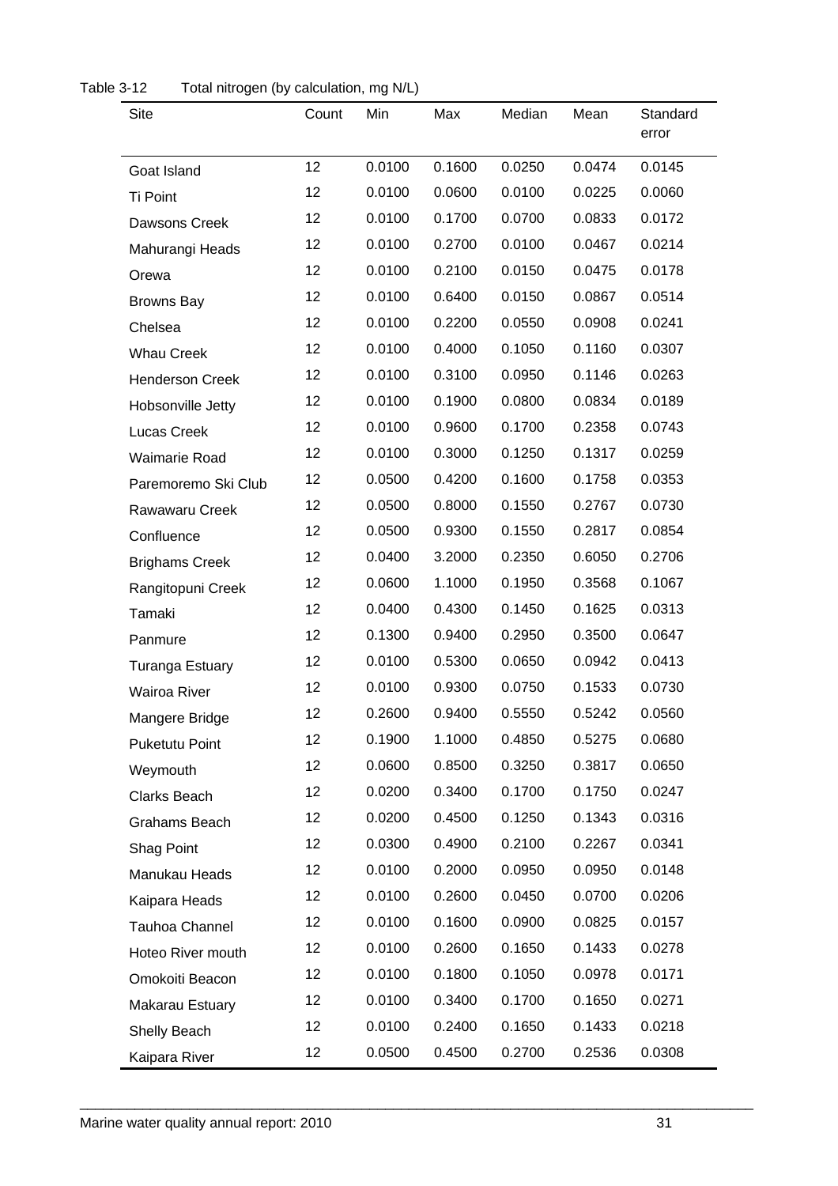Table 3-12 Total nitrogen (by calculation, mg N/L)

| Site | Count | Min | Max | Median | Mean | Standard error |
|---|---|---|---|---|---|---|
| Goat Island | 12 | 0.0100 | 0.1600 | 0.0250 | 0.0474 | 0.0145 |
| Ti Point | 12 | 0.0100 | 0.0600 | 0.0100 | 0.0225 | 0.0060 |
| Dawsons Creek | 12 | 0.0100 | 0.1700 | 0.0700 | 0.0833 | 0.0172 |
| Mahurangi Heads | 12 | 0.0100 | 0.2700 | 0.0100 | 0.0467 | 0.0214 |
| Orewa | 12 | 0.0100 | 0.2100 | 0.0150 | 0.0475 | 0.0178 |
| Browns Bay | 12 | 0.0100 | 0.6400 | 0.0150 | 0.0867 | 0.0514 |
| Chelsea | 12 | 0.0100 | 0.2200 | 0.0550 | 0.0908 | 0.0241 |
| Whau Creek | 12 | 0.0100 | 0.4000 | 0.1050 | 0.1160 | 0.0307 |
| Henderson Creek | 12 | 0.0100 | 0.3100 | 0.0950 | 0.1146 | 0.0263 |
| Hobsonville Jetty | 12 | 0.0100 | 0.1900 | 0.0800 | 0.0834 | 0.0189 |
| Lucas Creek | 12 | 0.0100 | 0.9600 | 0.1700 | 0.2358 | 0.0743 |
| Waimarie Road | 12 | 0.0100 | 0.3000 | 0.1250 | 0.1317 | 0.0259 |
| Paremoremo Ski Club | 12 | 0.0500 | 0.4200 | 0.1600 | 0.1758 | 0.0353 |
| Rawawaru Creek | 12 | 0.0500 | 0.8000 | 0.1550 | 0.2767 | 0.0730 |
| Confluence | 12 | 0.0500 | 0.9300 | 0.1550 | 0.2817 | 0.0854 |
| Brighams Creek | 12 | 0.0400 | 3.2000 | 0.2350 | 0.6050 | 0.2706 |
| Rangitopuni Creek | 12 | 0.0600 | 1.1000 | 0.1950 | 0.3568 | 0.1067 |
| Tamaki | 12 | 0.0400 | 0.4300 | 0.1450 | 0.1625 | 0.0313 |
| Panmure | 12 | 0.1300 | 0.9400 | 0.2950 | 0.3500 | 0.0647 |
| Turanga Estuary | 12 | 0.0100 | 0.5300 | 0.0650 | 0.0942 | 0.0413 |
| Wairoa River | 12 | 0.0100 | 0.9300 | 0.0750 | 0.1533 | 0.0730 |
| Mangere Bridge | 12 | 0.2600 | 0.9400 | 0.5550 | 0.5242 | 0.0560 |
| Puketutu Point | 12 | 0.1900 | 1.1000 | 0.4850 | 0.5275 | 0.0680 |
| Weymouth | 12 | 0.0600 | 0.8500 | 0.3250 | 0.3817 | 0.0650 |
| Clarks Beach | 12 | 0.0200 | 0.3400 | 0.1700 | 0.1750 | 0.0247 |
| Grahams Beach | 12 | 0.0200 | 0.4500 | 0.1250 | 0.1343 | 0.0316 |
| Shag Point | 12 | 0.0300 | 0.4900 | 0.2100 | 0.2267 | 0.0341 |
| Manukau Heads | 12 | 0.0100 | 0.2000 | 0.0950 | 0.0950 | 0.0148 |
| Kaipara Heads | 12 | 0.0100 | 0.2600 | 0.0450 | 0.0700 | 0.0206 |
| Tauhoa Channel | 12 | 0.0100 | 0.1600 | 0.0900 | 0.0825 | 0.0157 |
| Hoteo River mouth | 12 | 0.0100 | 0.2600 | 0.1650 | 0.1433 | 0.0278 |
| Omokoiti Beacon | 12 | 0.0100 | 0.1800 | 0.1050 | 0.0978 | 0.0171 |
| Makarau Estuary | 12 | 0.0100 | 0.3400 | 0.1700 | 0.1650 | 0.0271 |
| Shelly Beach | 12 | 0.0100 | 0.2400 | 0.1650 | 0.1433 | 0.0218 |
| Kaipara River | 12 | 0.0500 | 0.4500 | 0.2700 | 0.2536 | 0.0308 |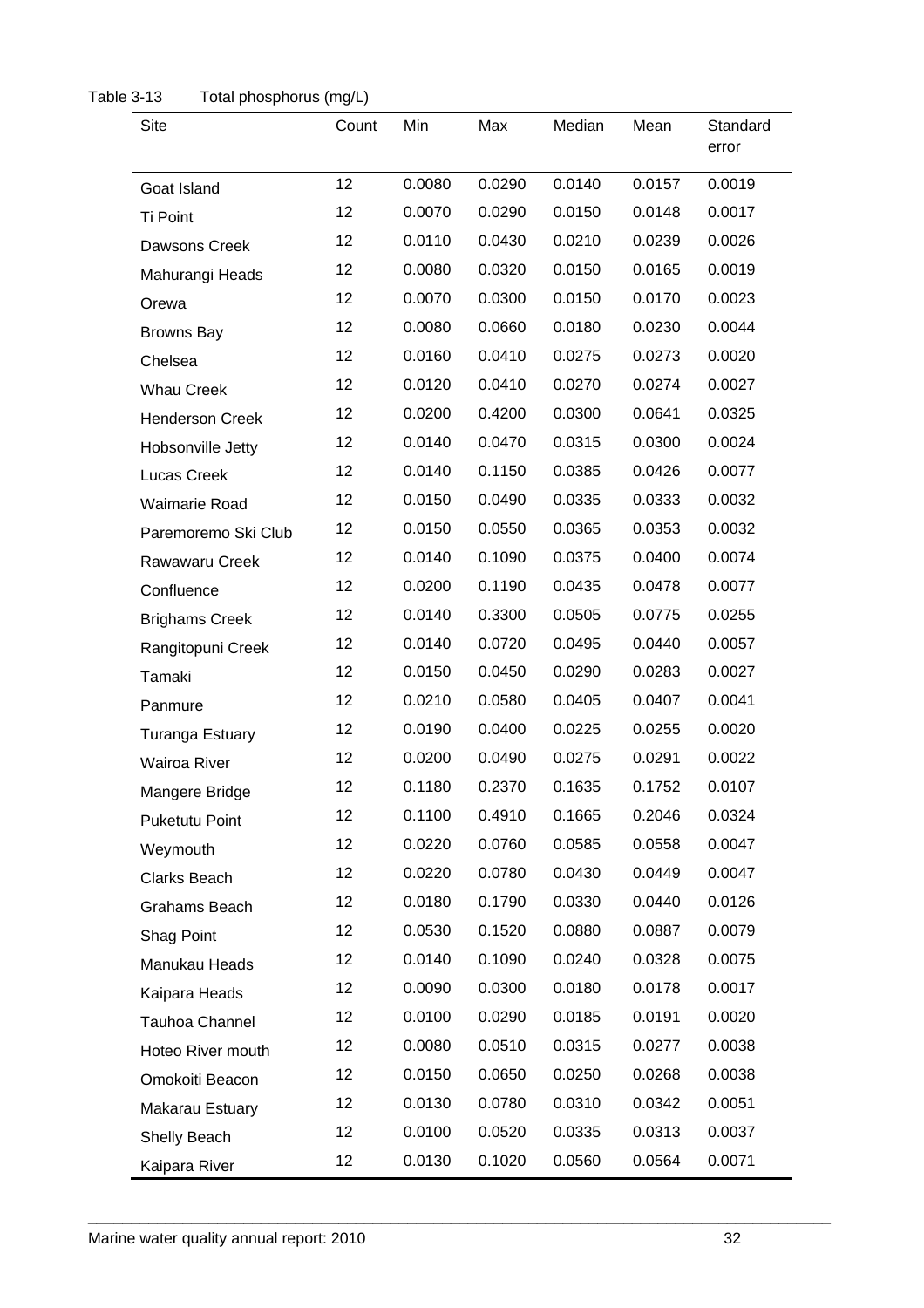Table 3-13 Total phosphorus (mg/L)

| Site | Count | Min | Max | Median | Mean | Standard error |
|---|---|---|---|---|---|---|
| Goat Island | 12 | 0.0080 | 0.0290 | 0.0140 | 0.0157 | 0.0019 |
| Ti Point | 12 | 0.0070 | 0.0290 | 0.0150 | 0.0148 | 0.0017 |
| Dawsons Creek | 12 | 0.0110 | 0.0430 | 0.0210 | 0.0239 | 0.0026 |
| Mahurangi Heads | 12 | 0.0080 | 0.0320 | 0.0150 | 0.0165 | 0.0019 |
| Orewa | 12 | 0.0070 | 0.0300 | 0.0150 | 0.0170 | 0.0023 |
| Browns Bay | 12 | 0.0080 | 0.0660 | 0.0180 | 0.0230 | 0.0044 |
| Chelsea | 12 | 0.0160 | 0.0410 | 0.0275 | 0.0273 | 0.0020 |
| Whau Creek | 12 | 0.0120 | 0.0410 | 0.0270 | 0.0274 | 0.0027 |
| Henderson Creek | 12 | 0.0200 | 0.4200 | 0.0300 | 0.0641 | 0.0325 |
| Hobsonville Jetty | 12 | 0.0140 | 0.0470 | 0.0315 | 0.0300 | 0.0024 |
| Lucas Creek | 12 | 0.0140 | 0.1150 | 0.0385 | 0.0426 | 0.0077 |
| Waimarie Road | 12 | 0.0150 | 0.0490 | 0.0335 | 0.0333 | 0.0032 |
| Paremoremo Ski Club | 12 | 0.0150 | 0.0550 | 0.0365 | 0.0353 | 0.0032 |
| Rawawaru Creek | 12 | 0.0140 | 0.1090 | 0.0375 | 0.0400 | 0.0074 |
| Confluence | 12 | 0.0200 | 0.1190 | 0.0435 | 0.0478 | 0.0077 |
| Brighams Creek | 12 | 0.0140 | 0.3300 | 0.0505 | 0.0775 | 0.0255 |
| Rangitopuni Creek | 12 | 0.0140 | 0.0720 | 0.0495 | 0.0440 | 0.0057 |
| Tamaki | 12 | 0.0150 | 0.0450 | 0.0290 | 0.0283 | 0.0027 |
| Panmure | 12 | 0.0210 | 0.0580 | 0.0405 | 0.0407 | 0.0041 |
| Turanga Estuary | 12 | 0.0190 | 0.0400 | 0.0225 | 0.0255 | 0.0020 |
| Wairoa River | 12 | 0.0200 | 0.0490 | 0.0275 | 0.0291 | 0.0022 |
| Mangere Bridge | 12 | 0.1180 | 0.2370 | 0.1635 | 0.1752 | 0.0107 |
| Puketutu Point | 12 | 0.1100 | 0.4910 | 0.1665 | 0.2046 | 0.0324 |
| Weymouth | 12 | 0.0220 | 0.0760 | 0.0585 | 0.0558 | 0.0047 |
| Clarks Beach | 12 | 0.0220 | 0.0780 | 0.0430 | 0.0449 | 0.0047 |
| Grahams Beach | 12 | 0.0180 | 0.1790 | 0.0330 | 0.0440 | 0.0126 |
| Shag Point | 12 | 0.0530 | 0.1520 | 0.0880 | 0.0887 | 0.0079 |
| Manukau Heads | 12 | 0.0140 | 0.1090 | 0.0240 | 0.0328 | 0.0075 |
| Kaipara Heads | 12 | 0.0090 | 0.0300 | 0.0180 | 0.0178 | 0.0017 |
| Tauhoa Channel | 12 | 0.0100 | 0.0290 | 0.0185 | 0.0191 | 0.0020 |
| Hoteo River mouth | 12 | 0.0080 | 0.0510 | 0.0315 | 0.0277 | 0.0038 |
| Omokoiti Beacon | 12 | 0.0150 | 0.0650 | 0.0250 | 0.0268 | 0.0038 |
| Makarau Estuary | 12 | 0.0130 | 0.0780 | 0.0310 | 0.0342 | 0.0051 |
| Shelly Beach | 12 | 0.0100 | 0.0520 | 0.0335 | 0.0313 | 0.0037 |
| Kaipara River | 12 | 0.0130 | 0.1020 | 0.0560 | 0.0564 | 0.0071 |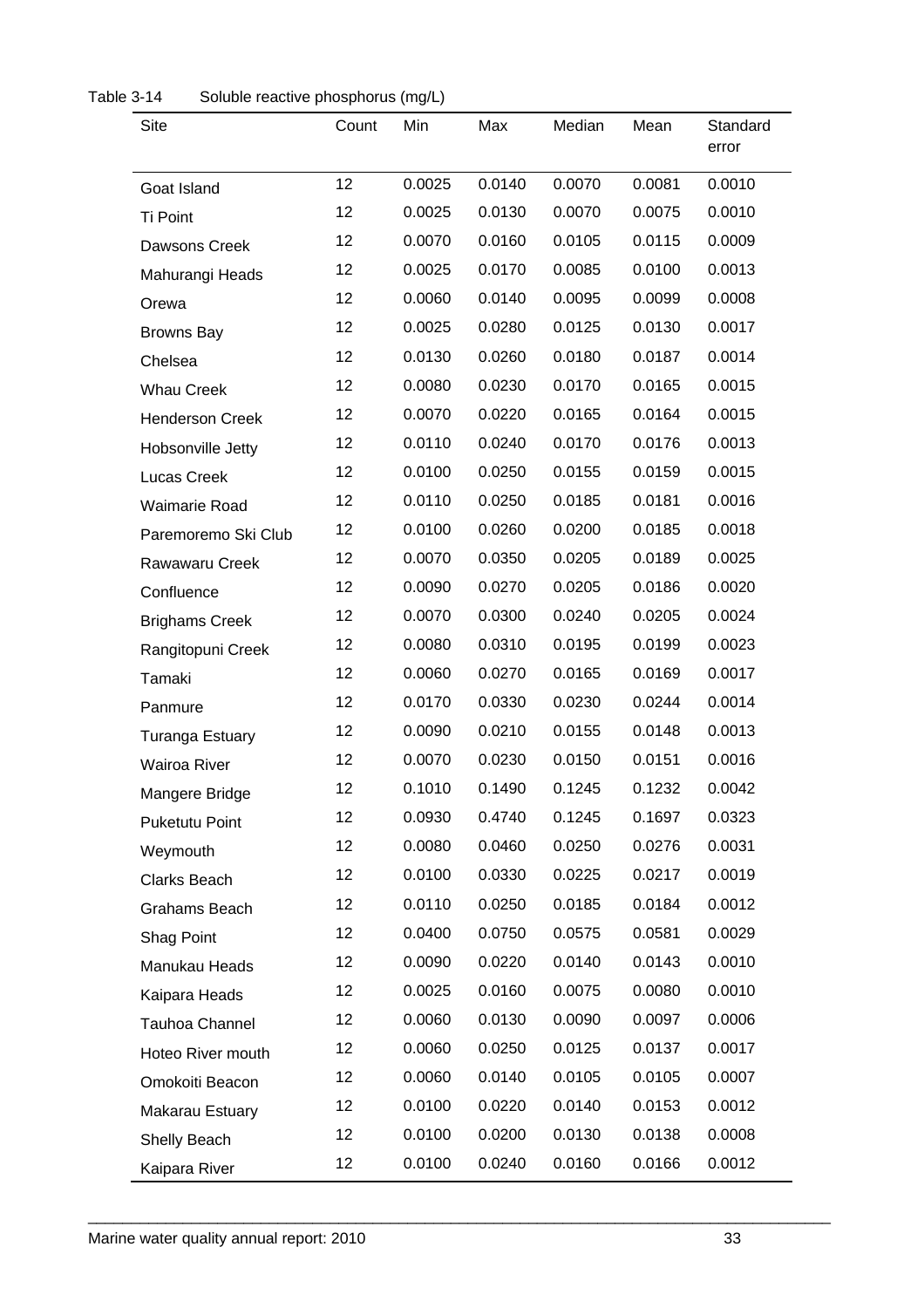Table 3-14 Soluble reactive phosphorus (mg/L)

| Site | Count | Min | Max | Median | Mean | Standard error |
|---|---|---|---|---|---|---|
| Goat Island | 12 | 0.0025 | 0.0140 | 0.0070 | 0.0081 | 0.0010 |
| Ti Point | 12 | 0.0025 | 0.0130 | 0.0070 | 0.0075 | 0.0010 |
| Dawsons Creek | 12 | 0.0070 | 0.0160 | 0.0105 | 0.0115 | 0.0009 |
| Mahurangi Heads | 12 | 0.0025 | 0.0170 | 0.0085 | 0.0100 | 0.0013 |
| Orewa | 12 | 0.0060 | 0.0140 | 0.0095 | 0.0099 | 0.0008 |
| Browns Bay | 12 | 0.0025 | 0.0280 | 0.0125 | 0.0130 | 0.0017 |
| Chelsea | 12 | 0.0130 | 0.0260 | 0.0180 | 0.0187 | 0.0014 |
| Whau Creek | 12 | 0.0080 | 0.0230 | 0.0170 | 0.0165 | 0.0015 |
| Henderson Creek | 12 | 0.0070 | 0.0220 | 0.0165 | 0.0164 | 0.0015 |
| Hobsonville Jetty | 12 | 0.0110 | 0.0240 | 0.0170 | 0.0176 | 0.0013 |
| Lucas Creek | 12 | 0.0100 | 0.0250 | 0.0155 | 0.0159 | 0.0015 |
| Waimarie Road | 12 | 0.0110 | 0.0250 | 0.0185 | 0.0181 | 0.0016 |
| Paremoremo Ski Club | 12 | 0.0100 | 0.0260 | 0.0200 | 0.0185 | 0.0018 |
| Rawawaru Creek | 12 | 0.0070 | 0.0350 | 0.0205 | 0.0189 | 0.0025 |
| Confluence | 12 | 0.0090 | 0.0270 | 0.0205 | 0.0186 | 0.0020 |
| Brighams Creek | 12 | 0.0070 | 0.0300 | 0.0240 | 0.0205 | 0.0024 |
| Rangitopuni Creek | 12 | 0.0080 | 0.0310 | 0.0195 | 0.0199 | 0.0023 |
| Tamaki | 12 | 0.0060 | 0.0270 | 0.0165 | 0.0169 | 0.0017 |
| Panmure | 12 | 0.0170 | 0.0330 | 0.0230 | 0.0244 | 0.0014 |
| Turanga Estuary | 12 | 0.0090 | 0.0210 | 0.0155 | 0.0148 | 0.0013 |
| Wairoa River | 12 | 0.0070 | 0.0230 | 0.0150 | 0.0151 | 0.0016 |
| Mangere Bridge | 12 | 0.1010 | 0.1490 | 0.1245 | 0.1232 | 0.0042 |
| Puketutu Point | 12 | 0.0930 | 0.4740 | 0.1245 | 0.1697 | 0.0323 |
| Weymouth | 12 | 0.0080 | 0.0460 | 0.0250 | 0.0276 | 0.0031 |
| Clarks Beach | 12 | 0.0100 | 0.0330 | 0.0225 | 0.0217 | 0.0019 |
| Grahams Beach | 12 | 0.0110 | 0.0250 | 0.0185 | 0.0184 | 0.0012 |
| Shag Point | 12 | 0.0400 | 0.0750 | 0.0575 | 0.0581 | 0.0029 |
| Manukau Heads | 12 | 0.0090 | 0.0220 | 0.0140 | 0.0143 | 0.0010 |
| Kaipara Heads | 12 | 0.0025 | 0.0160 | 0.0075 | 0.0080 | 0.0010 |
| Tauhoa Channel | 12 | 0.0060 | 0.0130 | 0.0090 | 0.0097 | 0.0006 |
| Hoteo River mouth | 12 | 0.0060 | 0.0250 | 0.0125 | 0.0137 | 0.0017 |
| Omokoiti Beacon | 12 | 0.0060 | 0.0140 | 0.0105 | 0.0105 | 0.0007 |
| Makarau Estuary | 12 | 0.0100 | 0.0220 | 0.0140 | 0.0153 | 0.0012 |
| Shelly Beach | 12 | 0.0100 | 0.0200 | 0.0130 | 0.0138 | 0.0008 |
| Kaipara River | 12 | 0.0100 | 0.0240 | 0.0160 | 0.0166 | 0.0012 |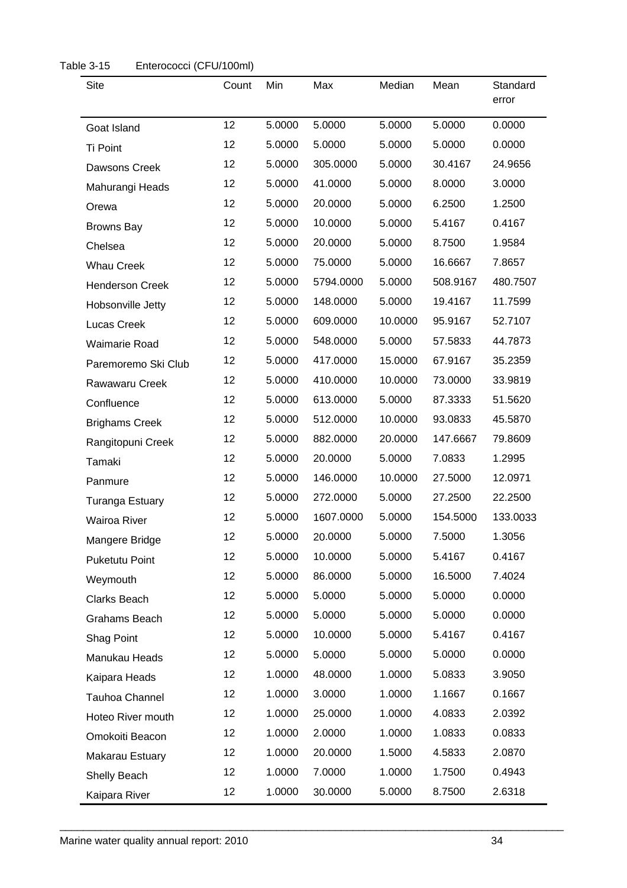Table 3-15 Enterococci (CFU/100ml)

| Site | Count | Min | Max | Median | Mean | Standard error |
|---|---|---|---|---|---|---|
| Goat Island | 12 | 5.0000 | 5.0000 | 5.0000 | 5.0000 | 0.0000 |
| Ti Point | 12 | 5.0000 | 5.0000 | 5.0000 | 5.0000 | 0.0000 |
| Dawsons Creek | 12 | 5.0000 | 305.0000 | 5.0000 | 30.4167 | 24.9656 |
| Mahurangi Heads | 12 | 5.0000 | 41.0000 | 5.0000 | 8.0000 | 3.0000 |
| Orewa | 12 | 5.0000 | 20.0000 | 5.0000 | 6.2500 | 1.2500 |
| Browns Bay | 12 | 5.0000 | 10.0000 | 5.0000 | 5.4167 | 0.4167 |
| Chelsea | 12 | 5.0000 | 20.0000 | 5.0000 | 8.7500 | 1.9584 |
| Whau Creek | 12 | 5.0000 | 75.0000 | 5.0000 | 16.6667 | 7.8657 |
| Henderson Creek | 12 | 5.0000 | 5794.0000 | 5.0000 | 508.9167 | 480.7507 |
| Hobsonville Jetty | 12 | 5.0000 | 148.0000 | 5.0000 | 19.4167 | 11.7599 |
| Lucas Creek | 12 | 5.0000 | 609.0000 | 10.0000 | 95.9167 | 52.7107 |
| Waimarie Road | 12 | 5.0000 | 548.0000 | 5.0000 | 57.5833 | 44.7873 |
| Paremoremo Ski Club | 12 | 5.0000 | 417.0000 | 15.0000 | 67.9167 | 35.2359 |
| Rawawaru Creek | 12 | 5.0000 | 410.0000 | 10.0000 | 73.0000 | 33.9819 |
| Confluence | 12 | 5.0000 | 613.0000 | 5.0000 | 87.3333 | 51.5620 |
| Brighams Creek | 12 | 5.0000 | 512.0000 | 10.0000 | 93.0833 | 45.5870 |
| Rangitopuni Creek | 12 | 5.0000 | 882.0000 | 20.0000 | 147.6667 | 79.8609 |
| Tamaki | 12 | 5.0000 | 20.0000 | 5.0000 | 7.0833 | 1.2995 |
| Panmure | 12 | 5.0000 | 146.0000 | 10.0000 | 27.5000 | 12.0971 |
| Turanga Estuary | 12 | 5.0000 | 272.0000 | 5.0000 | 27.2500 | 22.2500 |
| Wairoa River | 12 | 5.0000 | 1607.0000 | 5.0000 | 154.5000 | 133.0033 |
| Mangere Bridge | 12 | 5.0000 | 20.0000 | 5.0000 | 7.5000 | 1.3056 |
| Puketutu Point | 12 | 5.0000 | 10.0000 | 5.0000 | 5.4167 | 0.4167 |
| Weymouth | 12 | 5.0000 | 86.0000 | 5.0000 | 16.5000 | 7.4024 |
| Clarks Beach | 12 | 5.0000 | 5.0000 | 5.0000 | 5.0000 | 0.0000 |
| Grahams Beach | 12 | 5.0000 | 5.0000 | 5.0000 | 5.0000 | 0.0000 |
| Shag Point | 12 | 5.0000 | 10.0000 | 5.0000 | 5.4167 | 0.4167 |
| Manukau Heads | 12 | 5.0000 | 5.0000 | 5.0000 | 5.0000 | 0.0000 |
| Kaipara Heads | 12 | 1.0000 | 48.0000 | 1.0000 | 5.0833 | 3.9050 |
| Tauhoa Channel | 12 | 1.0000 | 3.0000 | 1.0000 | 1.1667 | 0.1667 |
| Hoteo River mouth | 12 | 1.0000 | 25.0000 | 1.0000 | 4.0833 | 2.0392 |
| Omokoiti Beacon | 12 | 1.0000 | 2.0000 | 1.0000 | 1.0833 | 0.0833 |
| Makarau Estuary | 12 | 1.0000 | 20.0000 | 1.5000 | 4.5833 | 2.0870 |
| Shelly Beach | 12 | 1.0000 | 7.0000 | 1.0000 | 1.7500 | 0.4943 |
| Kaipara River | 12 | 1.0000 | 30.0000 | 5.0000 | 8.7500 | 2.6318 |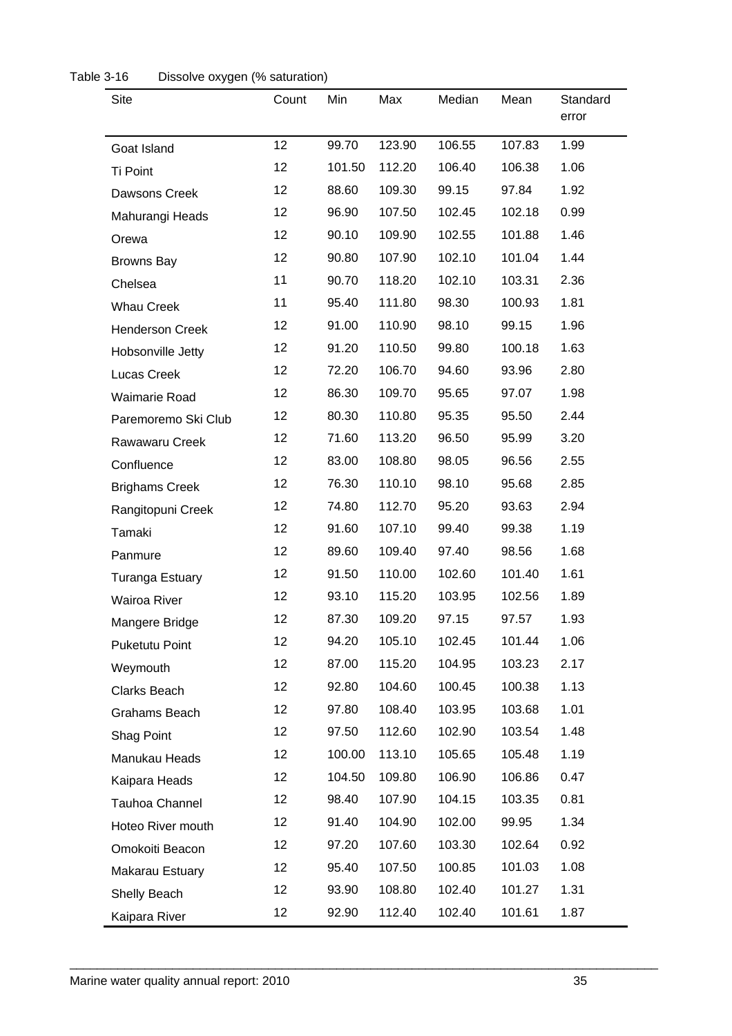Table 3-16 Dissolve oxygen (% saturation)

| Site | Count | Min | Max | Median | Mean | Standard error |
|---|---|---|---|---|---|---|
| Goat Island | 12 | 99.70 | 123.90 | 106.55 | 107.83 | 1.99 |
| Ti Point | 12 | 101.50 | 112.20 | 106.40 | 106.38 | 1.06 |
| Dawsons Creek | 12 | 88.60 | 109.30 | 99.15 | 97.84 | 1.92 |
| Mahurangi Heads | 12 | 96.90 | 107.50 | 102.45 | 102.18 | 0.99 |
| Orewa | 12 | 90.10 | 109.90 | 102.55 | 101.88 | 1.46 |
| Browns Bay | 12 | 90.80 | 107.90 | 102.10 | 101.04 | 1.44 |
| Chelsea | 11 | 90.70 | 118.20 | 102.10 | 103.31 | 2.36 |
| Whau Creek | 11 | 95.40 | 111.80 | 98.30 | 100.93 | 1.81 |
| Henderson Creek | 12 | 91.00 | 110.90 | 98.10 | 99.15 | 1.96 |
| Hobsonville Jetty | 12 | 91.20 | 110.50 | 99.80 | 100.18 | 1.63 |
| Lucas Creek | 12 | 72.20 | 106.70 | 94.60 | 93.96 | 2.80 |
| Waimarie Road | 12 | 86.30 | 109.70 | 95.65 | 97.07 | 1.98 |
| Paremoremo Ski Club | 12 | 80.30 | 110.80 | 95.35 | 95.50 | 2.44 |
| Rawawaru Creek | 12 | 71.60 | 113.20 | 96.50 | 95.99 | 3.20 |
| Confluence | 12 | 83.00 | 108.80 | 98.05 | 96.56 | 2.55 |
| Brighams Creek | 12 | 76.30 | 110.10 | 98.10 | 95.68 | 2.85 |
| Rangitopuni Creek | 12 | 74.80 | 112.70 | 95.20 | 93.63 | 2.94 |
| Tamaki | 12 | 91.60 | 107.10 | 99.40 | 99.38 | 1.19 |
| Panmure | 12 | 89.60 | 109.40 | 97.40 | 98.56 | 1.68 |
| Turanga Estuary | 12 | 91.50 | 110.00 | 102.60 | 101.40 | 1.61 |
| Wairoa River | 12 | 93.10 | 115.20 | 103.95 | 102.56 | 1.89 |
| Mangere Bridge | 12 | 87.30 | 109.20 | 97.15 | 97.57 | 1.93 |
| Puketutu Point | 12 | 94.20 | 105.10 | 102.45 | 101.44 | 1.06 |
| Weymouth | 12 | 87.00 | 115.20 | 104.95 | 103.23 | 2.17 |
| Clarks Beach | 12 | 92.80 | 104.60 | 100.45 | 100.38 | 1.13 |
| Grahams Beach | 12 | 97.80 | 108.40 | 103.95 | 103.68 | 1.01 |
| Shag Point | 12 | 97.50 | 112.60 | 102.90 | 103.54 | 1.48 |
| Manukau Heads | 12 | 100.00 | 113.10 | 105.65 | 105.48 | 1.19 |
| Kaipara Heads | 12 | 104.50 | 109.80 | 106.90 | 106.86 | 0.47 |
| Tauhoa Channel | 12 | 98.40 | 107.90 | 104.15 | 103.35 | 0.81 |
| Hoteo River mouth | 12 | 91.40 | 104.90 | 102.00 | 99.95 | 1.34 |
| Omokoiti Beacon | 12 | 97.20 | 107.60 | 103.30 | 102.64 | 0.92 |
| Makarau Estuary | 12 | 95.40 | 107.50 | 100.85 | 101.03 | 1.08 |
| Shelly Beach | 12 | 93.90 | 108.80 | 102.40 | 101.27 | 1.31 |
| Kaipara River | 12 | 92.90 | 112.40 | 102.40 | 101.61 | 1.87 |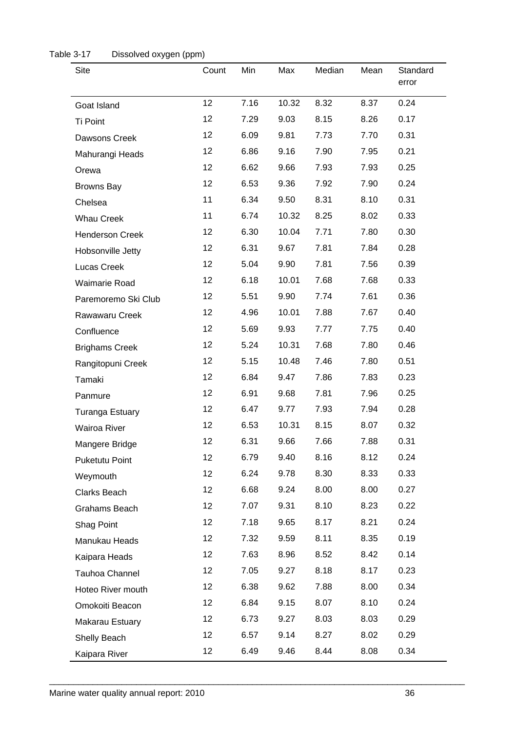Table 3-17 Dissolved oxygen (ppm)

| Site | Count | Min | Max | Median | Mean | Standard error |
|---|---|---|---|---|---|---|
| Goat Island | 12 | 7.16 | 10.32 | 8.32 | 8.37 | 0.24 |
| Ti Point | 12 | 7.29 | 9.03 | 8.15 | 8.26 | 0.17 |
| Dawsons Creek | 12 | 6.09 | 9.81 | 7.73 | 7.70 | 0.31 |
| Mahurangi Heads | 12 | 6.86 | 9.16 | 7.90 | 7.95 | 0.21 |
| Orewa | 12 | 6.62 | 9.66 | 7.93 | 7.93 | 0.25 |
| Browns Bay | 12 | 6.53 | 9.36 | 7.92 | 7.90 | 0.24 |
| Chelsea | 11 | 6.34 | 9.50 | 8.31 | 8.10 | 0.31 |
| Whau Creek | 11 | 6.74 | 10.32 | 8.25 | 8.02 | 0.33 |
| Henderson Creek | 12 | 6.30 | 10.04 | 7.71 | 7.80 | 0.30 |
| Hobsonville Jetty | 12 | 6.31 | 9.67 | 7.81 | 7.84 | 0.28 |
| Lucas Creek | 12 | 5.04 | 9.90 | 7.81 | 7.56 | 0.39 |
| Waimarie Road | 12 | 6.18 | 10.01 | 7.68 | 7.68 | 0.33 |
| Paremoremo Ski Club | 12 | 5.51 | 9.90 | 7.74 | 7.61 | 0.36 |
| Rawawaru Creek | 12 | 4.96 | 10.01 | 7.88 | 7.67 | 0.40 |
| Confluence | 12 | 5.69 | 9.93 | 7.77 | 7.75 | 0.40 |
| Brighams Creek | 12 | 5.24 | 10.31 | 7.68 | 7.80 | 0.46 |
| Rangitopuni Creek | 12 | 5.15 | 10.48 | 7.46 | 7.80 | 0.51 |
| Tamaki | 12 | 6.84 | 9.47 | 7.86 | 7.83 | 0.23 |
| Panmure | 12 | 6.91 | 9.68 | 7.81 | 7.96 | 0.25 |
| Turanga Estuary | 12 | 6.47 | 9.77 | 7.93 | 7.94 | 0.28 |
| Wairoa River | 12 | 6.53 | 10.31 | 8.15 | 8.07 | 0.32 |
| Mangere Bridge | 12 | 6.31 | 9.66 | 7.66 | 7.88 | 0.31 |
| Puketutu Point | 12 | 6.79 | 9.40 | 8.16 | 8.12 | 0.24 |
| Weymouth | 12 | 6.24 | 9.78 | 8.30 | 8.33 | 0.33 |
| Clarks Beach | 12 | 6.68 | 9.24 | 8.00 | 8.00 | 0.27 |
| Grahams Beach | 12 | 7.07 | 9.31 | 8.10 | 8.23 | 0.22 |
| Shag Point | 12 | 7.18 | 9.65 | 8.17 | 8.21 | 0.24 |
| Manukau Heads | 12 | 7.32 | 9.59 | 8.11 | 8.35 | 0.19 |
| Kaipara Heads | 12 | 7.63 | 8.96 | 8.52 | 8.42 | 0.14 |
| Tauhoa Channel | 12 | 7.05 | 9.27 | 8.18 | 8.17 | 0.23 |
| Hoteo River mouth | 12 | 6.38 | 9.62 | 7.88 | 8.00 | 0.34 |
| Omokoiti Beacon | 12 | 6.84 | 9.15 | 8.07 | 8.10 | 0.24 |
| Makarau Estuary | 12 | 6.73 | 9.27 | 8.03 | 8.03 | 0.29 |
| Shelly Beach | 12 | 6.57 | 9.14 | 8.27 | 8.02 | 0.29 |
| Kaipara River | 12 | 6.49 | 9.46 | 8.44 | 8.08 | 0.34 |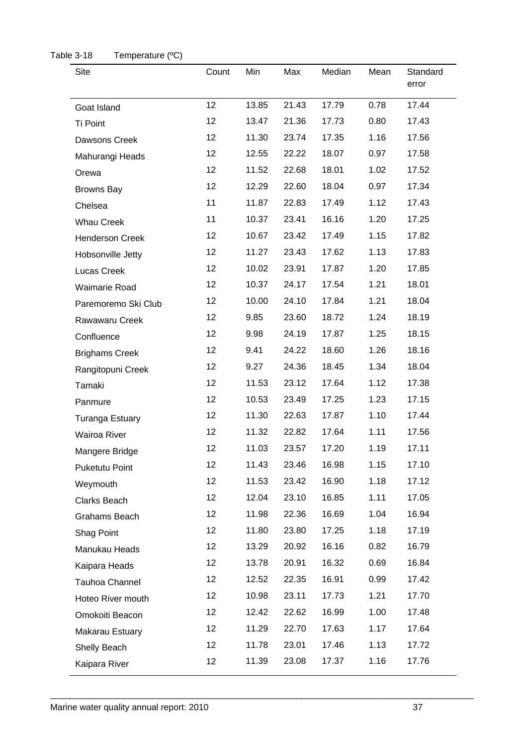Table 3-18 Temperature (ºC)

| Site | Count | Min | Max | Median | Mean | Standard error |
|---|---|---|---|---|---|---|
| Goat Island | 12 | 13.85 | 21.43 | 17.79 | 0.78 | 17.44 |
| Ti Point | 12 | 13.47 | 21.36 | 17.73 | 0.80 | 17.43 |
| Dawsons Creek | 12 | 11.30 | 23.74 | 17.35 | 1.16 | 17.56 |
| Mahurangi Heads | 12 | 12.55 | 22.22 | 18.07 | 0.97 | 17.58 |
| Orewa | 12 | 11.52 | 22.68 | 18.01 | 1.02 | 17.52 |
| Browns Bay | 12 | 12.29 | 22.60 | 18.04 | 0.97 | 17.34 |
| Chelsea | 11 | 11.87 | 22.83 | 17.49 | 1.12 | 17.43 |
| Whau Creek | 11 | 10.37 | 23.41 | 16.16 | 1.20 | 17.25 |
| Henderson Creek | 12 | 10.67 | 23.42 | 17.49 | 1.15 | 17.82 |
| Hobsonville Jetty | 12 | 11.27 | 23.43 | 17.62 | 1.13 | 17.83 |
| Lucas Creek | 12 | 10.02 | 23.91 | 17.87 | 1.20 | 17.85 |
| Waimarie Road | 12 | 10.37 | 24.17 | 17.54 | 1.21 | 18.01 |
| Paremoremo Ski Club | 12 | 10.00 | 24.10 | 17.84 | 1.21 | 18.04 |
| Rawawaru Creek | 12 | 9.85 | 23.60 | 18.72 | 1.24 | 18.19 |
| Confluence | 12 | 9.98 | 24.19 | 17.87 | 1.25 | 18.15 |
| Brighams Creek | 12 | 9.41 | 24.22 | 18.60 | 1.26 | 18.16 |
| Rangitopuni Creek | 12 | 9.27 | 24.36 | 18.45 | 1.34 | 18.04 |
| Tamaki | 12 | 11.53 | 23.12 | 17.64 | 1.12 | 17.38 |
| Panmure | 12 | 10.53 | 23.49 | 17.25 | 1.23 | 17.15 |
| Turanga Estuary | 12 | 11.30 | 22.63 | 17.87 | 1.10 | 17.44 |
| Wairoa River | 12 | 11.32 | 22.82 | 17.64 | 1.11 | 17.56 |
| Mangere Bridge | 12 | 11.03 | 23.57 | 17.20 | 1.19 | 17.11 |
| Puketutu Point | 12 | 11.43 | 23.46 | 16.98 | 1.15 | 17.10 |
| Weymouth | 12 | 11.53 | 23.42 | 16.90 | 1.18 | 17.12 |
| Clarks Beach | 12 | 12.04 | 23.10 | 16.85 | 1.11 | 17.05 |
| Grahams Beach | 12 | 11.98 | 22.36 | 16.69 | 1.04 | 16.94 |
| Shag Point | 12 | 11.80 | 23.80 | 17.25 | 1.18 | 17.19 |
| Manukau Heads | 12 | 13.29 | 20.92 | 16.16 | 0.82 | 16.79 |
| Kaipara Heads | 12 | 13.78 | 20.91 | 16.32 | 0.69 | 16.84 |
| Tauhoa Channel | 12 | 12.52 | 22.35 | 16.91 | 0.99 | 17.42 |
| Hoteo River mouth | 12 | 10.98 | 23.11 | 17.73 | 1.21 | 17.70 |
| Omokoiti Beacon | 12 | 12.42 | 22.62 | 16.99 | 1.00 | 17.48 |
| Makarau Estuary | 12 | 11.29 | 22.70 | 17.63 | 1.17 | 17.64 |
| Shelly Beach | 12 | 11.78 | 23.01 | 17.46 | 1.13 | 17.72 |
| Kaipara River | 12 | 11.39 | 23.08 | 17.37 | 1.16 | 17.76 |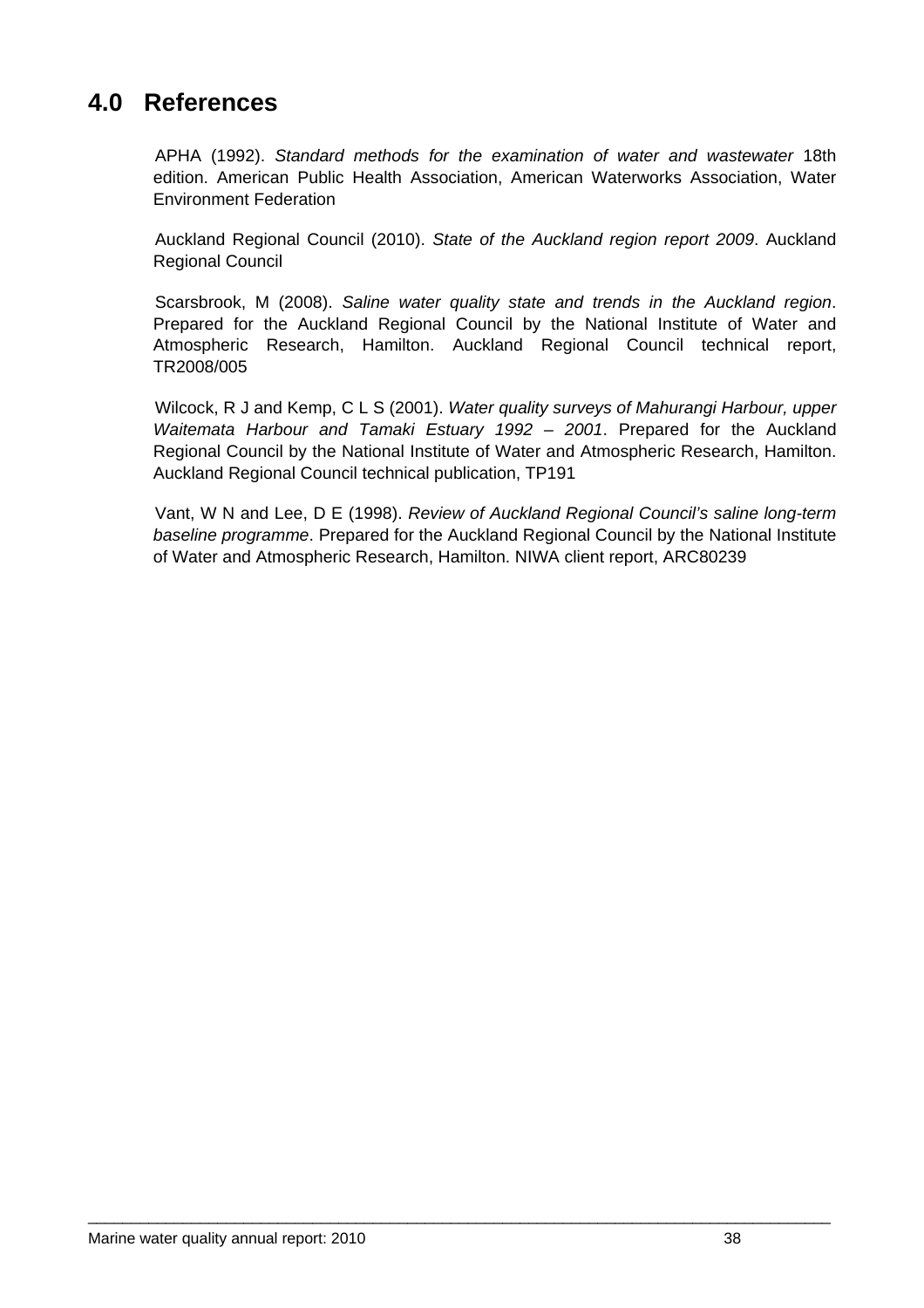# 4.0 References

APHA (1992). *Standard methods for the examination of water and wastewater* 18th edition. American Public Health Association, American Waterworks Association, Water Environment Federation

Auckland Regional Council (2010). *State of the Auckland region report 2009*. Auckland Regional Council

Scarsbrook, M (2008). *Saline water quality state and trends in the Auckland region*. Prepared for the Auckland Regional Council by the National Institute of Water and Atmospheric Research, Hamilton. Auckland Regional Council technical report, TR2008/005

Wilcock, R J and Kemp, C L S (2001). *Water quality surveys of Mahurangi Harbour, upper Waitemata Harbour and Tamaki Estuary 1992 – 2001*. Prepared for the Auckland Regional Council by the National Institute of Water and Atmospheric Research, Hamilton. Auckland Regional Council technical publication, TP191

Vant, W N and Lee, D E (1998). *Review of Auckland Regional Council's saline long-term baseline programme*. Prepared for the Auckland Regional Council by the National Institute of Water and Atmospheric Research, Hamilton. NIWA client report, ARC80239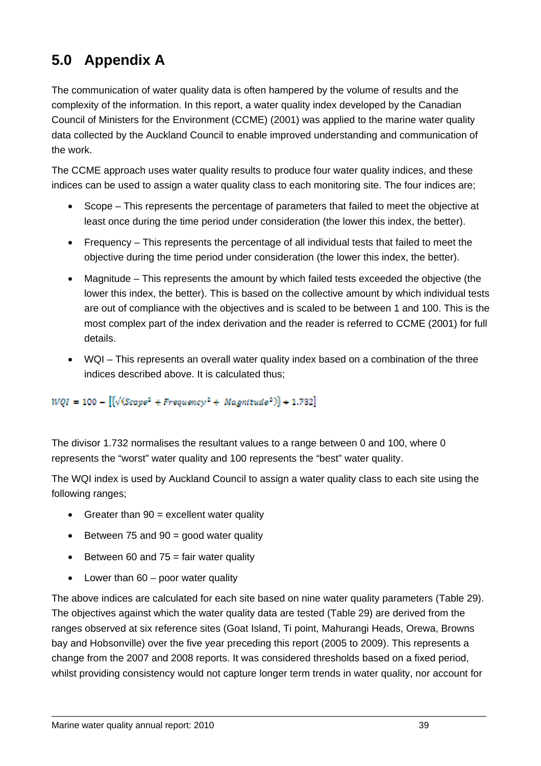# 5.0 Appendix A

The communication of water quality data is often hampered by the volume of results and the complexity of the information. In this report, a water quality index developed by the Canadian Council of Ministers for the Environment (CCME) (2001) was applied to the marine water quality data collected by the Auckland Council to enable improved understanding and communication of the work.

The CCME approach uses water quality results to produce four water quality indices, and these indices can be used to assign a water quality class to each monitoring site. The four indices are;

- Scope – This represents the percentage of parameters that failed to meet the objective at least once during the time period under consideration (the lower this index, the better).
- Frequency – This represents the percentage of all individual tests that failed to meet the objective during the time period under consideration (the lower this index, the better).
- Magnitude – This represents the amount by which failed tests exceeded the objective (the lower this index, the better). This is based on the collective amount by which individual tests are out of compliance with the objectives and is scaled to be between 1 and 100. This is the most complex part of the index derivation and the reader is referred to CCME (2001) for full details.
- WQI – This represents an overall water quality index based on a combination of the three indices described above. It is calculated thus;

$$WQI = 100 - \left[\left\{\sqrt{(Scope^2 + Frequency^2 + Magnitude^2)}\right\} \div 1.732\right]$$

The divisor 1.732 normalises the resultant values to a range between 0 and 100, where 0 represents the “worst” water quality and 100 represents the “best” water quality.

The WQI index is used by Auckland Council to assign a water quality class to each site using the following ranges;

- Greater than 90 = excellent water quality
- Between 75 and 90 = good water quality
- Between 60 and 75 = fair water quality
- Lower than 60 – poor water quality

The above indices are calculated for each site based on nine water quality parameters (Table 29). The objectives against which the water quality data are tested (Table 29) are derived from the ranges observed at six reference sites (Goat Island, Ti point, Mahurangi Heads, Orewa, Browns bay and Hobsonville) over the five year preceding this report (2005 to 2009). This represents a change from the 2007 and 2008 reports. It was considered thresholds based on a fixed period, whilst providing consistency would not capture longer term trends in water quality, nor account for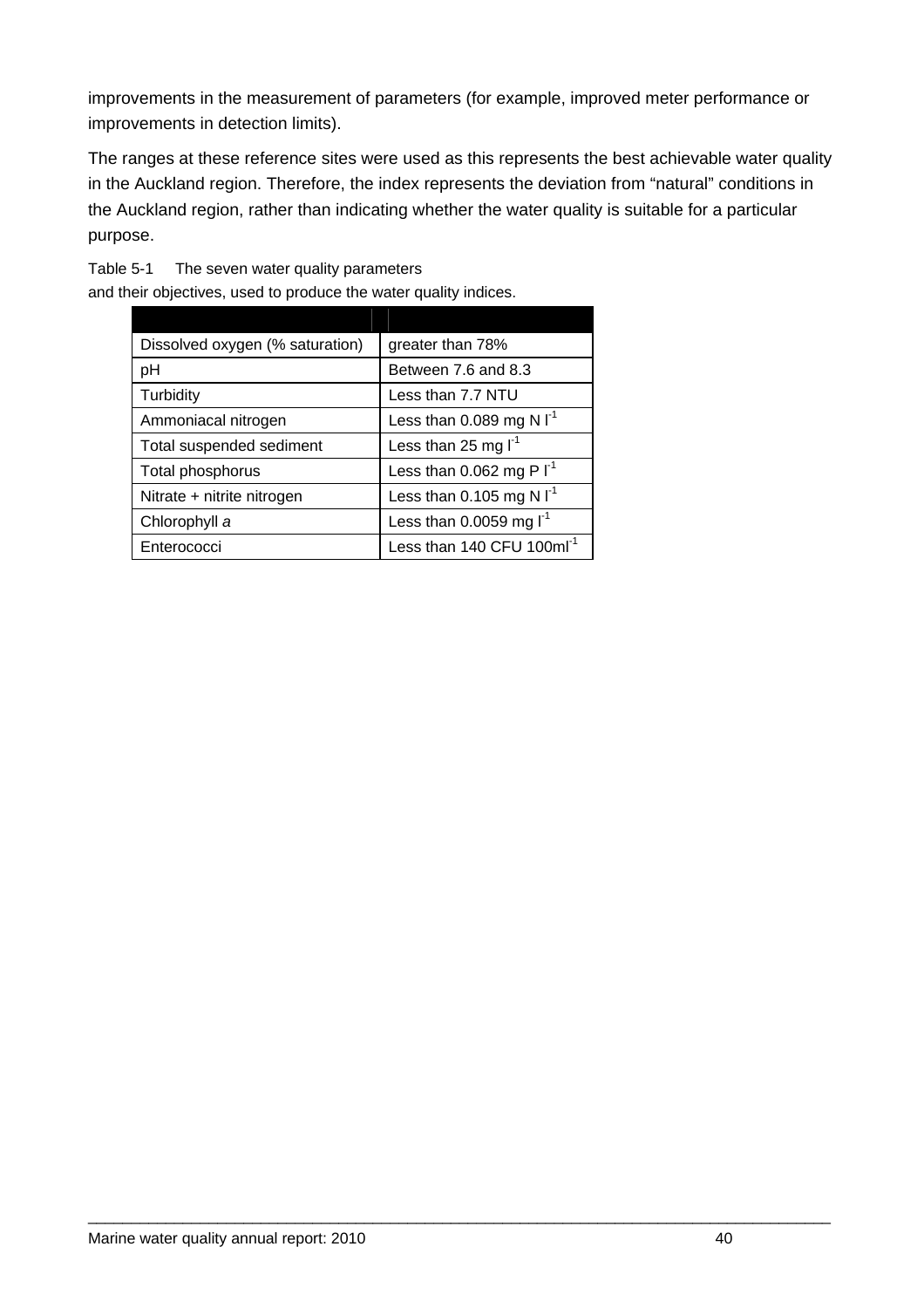improvements in the measurement of parameters (for example, improved meter performance or improvements in detection limits).

The ranges at these reference sites were used as this represents the best achievable water quality in the Auckland region. Therefore, the index represents the deviation from “natural” conditions in the Auckland region, rather than indicating whether the water quality is suitable for a particular purpose.

Table 5-1 The seven water quality parameters and their objectives, used to produce the water quality indices.

| | |
|---|---|
| Dissolved oxygen (% saturation) | greater than 78% |
| pH | Between 7.6 and 8.3 |
| Turbidity | Less than 7.7 NTU |
| Ammoniacal nitrogen | Less than 0.089 mg N $l^{-1}$ |
| Total suspended sediment | Less than 25 mg $l^{-1}$ |
| Total phosphorus | Less than 0.062 mg P $l^{-1}$ |
| Nitrate + nitrite nitrogen | Less than 0.105 mg N $l^{-1}$ |
| Chlorophyll *a* | Less than 0.0059 mg $l^{-1}$ |
| Enterococci | Less than 140 CFU $100ml^{-1}$ |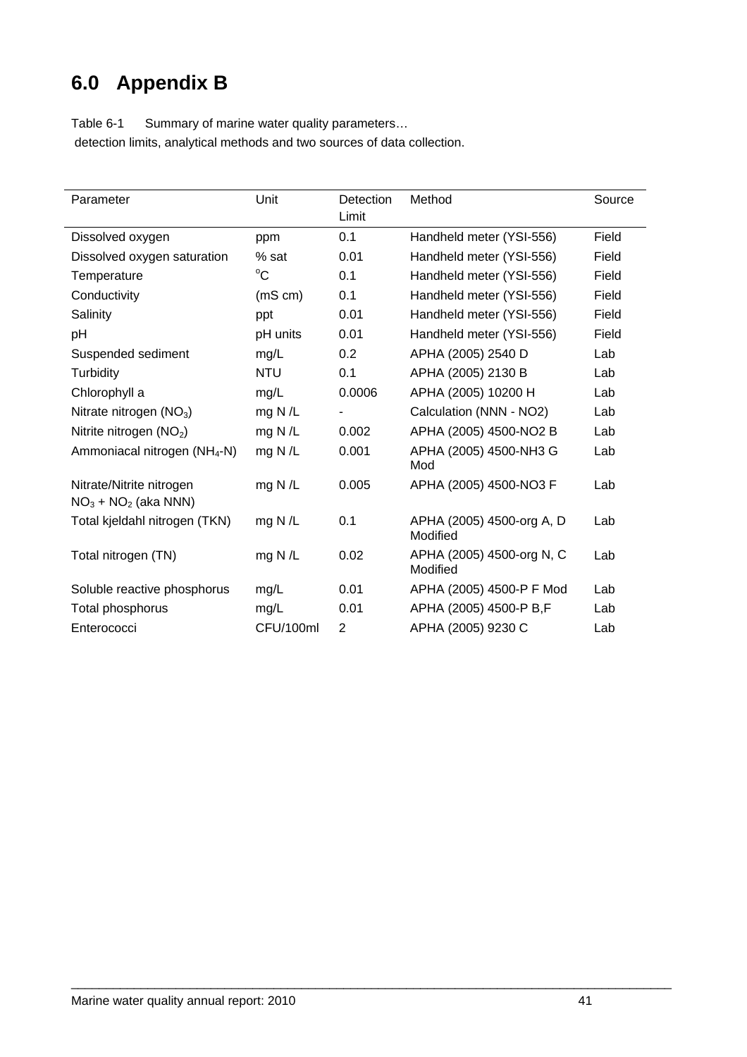# 6.0 Appendix B

Table 6-1 Summary of marine water quality parameters… detection limits, analytical methods and two sources of data collection.

| Parameter | Unit | Detection Limit | Method | Source |
|---|---|---|---|---|
| Dissolved oxygen | ppm | 0.1 | Handheld meter (YSI-556) | Field |
| Dissolved oxygen saturation | % sat | 0.01 | Handheld meter (YSI-556) | Field |
| Temperature | $^{o}C$ | 0.1 | Handheld meter (YSI-556) | Field |
| Conductivity | (mS cm) | 0.1 | Handheld meter (YSI-556) | Field |
| Salinity | ppt | 0.01 | Handheld meter (YSI-556) | Field |
| pH | pH units | 0.01 | Handheld meter (YSI-556) | Field |
| Suspended sediment | mg/L | 0.2 | APHA (2005) 2540 D | Lab |
| Turbidity | NTU | 0.1 | APHA (2005) 2130 B | Lab |
| Chlorophyll a | mg/L | 0.0006 | APHA (2005) 10200 H | Lab |
| Nitrate nitrogen ($NO_3$) | mg N /L | - | Calculation (NNN - NO2) | Lab |
| Nitrite nitrogen ($NO_2$) | mg N /L | 0.002 | APHA (2005) 4500-NO2 B | Lab |
| Ammoniacal nitrogen ($NH_4$-N) | mg N /L | 0.001 | APHA (2005) 4500-NH3 G Mod | Lab |
| Nitrate/Nitrite nitrogen $NO_3$ + $NO_2$ (aka NNN) | mg N /L | 0.005 | APHA (2005) 4500-NO3 F | Lab |
| Total kjeldahl nitrogen (TKN) | mg N /L | 0.1 | APHA (2005) 4500-org A, D Modified | Lab |
| Total nitrogen (TN) | mg N /L | 0.02 | APHA (2005) 4500-org N, C Modified | Lab |
| Soluble reactive phosphorus | mg/L | 0.01 | APHA (2005) 4500-P F Mod | Lab |
| Total phosphorus | mg/L | 0.01 | APHA (2005) 4500-P B,F | Lab |
| Enterococci | CFU/100ml | 2 | APHA (2005) 9230 C | Lab |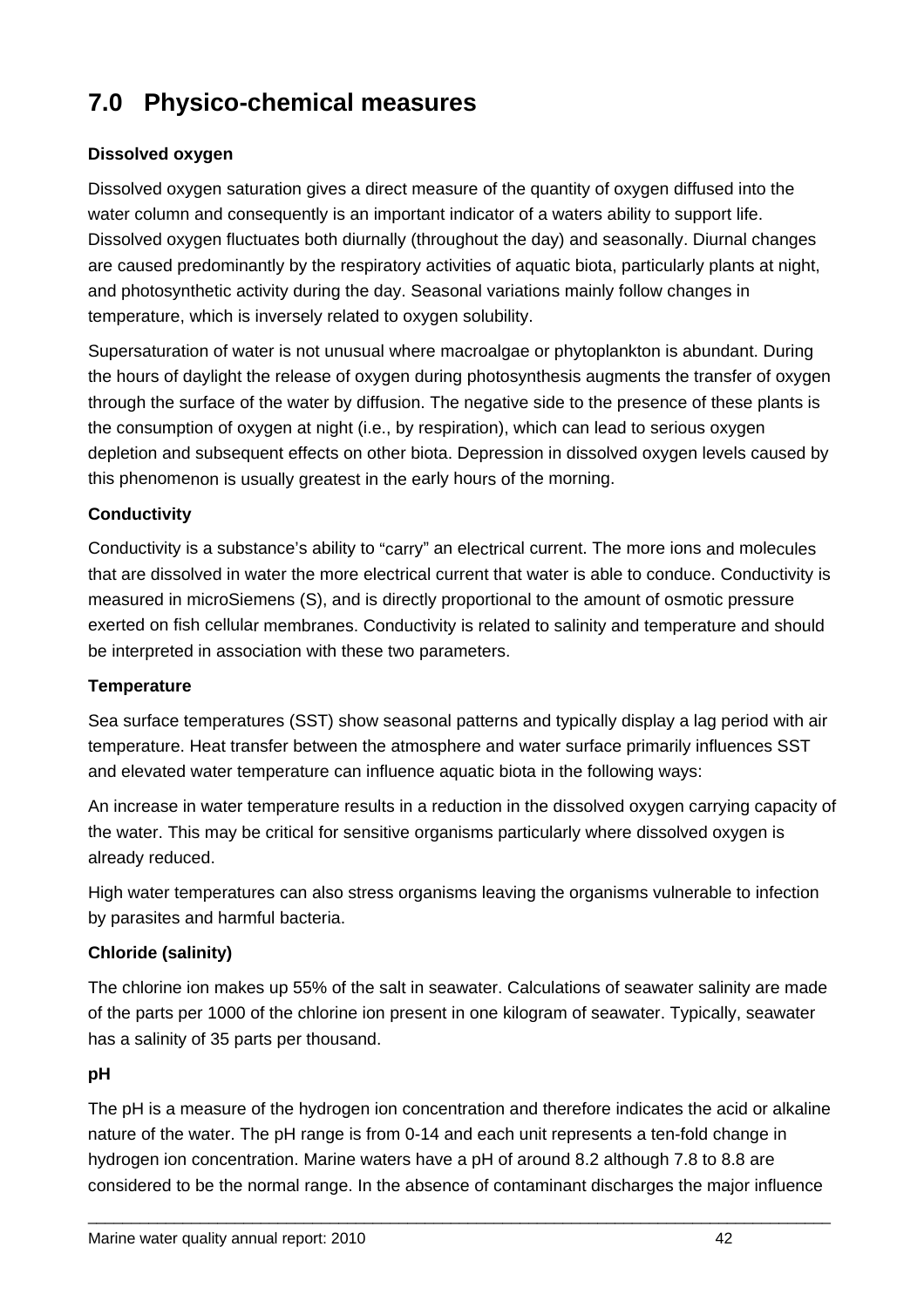# 7.0 Physico-chemical measures

**Dissolved oxygen**

Dissolved oxygen saturation gives a direct measure of the quantity of oxygen diffused into the water column and consequently is an important indicator of a waters ability to support life. Dissolved oxygen fluctuates both diurnally (throughout the day) and seasonally. Diurnal changes are caused predominantly by the respiratory activities of aquatic biota, particularly plants at night, and photosynthetic activity during the day. Seasonal variations mainly follow changes in temperature, which is inversely related to oxygen solubility.

Supersaturation of water is not unusual where macroalgae or phytoplankton is abundant. During the hours of daylight the release of oxygen during photosynthesis augments the transfer of oxygen through the surface of the water by diffusion. The negative side to the presence of these plants is the consumption of oxygen at night (i.e., by respiration), which can lead to serious oxygen depletion and subsequent effects on other biota. Depression in dissolved oxygen levels caused by this phenomenon is usually greatest in the early hours of the morning.

**Conductivity**

Conductivity is a substance's ability to "carry" an electrical current. The more ions and molecules that are dissolved in water the more electrical current that water is able to conduce. Conductivity is measured in microSiemens (S), and is directly proportional to the amount of osmotic pressure exerted on fish cellular membranes. Conductivity is related to salinity and temperature and should be interpreted in association with these two parameters.

**Temperature**

Sea surface temperatures (SST) show seasonal patterns and typically display a lag period with air temperature. Heat transfer between the atmosphere and water surface primarily influences SST and elevated water temperature can influence aquatic biota in the following ways:

An increase in water temperature results in a reduction in the dissolved oxygen carrying capacity of the water. This may be critical for sensitive organisms particularly where dissolved oxygen is already reduced.

High water temperatures can also stress organisms leaving the organisms vulnerable to infection by parasites and harmful bacteria.

**Chloride (salinity)**

The chlorine ion makes up 55% of the salt in seawater. Calculations of seawater salinity are made of the parts per 1000 of the chlorine ion present in one kilogram of seawater. Typically, seawater has a salinity of 35 parts per thousand.

**pH**

The pH is a measure of the hydrogen ion concentration and therefore indicates the acid or alkaline nature of the water. The pH range is from 0-14 and each unit represents a ten-fold change in hydrogen ion concentration. Marine waters have a pH of around 8.2 although 7.8 to 8.8 are considered to be the normal range. In the absence of contaminant discharges the major influence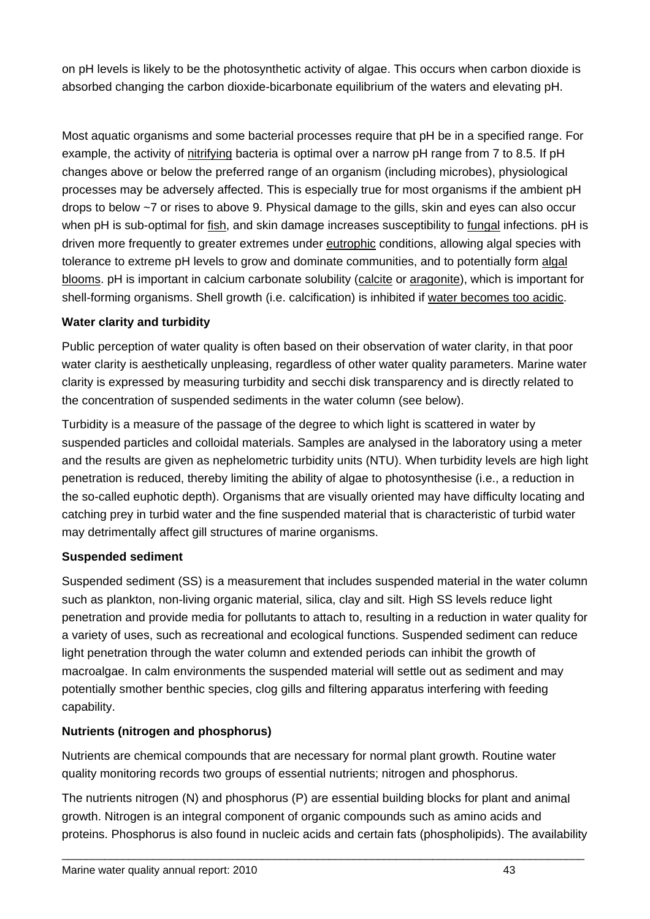on pH levels is likely to be the photosynthetic activity of algae. This occurs when carbon dioxide is absorbed changing the carbon dioxide-bicarbonate equilibrium of the waters and elevating pH.

Most aquatic organisms and some bacterial processes require that pH be in a specified range. For example, the activity of nitrifying bacteria is optimal over a narrow pH range from 7 to 8.5. If pH changes above or below the preferred range of an organism (including microbes), physiological processes may be adversely affected. This is especially true for most organisms if the ambient pH drops to below ~7 or rises to above 9. Physical damage to the gills, skin and eyes can also occur when pH is sub-optimal for fish, and skin damage increases susceptibility to fungal infections. pH is driven more frequently to greater extremes under eutrophic conditions, allowing algal species with tolerance to extreme pH levels to grow and dominate communities, and to potentially form algal blooms. pH is important in calcium carbonate solubility (calcite or aragonite), which is important for shell-forming organisms. Shell growth (i.e. calcification) is inhibited if water becomes too acidic.

**Water clarity and turbidity**

Public perception of water quality is often based on their observation of water clarity, in that poor water clarity is aesthetically unpleasing, regardless of other water quality parameters. Marine water clarity is expressed by measuring turbidity and secchi disk transparency and is directly related to the concentration of suspended sediments in the water column (see below).

Turbidity is a measure of the passage of the degree to which light is scattered in water by suspended particles and colloidal materials. Samples are analysed in the laboratory using a meter and the results are given as nephelometric turbidity units (NTU). When turbidity levels are high light penetration is reduced, thereby limiting the ability of algae to photosynthesise (i.e., a reduction in the so-called euphotic depth). Organisms that are visually oriented may have difficulty locating and catching prey in turbid water and the fine suspended material that is characteristic of turbid water may detrimentally affect gill structures of marine organisms.

**Suspended sediment**

Suspended sediment (SS) is a measurement that includes suspended material in the water column such as plankton, non-living organic material, silica, clay and silt. High SS levels reduce light penetration and provide media for pollutants to attach to, resulting in a reduction in water quality for a variety of uses, such as recreational and ecological functions. Suspended sediment can reduce light penetration through the water column and extended periods can inhibit the growth of macroalgae. In calm environments the suspended material will settle out as sediment and may potentially smother benthic species, clog gills and filtering apparatus interfering with feeding capability.

**Nutrients (nitrogen and phosphorus)**

Nutrients are chemical compounds that are necessary for normal plant growth. Routine water quality monitoring records two groups of essential nutrients; nitrogen and phosphorus.

The nutrients nitrogen (N) and phosphorus (P) are essential building blocks for plant and animal growth. Nitrogen is an integral component of organic compounds such as amino acids and proteins. Phosphorus is also found in nucleic acids and certain fats (phospholipids). The availability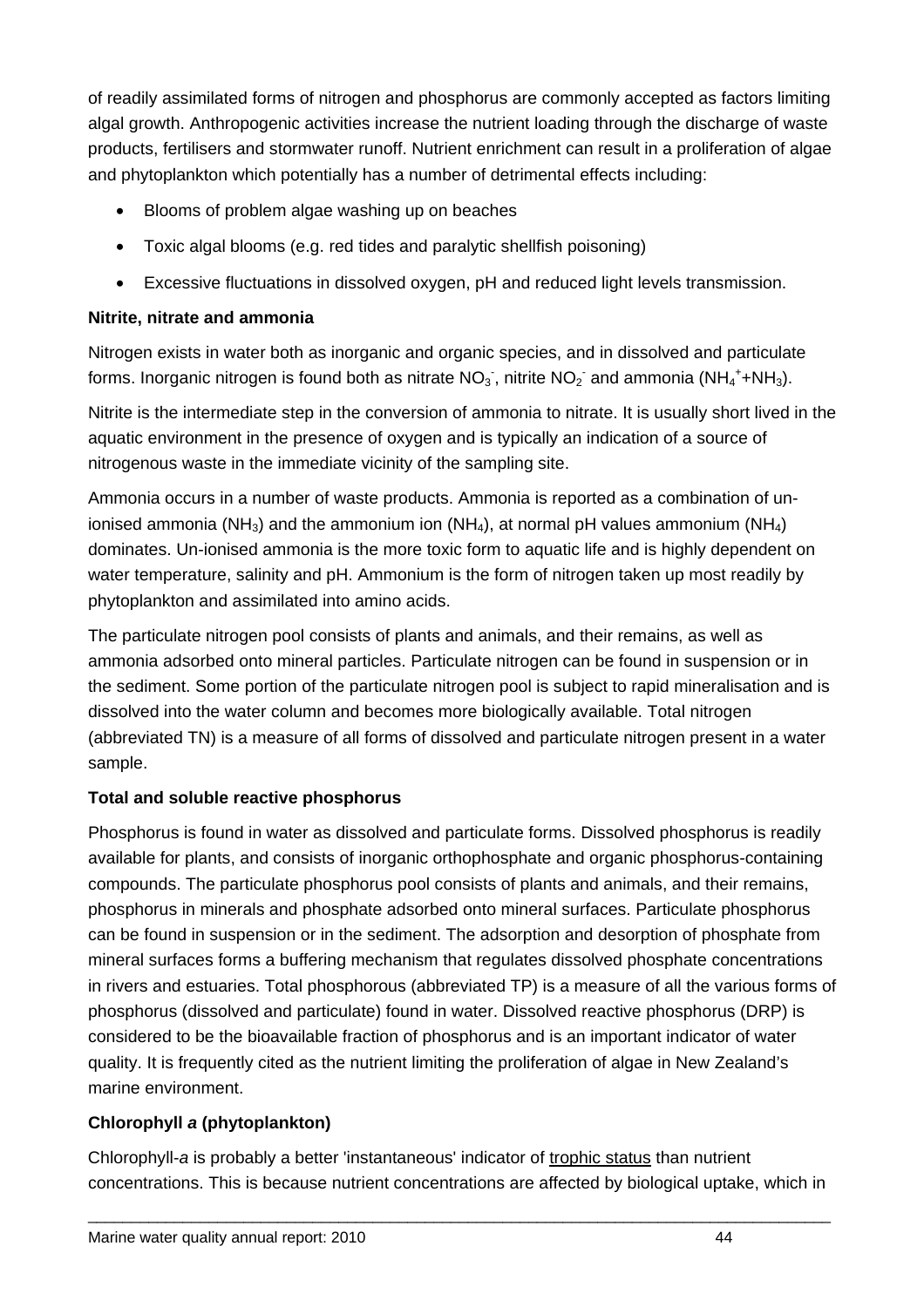of readily assimilated forms of nitrogen and phosphorus are commonly accepted as factors limiting algal growth. Anthropogenic activities increase the nutrient loading through the discharge of waste products, fertilisers and stormwater runoff. Nutrient enrichment can result in a proliferation of algae and phytoplankton which potentially has a number of detrimental effects including:

- Blooms of problem algae washing up on beaches
- Toxic algal blooms (e.g. red tides and paralytic shellfish poisoning)
- Excessive fluctuations in dissolved oxygen, pH and reduced light levels transmission.

**Nitrite, nitrate and ammonia**

Nitrogen exists in water both as inorganic and organic species, and in dissolved and particulate forms. Inorganic nitrogen is found both as nitrate $NO_3^-$, nitrite $NO_2^-$ and ammonia ($NH_4^+$+$NH_3$).

Nitrite is the intermediate step in the conversion of ammonia to nitrate. It is usually short lived in the aquatic environment in the presence of oxygen and is typically an indication of a source of nitrogenous waste in the immediate vicinity of the sampling site.

Ammonia occurs in a number of waste products. Ammonia is reported as a combination of un-ionised ammonia ($NH_3$) and the ammonium ion ($NH_4$), at normal pH values ammonium ($NH_4$) dominates. Un-ionised ammonia is the more toxic form to aquatic life and is highly dependent on water temperature, salinity and pH. Ammonium is the form of nitrogen taken up most readily by phytoplankton and assimilated into amino acids.

The particulate nitrogen pool consists of plants and animals, and their remains, as well as ammonia adsorbed onto mineral particles. Particulate nitrogen can be found in suspension or in the sediment. Some portion of the particulate nitrogen pool is subject to rapid mineralisation and is dissolved into the water column and becomes more biologically available. Total nitrogen (abbreviated TN) is a measure of all forms of dissolved and particulate nitrogen present in a water sample.

**Total and soluble reactive phosphorus**

Phosphorus is found in water as dissolved and particulate forms. Dissolved phosphorus is readily available for plants, and consists of inorganic orthophosphate and organic phosphorus-containing compounds. The particulate phosphorus pool consists of plants and animals, and their remains, phosphorus in minerals and phosphate adsorbed onto mineral surfaces. Particulate phosphorus can be found in suspension or in the sediment. The adsorption and desorption of phosphate from mineral surfaces forms a buffering mechanism that regulates dissolved phosphate concentrations in rivers and estuaries. Total phosphorous (abbreviated TP) is a measure of all the various forms of phosphorus (dissolved and particulate) found in water. Dissolved reactive phosphorus (DRP) is considered to be the bioavailable fraction of phosphorus and is an important indicator of water quality. It is frequently cited as the nutrient limiting the proliferation of algae in New Zealand's marine environment.

**Chlorophyll *a* (phytoplankton)**

Chlorophyll-*a* is probably a better 'instantaneous' indicator of trophic status than nutrient concentrations. This is because nutrient concentrations are affected by biological uptake, which in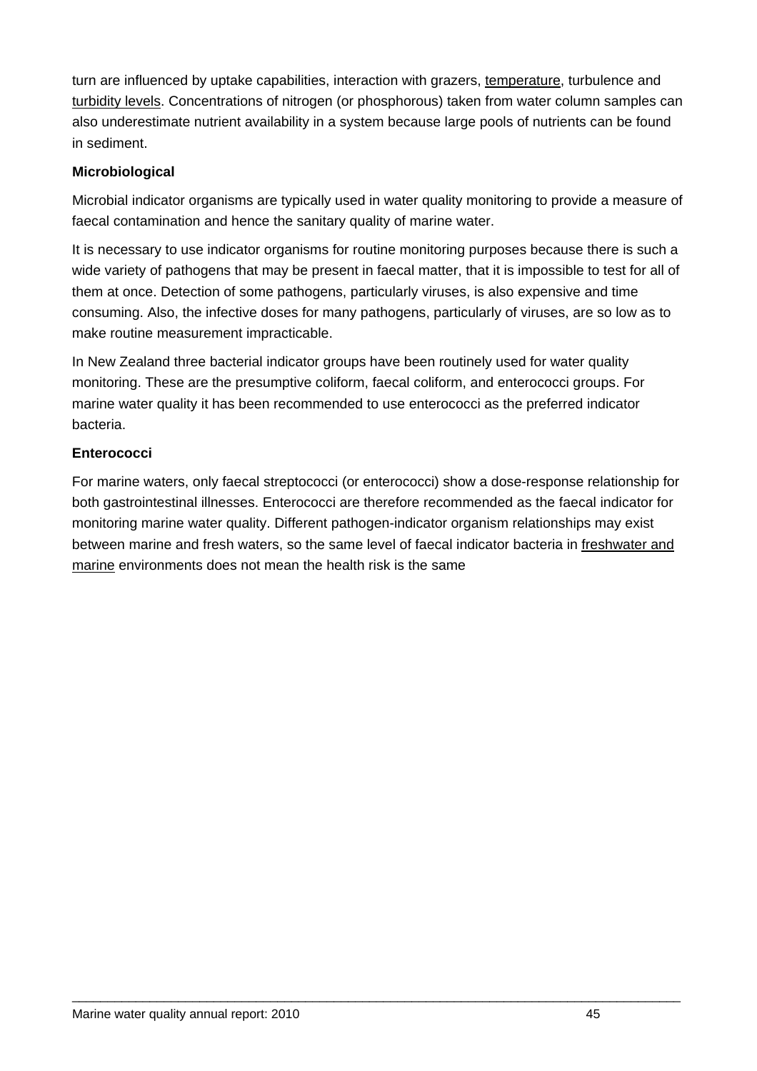turn are influenced by uptake capabilities, interaction with grazers, temperature, turbulence and turbidity levels. Concentrations of nitrogen (or phosphorous) taken from water column samples can also underestimate nutrient availability in a system because large pools of nutrients can be found in sediment.

**Microbiological**

Microbial indicator organisms are typically used in water quality monitoring to provide a measure of faecal contamination and hence the sanitary quality of marine water.

It is necessary to use indicator organisms for routine monitoring purposes because there is such a wide variety of pathogens that may be present in faecal matter, that it is impossible to test for all of them at once. Detection of some pathogens, particularly viruses, is also expensive and time consuming. Also, the infective doses for many pathogens, particularly of viruses, are so low as to make routine measurement impracticable.

In New Zealand three bacterial indicator groups have been routinely used for water quality monitoring. These are the presumptive coliform, faecal coliform, and enterococci groups. For marine water quality it has been recommended to use enterococci as the preferred indicator bacteria.

**Enterococci**

For marine waters, only faecal streptococci (or enterococci) show a dose-response relationship for both gastrointestinal illnesses. Enterococci are therefore recommended as the faecal indicator for monitoring marine water quality. Different pathogen-indicator organism relationships may exist between marine and fresh waters, so the same level of faecal indicator bacteria in freshwater and marine environments does not mean the health risk is the same